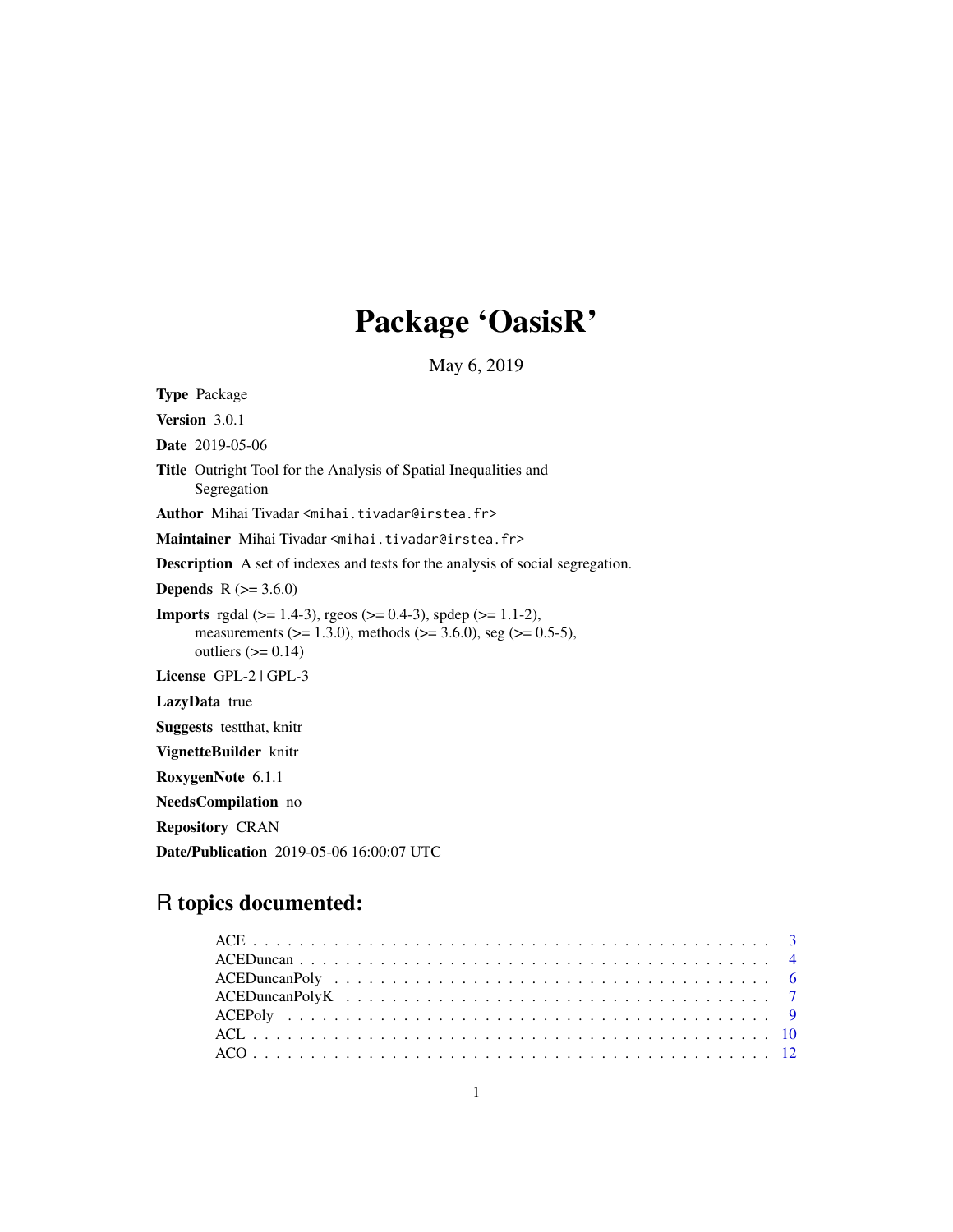# Package 'OasisR'

May 6, 2019

**Type** Package

**Version** 3.0.1

**Date** 2019-05-06

**Title** Outright Tool for the Analysis of Spatial Inequalities and Segregation

**Author** Mihai Tivadar <mihai.tivadar@irstea.fr>

**Maintainer** Mihai Tivadar <mihai.tivadar@irstea.fr>

**Description** A set of indexes and tests for the analysis of social segregation.

**Depends** R (>= 3.6.0)

**Imports** rgdal (>= 1.4-3), rgeos (>= 0.4-3), spdep (>= 1.1-2), measurements (>= 1.3.0), methods (>= 3.6.0), seg (>= 0.5-5), outliers (>= 0.14)

**License** GPL-2 | GPL-3

**LazyData** true

**Suggests** testthat, knitr

**VignetteBuilder** knitr

**RoxygenNote** 6.1.1

**NeedsCompilation** no

**Repository** CRAN

**Date/Publication** 2019-05-06 16:00:07 UTC

## R topics documented:

- ACE . . . . . . . . . . . . . . . . . . . . . . . . . . . . . . . . . . . . . . . . . . . 3
- ACEDuncan . . . . . . . . . . . . . . . . . . . . . . . . . . . . . . . . . . . . . . . 4
- ACEDuncanPoly . . . . . . . . . . . . . . . . . . . . . . . . . . . . . . . . . . . . 6
- ACEDuncanPolyK . . . . . . . . . . . . . . . . . . . . . . . . . . . . . . . . . . . 7
- ACEPoly . . . . . . . . . . . . . . . . . . . . . . . . . . . . . . . . . . . . . . . . . 9
- ACL . . . . . . . . . . . . . . . . . . . . . . . . . . . . . . . . . . . . . . . . . . . 10
- ACO . . . . . . . . . . . . . . . . . . . . . . . . . . . . . . . . . . . . . . . . . . . 12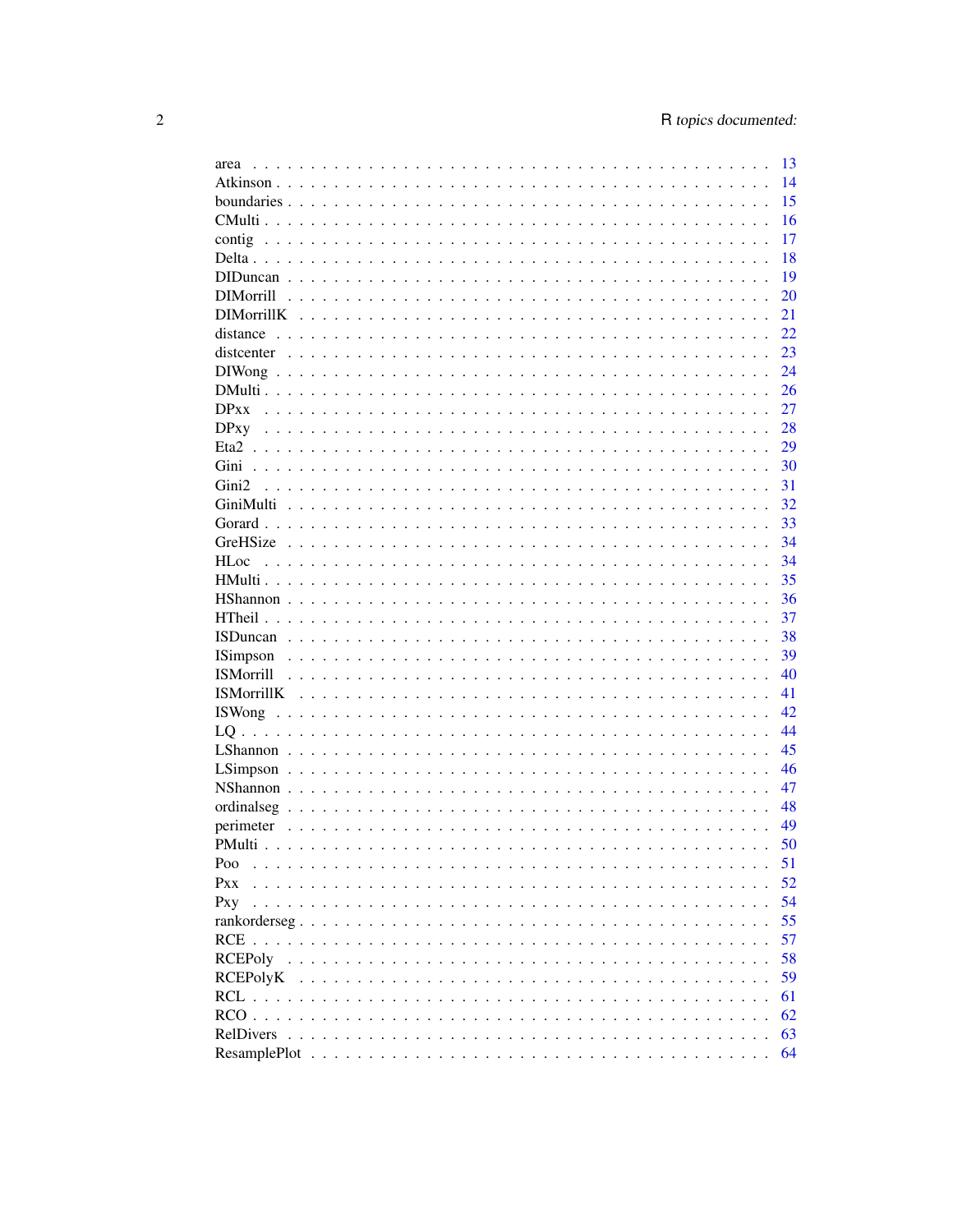| | |
|---|---|
| area | 13 |
| Atkinson | 14 |
| boundaries | 15 |
| CMulti | 16 |
| contig | 17 |
| Delta | 18 |
| DIDuncan | 19 |
| DIMorrill | 20 |
| DIMorrillK | 21 |
| distance | 22 |
| distcenter | 23 |
| DIWong | 24 |
| DMulti | 26 |
| DPxx | 27 |
| DPxy | 28 |
| Eta2 | 29 |
| Gini | 30 |
| Gini2 | 31 |
| GiniMulti | 32 |
| Gorard | 33 |
| GreHSize | 34 |
| HLoc | 34 |
| HMulti | 35 |
| HShannon | 36 |
| HTheil | 37 |
| ISDuncan | 38 |
| ISimpson | 39 |
| ISMorrill | 40 |
| ISMorrillK | 41 |
| ISWong | 42 |
| LQ | 44 |
| LShannon | 45 |
| LSimpson | 46 |
| NShannon | 47 |
| ordinalseg | 48 |
| perimeter | 49 |
| PMulti | 50 |
| Poo | 51 |
| Pxx | 52 |
| Pxy | 54 |
| rankorderseg | 55 |
| RCE | 57 |
| RCEPoly | 58 |
| RCEPolyK | 59 |
| RCL | 61 |
| RCO | 62 |
| RelDivers | 63 |
| ResamplePlot | 64 |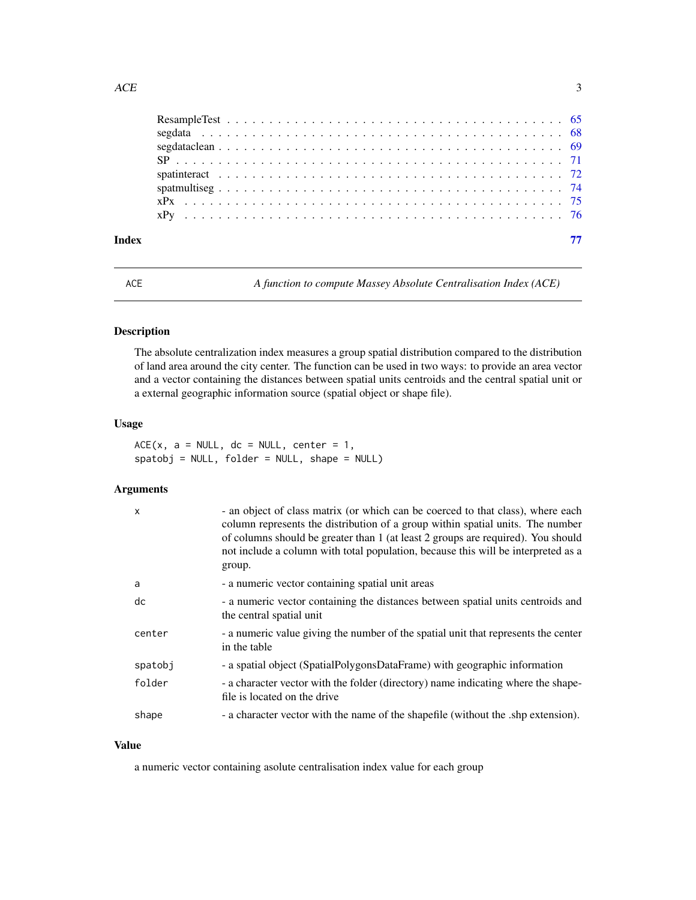| | |
|---|---|
| ResampleTest | 65 |
| segdata | 68 |
| segdataclean | 69 |
| SP | 71 |
| spatinteract | 72 |
| spatmultiseg | 74 |
| xPx | 75 |
| xPy | 76 |

**Index** 77

---

ACE — *A function to compute Massey Absolute Centralisation Index (ACE)*

---

## Description

The absolute centralization index measures a group spatial distribution compared to the distribution of land area around the city center. The function can be used in two ways: to provide an area vector and a vector containing the distances between spatial units centroids and the central spatial unit or a external geographic information source (spatial object or shape file).

## Usage

```
ACE(x, a = NULL, dc = NULL, center = 1,
spatobj = NULL, folder = NULL, shape = NULL)
```

## Arguments

| | |
|---|---|
| `x` | - an object of class matrix (or which can be coerced to that class), where each column represents the distribution of a group within spatial units. The number of columns should be greater than 1 (at least 2 groups are required). You should not include a column with total population, because this will be interpreted as a group. |
| `a` | - a numeric vector containing spatial unit areas |
| `dc` | - a numeric vector containing the distances between spatial units centroids and the central spatial unit |
| `center` | - a numeric value giving the number of the spatial unit that represents the center in the table |
| `spatobj` | - a spatial object (SpatialPolygonsDataFrame) with geographic information |
| `folder` | - a character vector with the folder (directory) name indicating where the shapefile is located on the drive |
| `shape` | - a character vector with the name of the shapefile (without the .shp extension). |

## Value

a numeric vector containing asolute centralisation index value for each group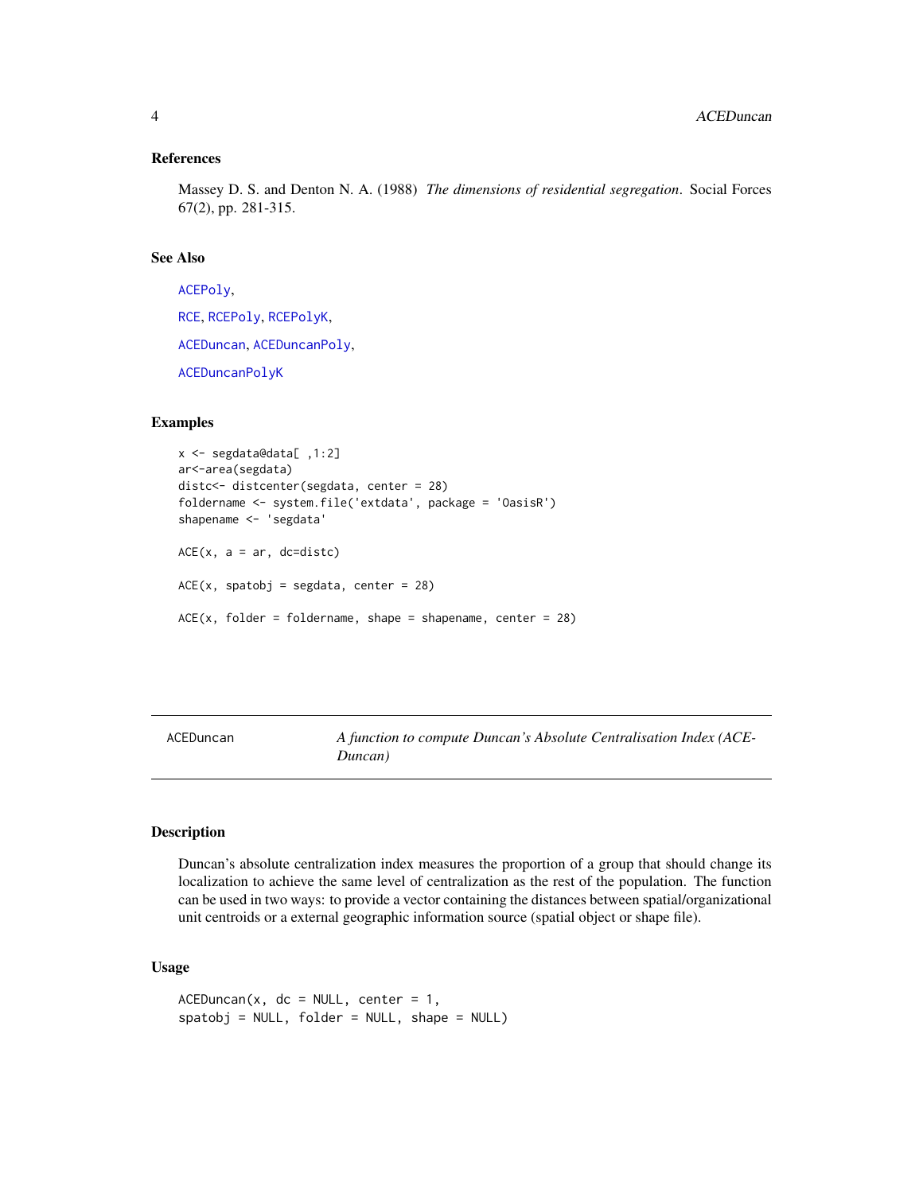### References

Massey D. S. and Denton N. A. (1988) *The dimensions of residential segregation*. Social Forces 67(2), pp. 281-315.

### See Also

ACEPoly,

RCE, RCEPoly, RCEPolyK,

ACEDuncan, ACEDuncanPoly,

ACEDuncanPolyK

### Examples

```
x <- segdata@data[ ,1:2]
ar<-area(segdata)
distc<- distcenter(segdata, center = 28)
foldername <- system.file('extdata', package = 'OasisR')
shapename <- 'segdata'

ACE(x, a = ar, dc=distc)

ACE(x, spatobj = segdata, center = 28)

ACE(x, folder = foldername, shape = shapename, center = 28)
```

---

## ACEDuncan — *A function to compute Duncan's Absolute Centralisation Index (ACEDuncan)*

### Description

Duncan's absolute centralization index measures the proportion of a group that should change its localization to achieve the same level of centralization as the rest of the population. The function can be used in two ways: to provide a vector containing the distances between spatial/organizational unit centroids or a external geographic information source (spatial object or shape file).

### Usage

```
ACEDuncan(x, dc = NULL, center = 1,
spatobj = NULL, folder = NULL, shape = NULL)
```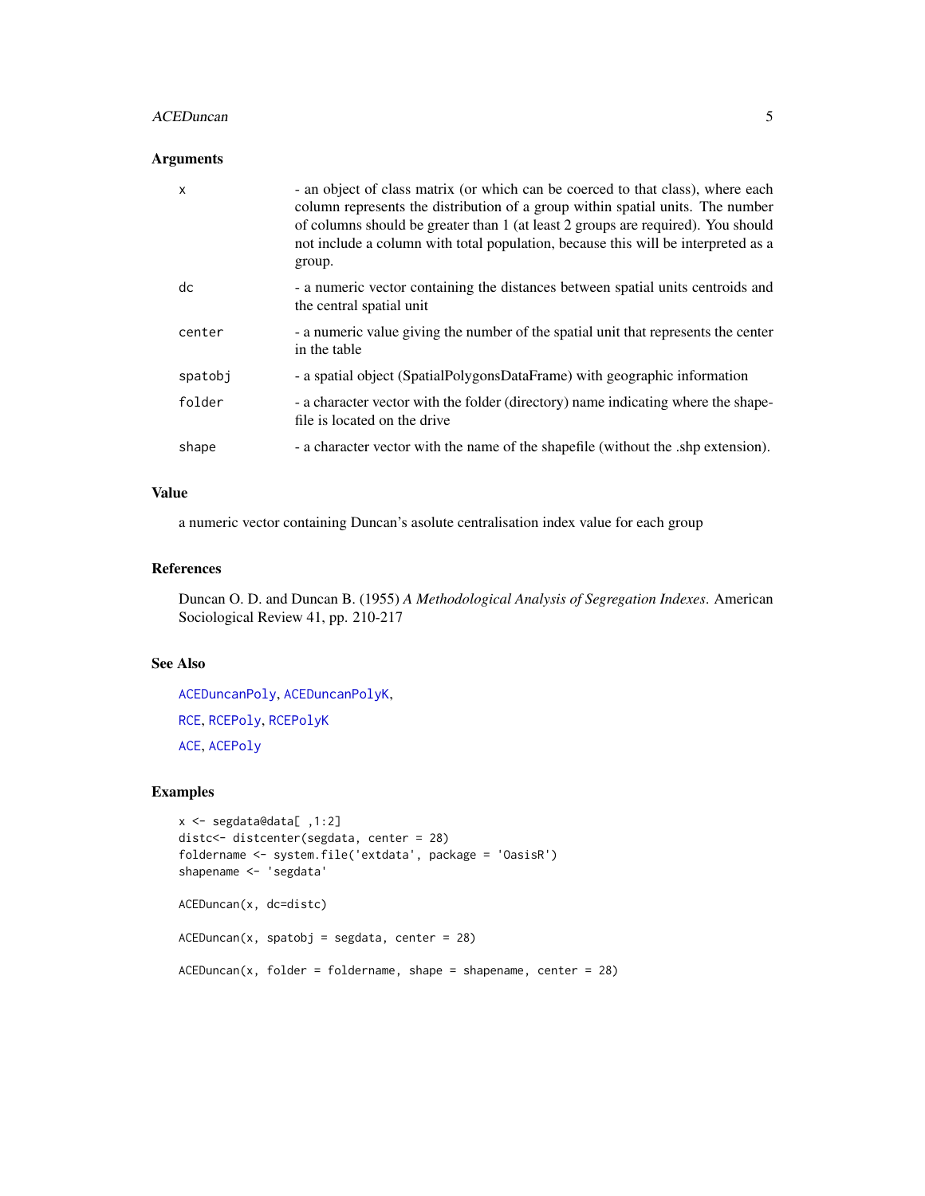### Arguments

| | |
|---|---|
| `x` | - an object of class matrix (or which can be coerced to that class), where each column represents the distribution of a group within spatial units. The number of columns should be greater than 1 (at least 2 groups are required). You should not include a column with total population, because this will be interpreted as a group. |
| `dc` | - a numeric vector containing the distances between spatial units centroids and the central spatial unit |
| `center` | - a numeric value giving the number of the spatial unit that represents the center in the table |
| `spatobj` | - a spatial object (SpatialPolygonsDataFrame) with geographic information |
| `folder` | - a character vector with the folder (directory) name indicating where the shapefile is located on the drive |
| `shape` | - a character vector with the name of the shapefile (without the .shp extension). |

### Value

a numeric vector containing Duncan's asolute centralisation index value for each group

### References

Duncan O. D. and Duncan B. (1955) *A Methodological Analysis of Segregation Indexes*. American Sociological Review 41, pp. 210-217

### See Also

ACEDuncanPoly, ACEDuncanPolyK,

RCE, RCEPoly, RCEPolyK

ACE, ACEPoly

### Examples

```
x <- segdata@data[ ,1:2]
distc<- distcenter(segdata, center = 28)
foldername <- system.file('extdata', package = 'OasisR')
shapename <- 'segdata'

ACEDuncan(x, dc=distc)

ACEDuncan(x, spatobj = segdata, center = 28)

ACEDuncan(x, folder = foldername, shape = shapename, center = 28)
```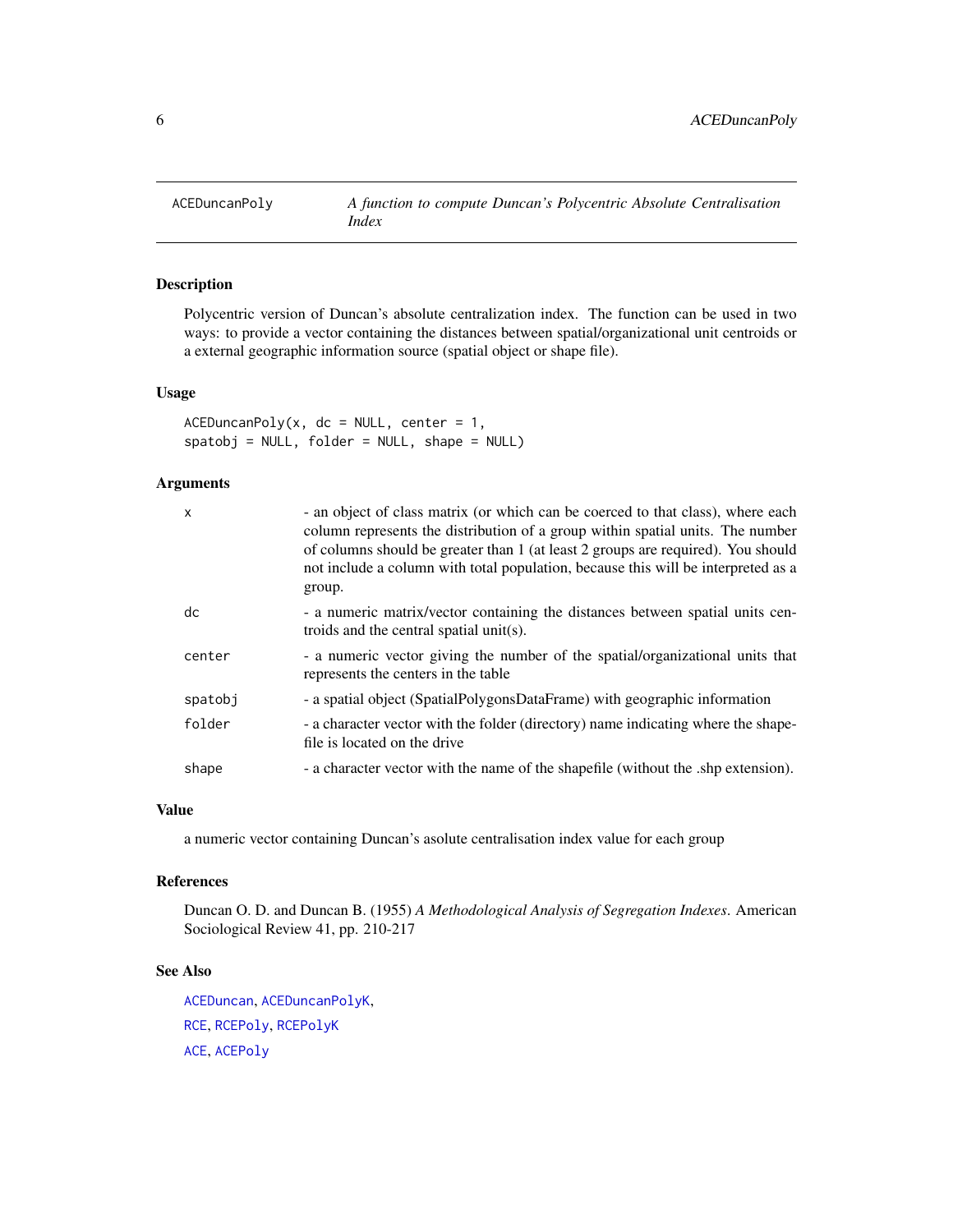# ACEDuncanPoly — *A function to compute Duncan's Polycentric Absolute Centralisation Index*

## Description

Polycentric version of Duncan's absolute centralization index. The function can be used in two ways: to provide a vector containing the distances between spatial/organizational unit centroids or a external geographic information source (spatial object or shape file).

## Usage

```
ACEDuncanPoly(x, dc = NULL, center = 1,
spatobj = NULL, folder = NULL, shape = NULL)
```

## Arguments

| | |
|---|---|
| `x` | - an object of class matrix (or which can be coerced to that class), where each column represents the distribution of a group within spatial units. The number of columns should be greater than 1 (at least 2 groups are required). You should not include a column with total population, because this will be interpreted as a group. |
| `dc` | - a numeric matrix/vector containing the distances between spatial units centroids and the central spatial unit(s). |
| `center` | - a numeric vector giving the number of the spatial/organizational units that represents the centers in the table |
| `spatobj` | - a spatial object (SpatialPolygonsDataFrame) with geographic information |
| `folder` | - a character vector with the folder (directory) name indicating where the shapefile is located on the drive |
| `shape` | - a character vector with the name of the shapefile (without the .shp extension). |

## Value

a numeric vector containing Duncan's asolute centralisation index value for each group

## References

Duncan O. D. and Duncan B. (1955) *A Methodological Analysis of Segregation Indexes*. American Sociological Review 41, pp. 210-217

## See Also

`ACEDuncan`, `ACEDuncanPolyK`,
`RCE`, `RCEPoly`, `RCEPolyK`
`ACE`, `ACEPoly`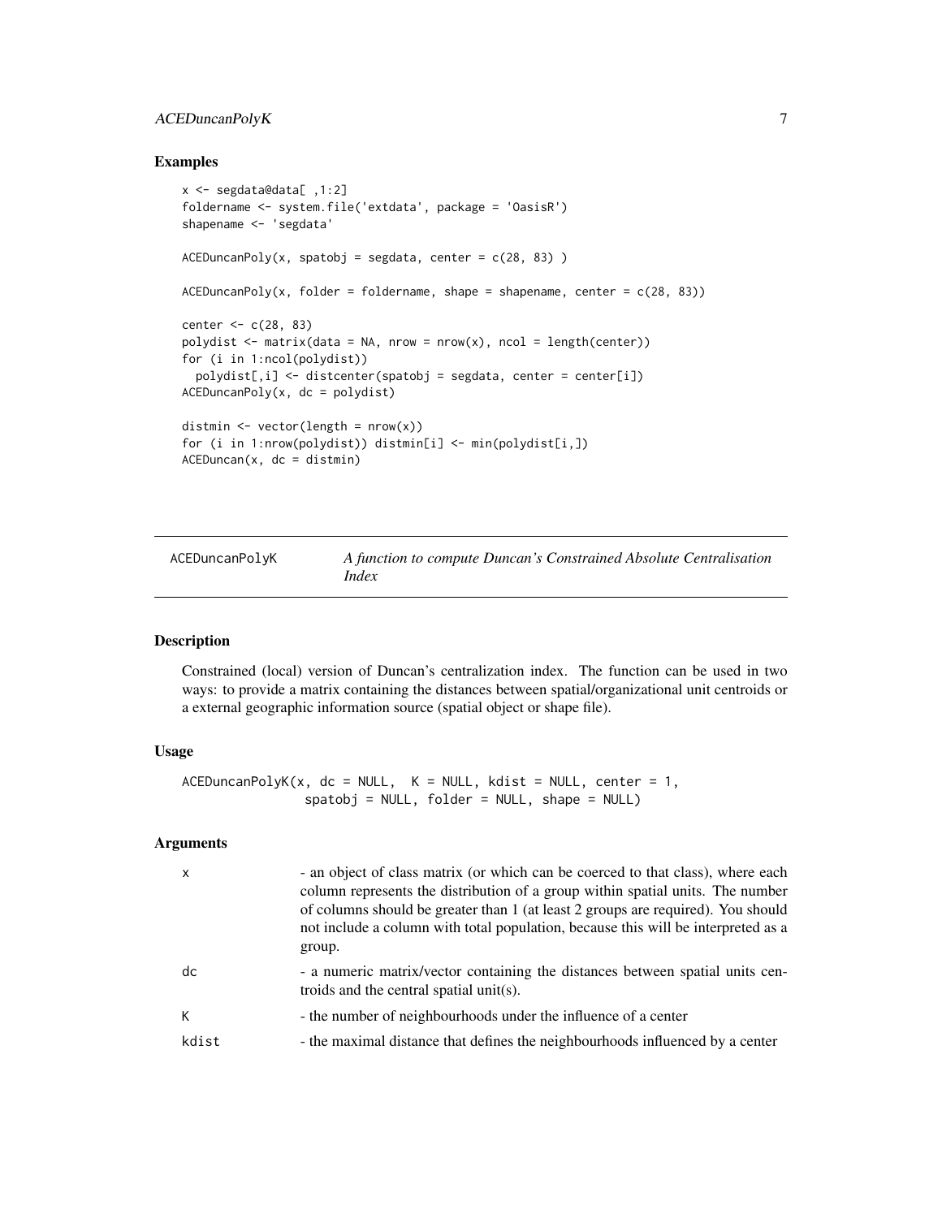## Examples

```
x <- segdata@data[ ,1:2]
foldername <- system.file('extdata', package = 'OasisR')
shapename <- 'segdata'

ACEDuncanPoly(x, spatobj = segdata, center = c(28, 83) )

ACEDuncanPoly(x, folder = foldername, shape = shapename, center = c(28, 83))

center <- c(28, 83)
polydist <- matrix(data = NA, nrow = nrow(x), ncol = length(center))
for (i in 1:ncol(polydist))
  polydist[,i] <- distcenter(spatobj = segdata, center = center[i])
ACEDuncanPoly(x, dc = polydist)

distmin <- vector(length = nrow(x))
for (i in 1:nrow(polydist)) distmin[i] <- min(polydist[i,])
ACEDuncan(x, dc = distmin)
```

---

# ACEDuncanPolyK — *A function to compute Duncan's Constrained Absolute Centralisation Index*

## Description

Constrained (local) version of Duncan's centralization index. The function can be used in two ways: to provide a matrix containing the distances between spatial/organizational unit centroids or a external geographic information source (spatial object or shape file).

## Usage

```
ACEDuncanPolyK(x, dc = NULL,  K = NULL, kdist = NULL, center = 1,
               spatobj = NULL, folder = NULL, shape = NULL)
```

## Arguments

| | |
|---|---|
| x | - an object of class matrix (or which can be coerced to that class), where each column represents the distribution of a group within spatial units. The number of columns should be greater than 1 (at least 2 groups are required). You should not include a column with total population, because this will be interpreted as a group. |
| dc | - a numeric matrix/vector containing the distances between spatial units centroids and the central spatial unit(s). |
| K | - the number of neighbourhoods under the influence of a center |
| kdist | - the maximal distance that defines the neighbourhoods influenced by a center |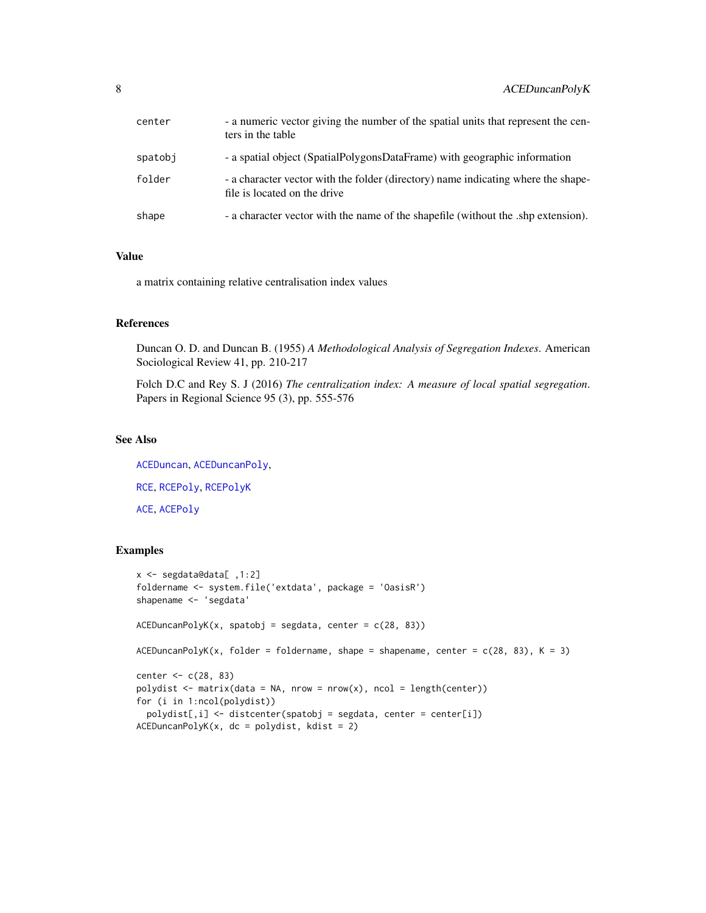| | |
|---|---|
| center | - a numeric vector giving the number of the spatial units that represent the centers in the table |
| spatobj | - a spatial object (SpatialPolygonsDataFrame) with geographic information |
| folder | - a character vector with the folder (directory) name indicating where the shapefile is located on the drive |
| shape | - a character vector with the name of the shapefile (without the .shp extension). |

## Value

a matrix containing relative centralisation index values

## References

Duncan O. D. and Duncan B. (1955) *A Methodological Analysis of Segregation Indexes*. American Sociological Review 41, pp. 210-217

Folch D.C and Rey S. J (2016) *The centralization index: A measure of local spatial segregation*. Papers in Regional Science 95 (3), pp. 555-576

## See Also

ACEDuncan, ACEDuncanPoly,

RCE, RCEPoly, RCEPolyK

ACE, ACEPoly

## Examples

```
x <- segdata@data[ ,1:2]
foldername <- system.file('extdata', package = 'OasisR')
shapename <- 'segdata'

ACEDuncanPolyK(x, spatobj = segdata, center = c(28, 83))

ACEDuncanPolyK(x, folder = foldername, shape = shapename, center = c(28, 83), K = 3)

center <- c(28, 83)
polydist <- matrix(data = NA, nrow = nrow(x), ncol = length(center))
for (i in 1:ncol(polydist))
  polydist[,i] <- distcenter(spatobj = segdata, center = center[i])
ACEDuncanPolyK(x, dc = polydist, kdist = 2)
```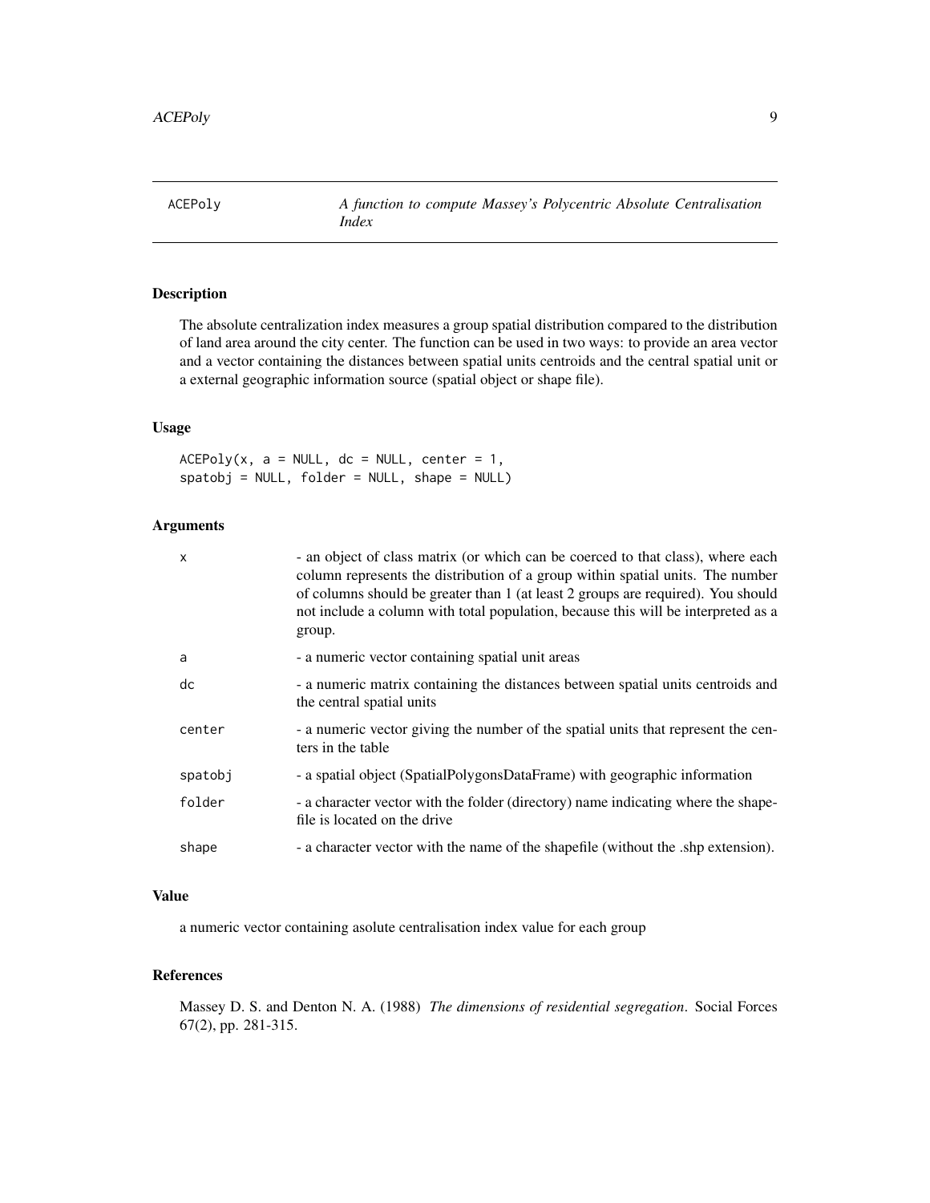## ACEPoly — *A function to compute Massey's Polycentric Absolute Centralisation Index*

### Description

The absolute centralization index measures a group spatial distribution compared to the distribution of land area around the city center. The function can be used in two ways: to provide an area vector and a vector containing the distances between spatial units centroids and the central spatial unit or a external geographic information source (spatial object or shape file).

### Usage

```
ACEPoly(x, a = NULL, dc = NULL, center = 1,
spatobj = NULL, folder = NULL, shape = NULL)
```

### Arguments

| | |
|---|---|
| `x` | - an object of class matrix (or which can be coerced to that class), where each column represents the distribution of a group within spatial units. The number of columns should be greater than 1 (at least 2 groups are required). You should not include a column with total population, because this will be interpreted as a group. |
| `a` | - a numeric vector containing spatial unit areas |
| `dc` | - a numeric matrix containing the distances between spatial units centroids and the central spatial units |
| `center` | - a numeric vector giving the number of the spatial units that represent the centers in the table |
| `spatobj` | - a spatial object (SpatialPolygonsDataFrame) with geographic information |
| `folder` | - a character vector with the folder (directory) name indicating where the shapefile is located on the drive |
| `shape` | - a character vector with the name of the shapefile (without the .shp extension). |

### Value

a numeric vector containing asolute centralisation index value for each group

### References

Massey D. S. and Denton N. A. (1988) *The dimensions of residential segregation*. Social Forces 67(2), pp. 281-315.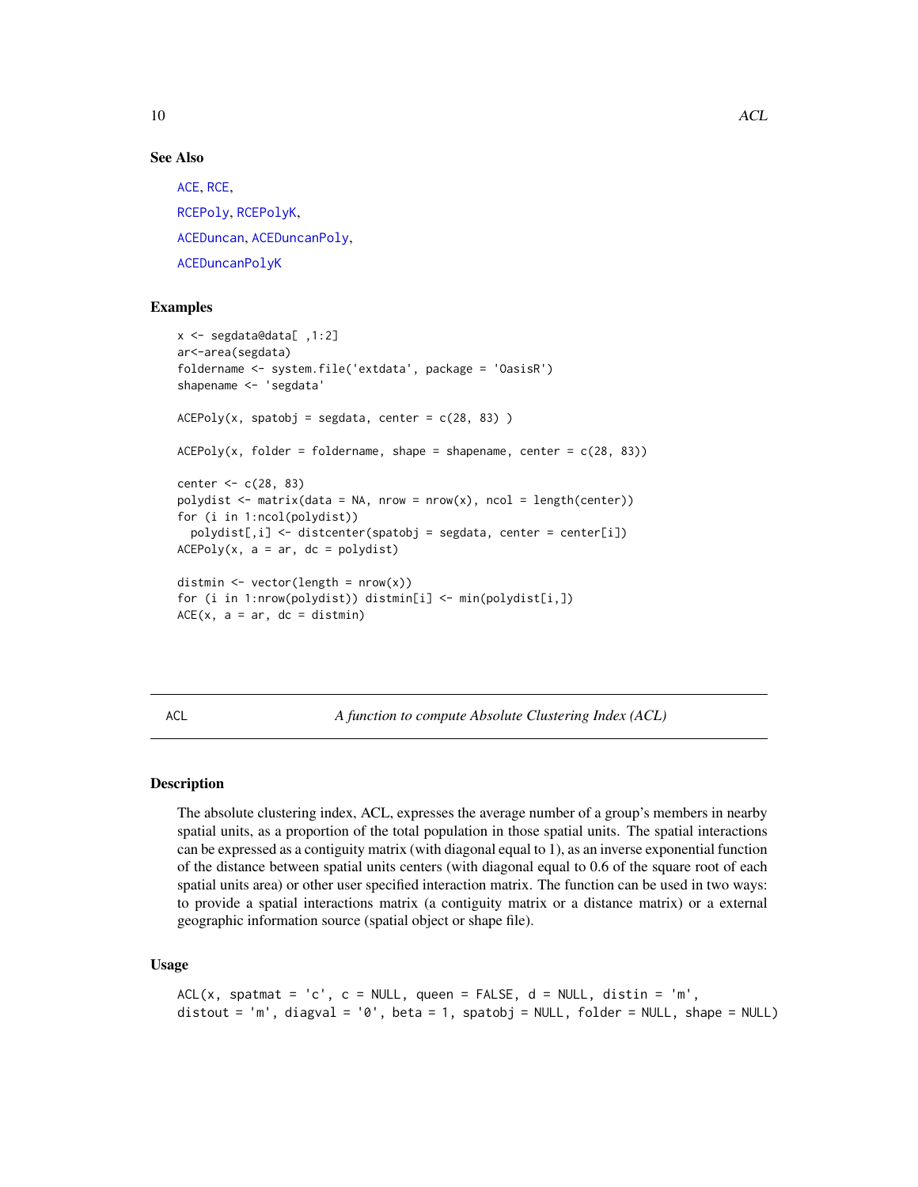### See Also

ACE, RCE,

RCEPoly, RCEPolyK,

ACEDuncan, ACEDuncanPoly,

ACEDuncanPolyK

### Examples

```
x <- segdata@data[ ,1:2]
ar<-area(segdata)
foldername <- system.file('extdata', package = 'OasisR')
shapename <- 'segdata'

ACEPoly(x, spatobj = segdata, center = c(28, 83) )

ACEPoly(x, folder = foldername, shape = shapename, center = c(28, 83))

center <- c(28, 83)
polydist <- matrix(data = NA, nrow = nrow(x), ncol = length(center))
for (i in 1:ncol(polydist))
  polydist[,i] <- distcenter(spatobj = segdata, center = center[i])
ACEPoly(x, a = ar, dc = polydist)

distmin <- vector(length = nrow(x))
for (i in 1:nrow(polydist)) distmin[i] <- min(polydist[i,])
ACE(x, a = ar, dc = distmin)
```

## ACL — *A function to compute Absolute Clustering Index (ACL)*

### Description

The absolute clustering index, ACL, expresses the average number of a group's members in nearby spatial units, as a proportion of the total population in those spatial units. The spatial interactions can be expressed as a contiguity matrix (with diagonal equal to 1), as an inverse exponential function of the distance between spatial units centers (with diagonal equal to 0.6 of the square root of each spatial units area) or other user specified interaction matrix. The function can be used in two ways: to provide a spatial interactions matrix (a contiguity matrix or a distance matrix) or a external geographic information source (spatial object or shape file).

### Usage

```
ACL(x, spatmat = 'c', c = NULL, queen = FALSE, d = NULL, distin = 'm',
distout = 'm', diagval = '0', beta = 1, spatobj = NULL, folder = NULL, shape = NULL)
```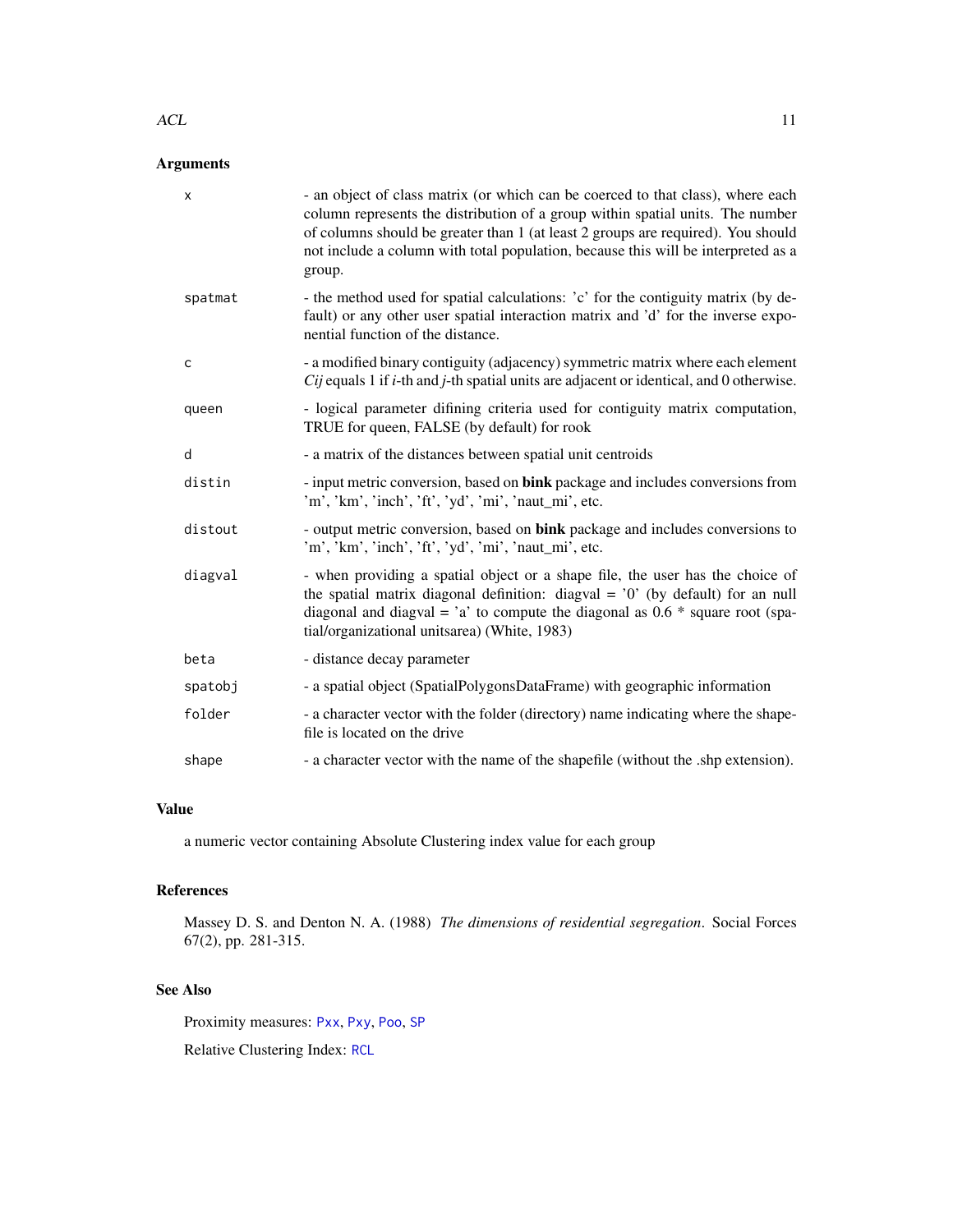### Arguments

| | |
|---|---|
| `x` | - an object of class matrix (or which can be coerced to that class), where each column represents the distribution of a group within spatial units. The number of columns should be greater than 1 (at least 2 groups are required). You should not include a column with total population, because this will be interpreted as a group. |
| `spatmat` | - the method used for spatial calculations: 'c' for the contiguity matrix (by default) or any other user spatial interaction matrix and 'd' for the inverse exponential function of the distance. |
| `c` | - a modified binary contiguity (adjacency) symmetric matrix where each element $C_{ij}$ equals 1 if $i$-th and $j$-th spatial units are adjacent or identical, and 0 otherwise. |
| `queen` | - logical parameter difining criteria used for contiguity matrix computation, TRUE for queen, FALSE (by default) for rook |
| `d` | - a matrix of the distances between spatial unit centroids |
| `distin` | - input metric conversion, based on **bink** package and includes conversions from 'm', 'km', 'inch', 'ft', 'yd', 'mi', 'naut_mi', etc. |
| `distout` | - output metric conversion, based on **bink** package and includes conversions to 'm', 'km', 'inch', 'ft', 'yd', 'mi', 'naut_mi', etc. |
| `diagval` | - when providing a spatial object or a shape file, the user has the choice of the spatial matrix diagonal definition: diagval = '0' (by default) for an null diagonal and diagval = 'a' to compute the diagonal as 0.6 * square root (spatial/organizational unitsarea) (White, 1983) |
| `beta` | - distance decay parameter |
| `spatobj` | - a spatial object (SpatialPolygonsDataFrame) with geographic information |
| `folder` | - a character vector with the folder (directory) name indicating where the shapefile is located on the drive |
| `shape` | - a character vector with the name of the shapefile (without the .shp extension). |

### Value

a numeric vector containing Absolute Clustering index value for each group

### References

Massey D. S. and Denton N. A. (1988) *The dimensions of residential segregation*. Social Forces 67(2), pp. 281-315.

### See Also

Proximity measures: `Pxx`, `Pxy`, `Poo`, `SP`

Relative Clustering Index: `RCL`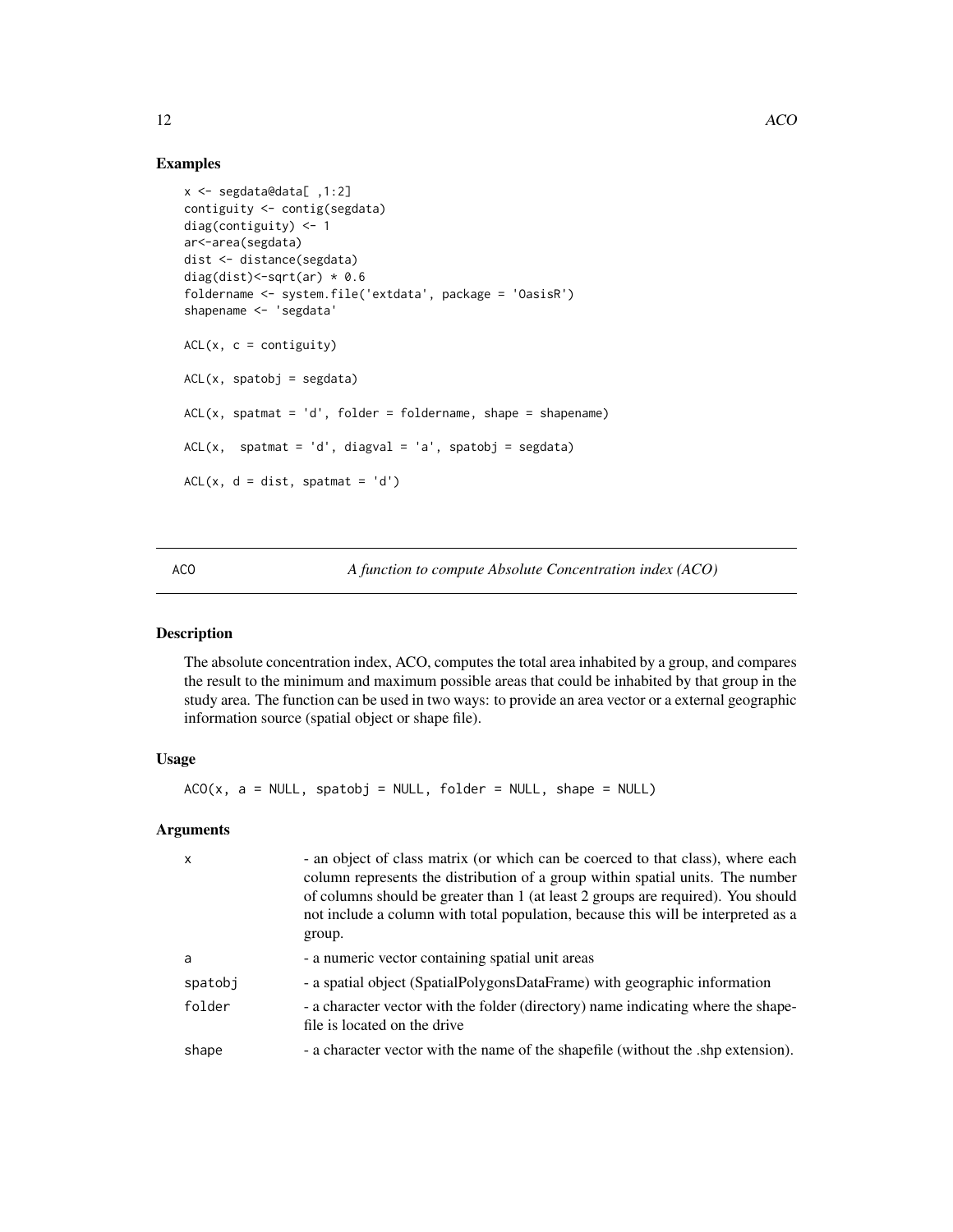## Examples

```
x <- segdata@data[ ,1:2]
contiguity <- contig(segdata)
diag(contiguity) <- 1
ar<-area(segdata)
dist <- distance(segdata)
diag(dist)<-sqrt(ar) * 0.6
foldername <- system.file('extdata', package = 'OasisR')
shapename <- 'segdata'

ACL(x, c = contiguity)

ACL(x, spatobj = segdata)

ACL(x, spatmat = 'd', folder = foldername, shape = shapename)

ACL(x,  spatmat = 'd', diagval = 'a', spatobj = segdata)

ACL(x, d = dist, spatmat = 'd')
```

---

# ACO — *A function to compute Absolute Concentration index (ACO)*

## Description

The absolute concentration index, ACO, computes the total area inhabited by a group, and compares the result to the minimum and maximum possible areas that could be inhabited by that group in the study area. The function can be used in two ways: to provide an area vector or a external geographic information source (spatial object or shape file).

## Usage

```
ACO(x, a = NULL, spatobj = NULL, folder = NULL, shape = NULL)
```

## Arguments

| | |
|---|---|
| `x` | - an object of class matrix (or which can be coerced to that class), where each column represents the distribution of a group within spatial units. The number of columns should be greater than 1 (at least 2 groups are required). You should not include a column with total population, because this will be interpreted as a group. |
| `a` | - a numeric vector containing spatial unit areas |
| `spatobj` | - a spatial object (SpatialPolygonsDataFrame) with geographic information |
| `folder` | - a character vector with the folder (directory) name indicating where the shapefile is located on the drive |
| `shape` | - a character vector with the name of the shapefile (without the .shp extension). |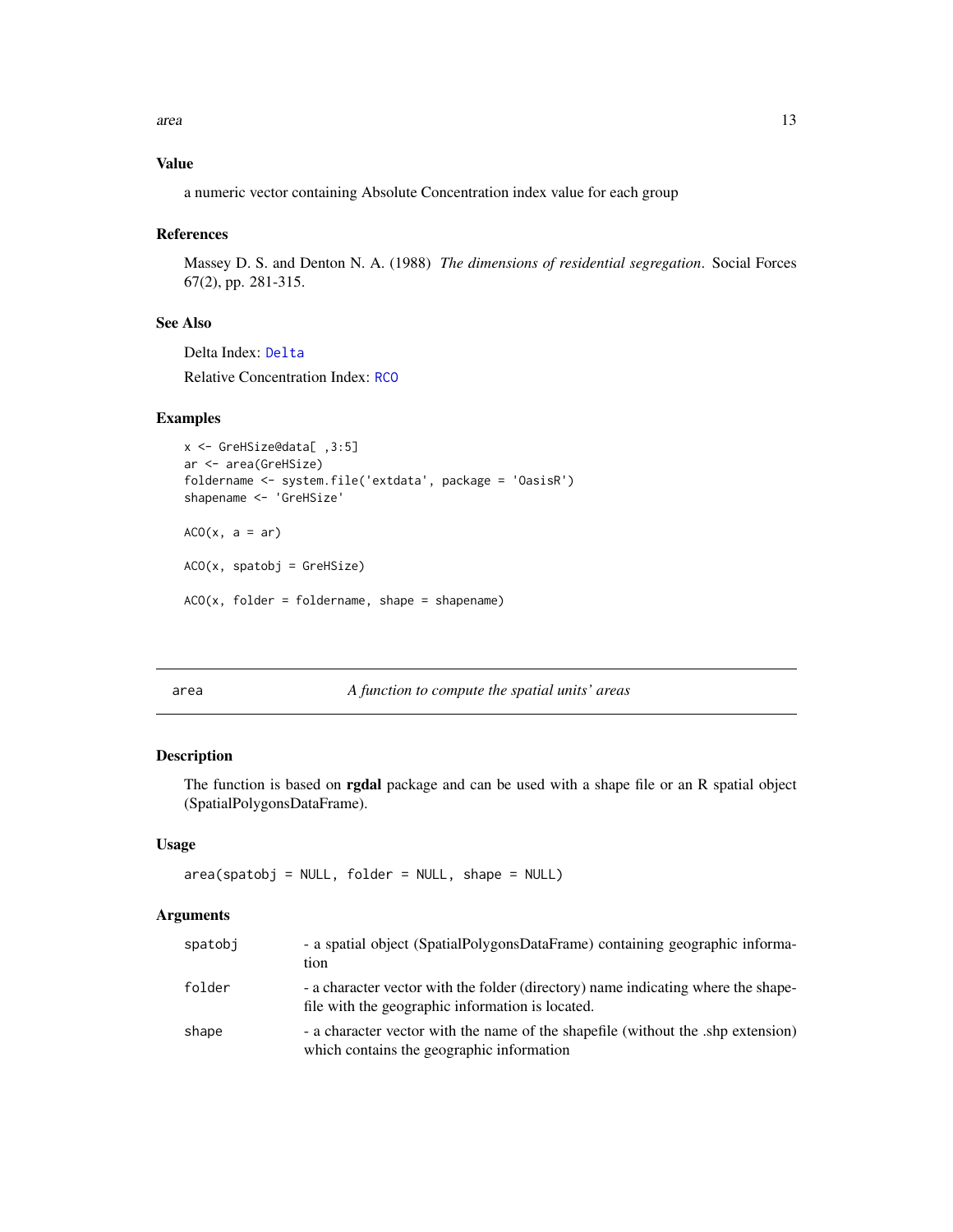### Value

a numeric vector containing Absolute Concentration index value for each group

### References

Massey D. S. and Denton N. A. (1988) *The dimensions of residential segregation*. Social Forces 67(2), pp. 281-315.

### See Also

Delta Index: Delta

Relative Concentration Index: RCO

### Examples

```
x <- GreHSize@data[ ,3:5]
ar <- area(GreHSize)
foldername <- system.file('extdata', package = 'OasisR')
shapename <- 'GreHSize'

ACO(x, a = ar)

ACO(x, spatobj = GreHSize)

ACO(x, folder = foldername, shape = shapename)
```

---

## area — *A function to compute the spatial units' areas*

### Description

The function is based on **rgdal** package and can be used with a shape file or an R spatial object (SpatialPolygonsDataFrame).

### Usage

```
area(spatobj = NULL, folder = NULL, shape = NULL)
```

### Arguments

| | |
|---|---|
| spatobj | - a spatial object (SpatialPolygonsDataFrame) containing geographic information |
| folder | - a character vector with the folder (directory) name indicating where the shapefile with the geographic information is located. |
| shape | - a character vector with the name of the shapefile (without the .shp extension) which contains the geographic information |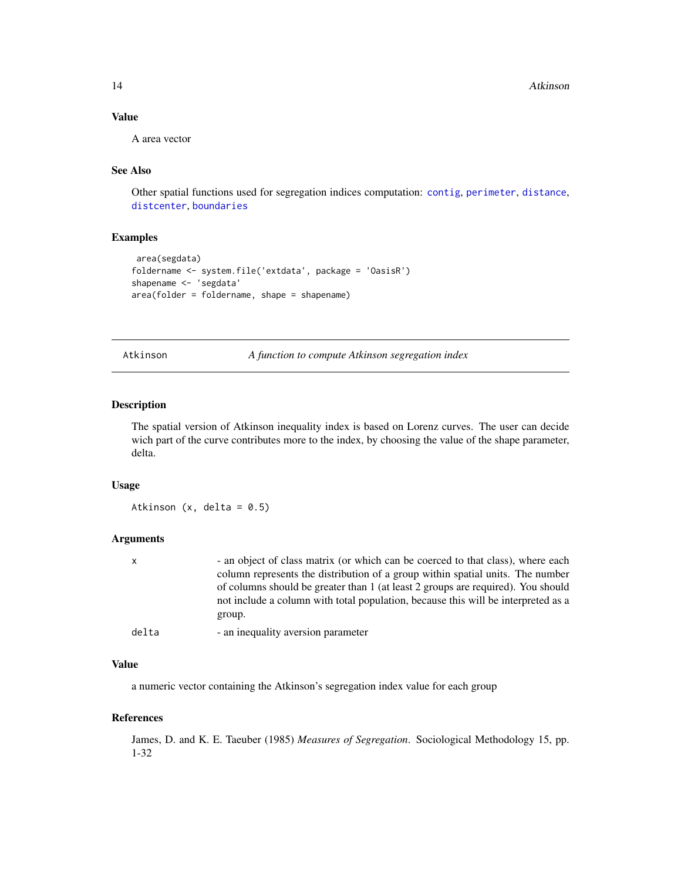### Value

A area vector

### See Also

Other spatial functions used for segregation indices computation: contig, perimeter, distance, distcenter, boundaries

### Examples

```
 area(segdata)
foldername <- system.file('extdata', package = 'OasisR')
shapename <- 'segdata'
area(folder = foldername, shape = shapename)
```

---

## Atkinson — *A function to compute Atkinson segregation index*

### Description

The spatial version of Atkinson inequality index is based on Lorenz curves. The user can decide wich part of the curve contributes more to the index, by choosing the value of the shape parameter, delta.

### Usage

```
Atkinson (x, delta = 0.5)
```

### Arguments

| | |
|---|---|
| x | - an object of class matrix (or which can be coerced to that class), where each column represents the distribution of a group within spatial units. The number of columns should be greater than 1 (at least 2 groups are required). You should not include a column with total population, because this will be interpreted as a group. |
| delta | - an inequality aversion parameter |

### Value

a numeric vector containing the Atkinson's segregation index value for each group

### References

James, D. and K. E. Taeuber (1985) *Measures of Segregation*. Sociological Methodology 15, pp. 1-32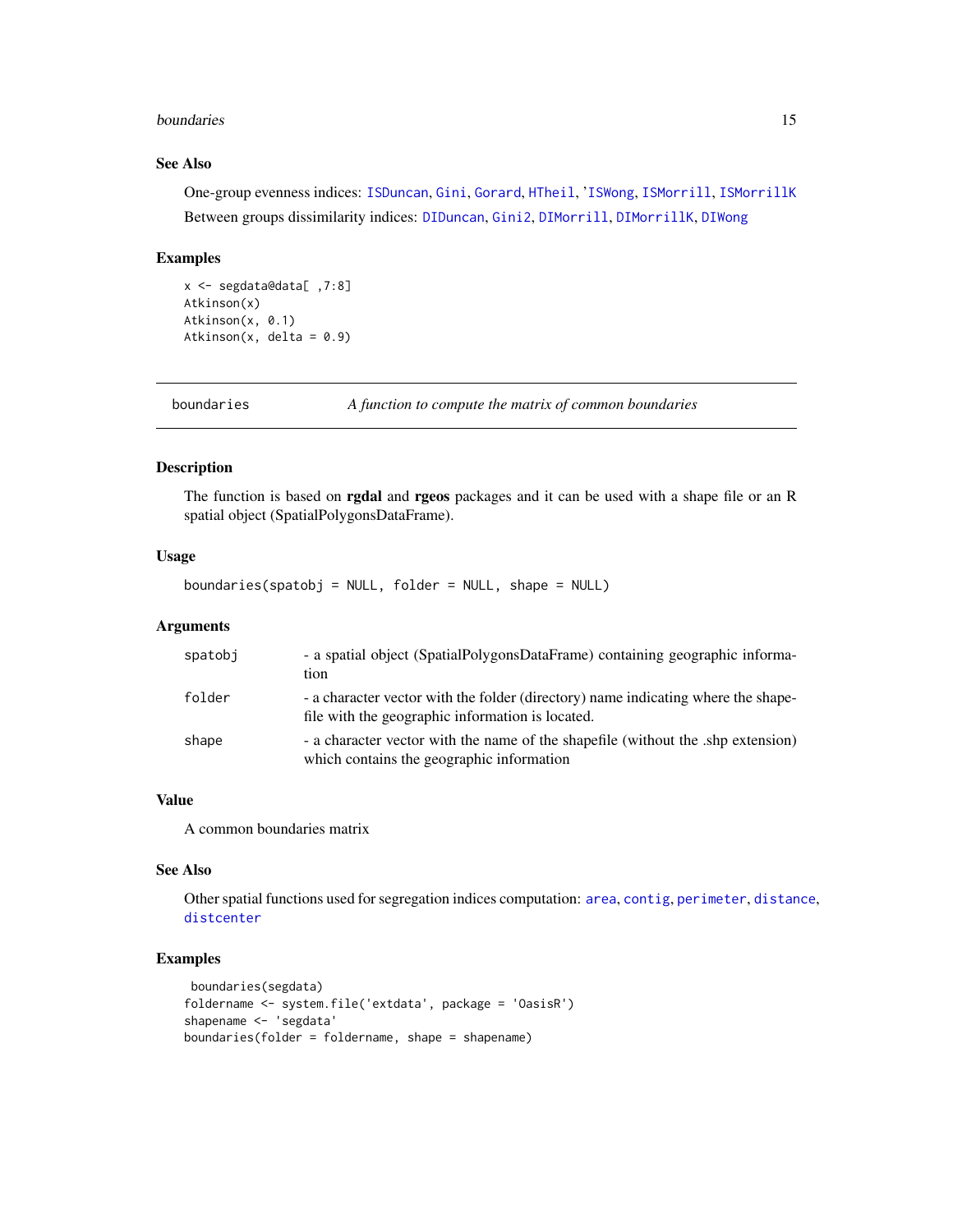### See Also

One-group evenness indices: ISDuncan, Gini, Gorard, HTheil, 'ISWong, ISMorrill, ISMorrillK

Between groups dissimilarity indices: DIDuncan, Gini2, DIMorrill, DIMorrillK, DIWong

### Examples

```
x <- segdata@data[ ,7:8]
Atkinson(x)
Atkinson(x, 0.1)
Atkinson(x, delta = 0.9)
```

---

## boundaries — *A function to compute the matrix of common boundaries*

### Description

The function is based on **rgdal** and **rgeos** packages and it can be used with a shape file or an R spatial object (SpatialPolygonsDataFrame).

### Usage

```
boundaries(spatobj = NULL, folder = NULL, shape = NULL)
```

### Arguments

| | |
|---|---|
| spatobj | - a spatial object (SpatialPolygonsDataFrame) containing geographic information |
| folder | - a character vector with the folder (directory) name indicating where the shapefile with the geographic information is located. |
| shape | - a character vector with the name of the shapefile (without the .shp extension) which contains the geographic information |

### Value

A common boundaries matrix

### See Also

Other spatial functions used for segregation indices computation: area, contig, perimeter, distance, distcenter

### Examples

```
 boundaries(segdata)
foldername <- system.file('extdata', package = 'OasisR')
shapename <- 'segdata'
boundaries(folder = foldername, shape = shapename)
```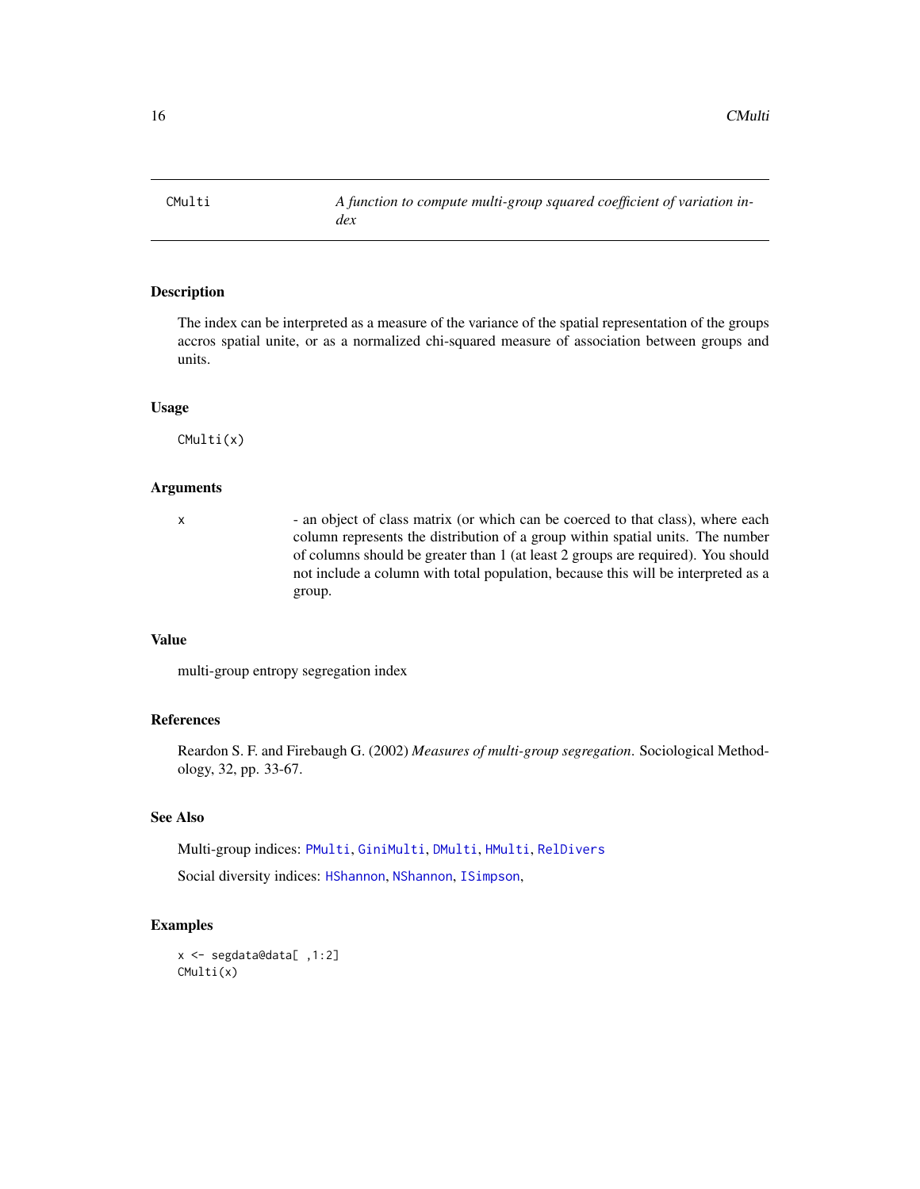CMulti | *A function to compute multi-group squared coefficient of variation index*
---|---

## Description

The index can be interpreted as a measure of the variance of the spatial representation of the groups accros spatial unite, or as a normalized chi-squared measure of association between groups and units.

## Usage

```
CMulti(x)
```

## Arguments

x - an object of class matrix (or which can be coerced to that class), where each column represents the distribution of a group within spatial units. The number of columns should be greater than 1 (at least 2 groups are required). You should not include a column with total population, because this will be interpreted as a group.

## Value

multi-group entropy segregation index

## References

Reardon S. F. and Firebaugh G. (2002) *Measures of multi-group segregation*. Sociological Methodology, 32, pp. 33-67.

## See Also

Multi-group indices: PMulti, GiniMulti, DMulti, HMulti, RelDivers

Social diversity indices: HShannon, NShannon, ISimpson,

## Examples

```
x <- segdata@data[ ,1:2]
CMulti(x)
```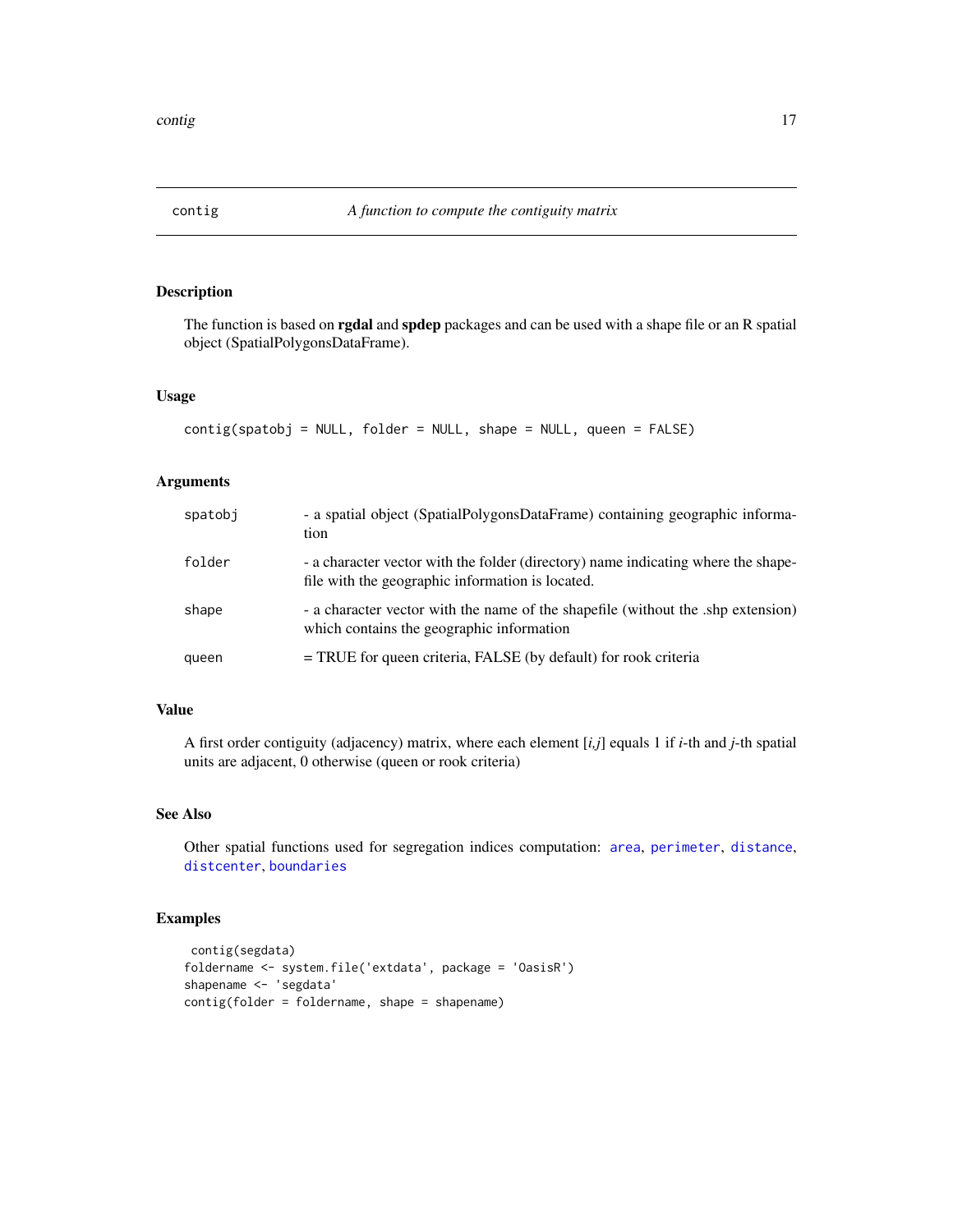# contig — *A function to compute the contiguity matrix*

## Description

The function is based on **rgdal** and **spdep** packages and can be used with a shape file or an R spatial object (SpatialPolygonsDataFrame).

## Usage

```
contig(spatobj = NULL, folder = NULL, shape = NULL, queen = FALSE)
```

## Arguments

| | |
|---|---|
| `spatobj` | - a spatial object (SpatialPolygonsDataFrame) containing geographic information |
| `folder` | - a character vector with the folder (directory) name indicating where the shapefile with the geographic information is located. |
| `shape` | - a character vector with the name of the shapefile (without the .shp extension) which contains the geographic information |
| `queen` | = TRUE for queen criteria, FALSE (by default) for rook criteria |

## Value

A first order contiguity (adjacency) matrix, where each element [*i*,*j*] equals 1 if *i*-th and *j*-th spatial units are adjacent, 0 otherwise (queen or rook criteria)

## See Also

Other spatial functions used for segregation indices computation: `area`, `perimeter`, `distance`, `distcenter`, `boundaries`

## Examples

```
 contig(segdata)
foldername <- system.file('extdata', package = 'OasisR')
shapename <- 'segdata'
contig(folder = foldername, shape = shapename)
```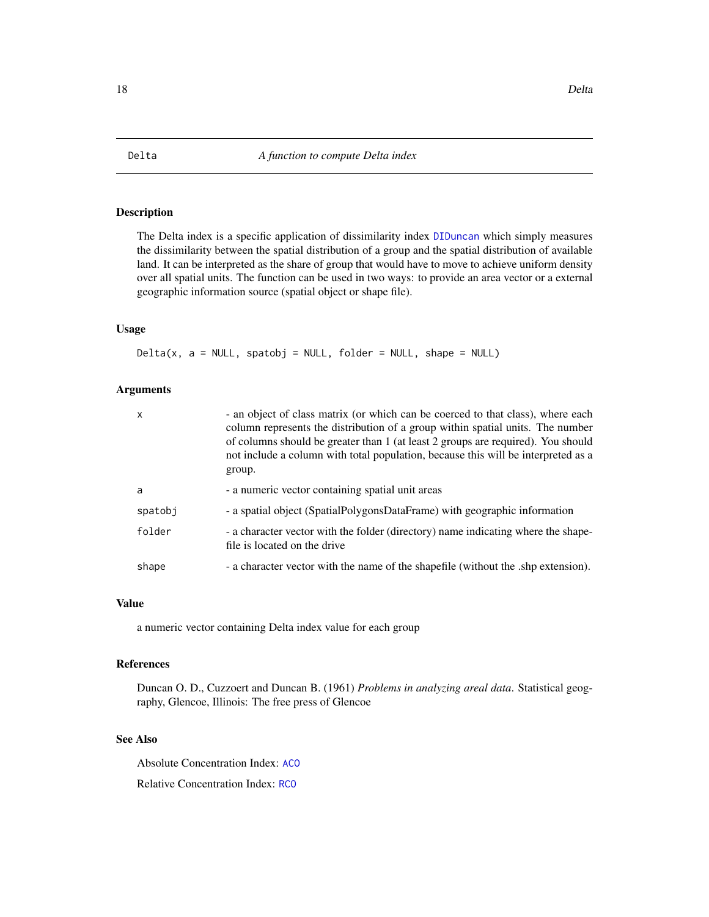## Delta — *A function to compute Delta index*

### Description

The Delta index is a specific application of dissimilarity index `DIDuncan` which simply measures the dissimilarity between the spatial distribution of a group and the spatial distribution of available land. It can be interpreted as the share of group that would have to move to achieve uniform density over all spatial units. The function can be used in two ways: to provide an area vector or a external geographic information source (spatial object or shape file).

### Usage

```
Delta(x, a = NULL, spatobj = NULL, folder = NULL, shape = NULL)
```

### Arguments

| | |
|---|---|
| `x` | - an object of class matrix (or which can be coerced to that class), where each column represents the distribution of a group within spatial units. The number of columns should be greater than 1 (at least 2 groups are required). You should not include a column with total population, because this will be interpreted as a group. |
| `a` | - a numeric vector containing spatial unit areas |
| `spatobj` | - a spatial object (SpatialPolygonsDataFrame) with geographic information |
| `folder` | - a character vector with the folder (directory) name indicating where the shapefile is located on the drive |
| `shape` | - a character vector with the name of the shapefile (without the .shp extension). |

### Value

a numeric vector containing Delta index value for each group

### References

Duncan O. D., Cuzzoert and Duncan B. (1961) *Problems in analyzing areal data*. Statistical geography, Glencoe, Illinois: The free press of Glencoe

### See Also

Absolute Concentration Index: `ACO`

Relative Concentration Index: `RCO`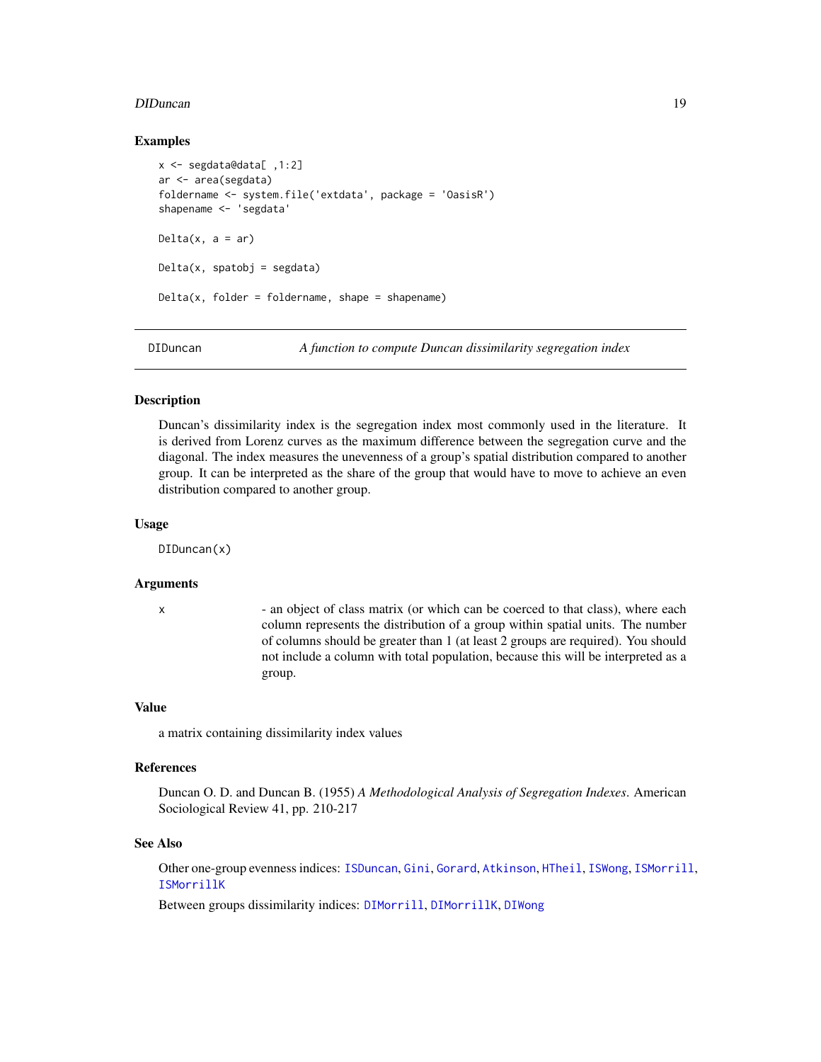### Examples

```
x <- segdata@data[ ,1:2]
ar <- area(segdata)
foldername <- system.file('extdata', package = 'OasisR')
shapename <- 'segdata'

Delta(x, a = ar)

Delta(x, spatobj = segdata)

Delta(x, folder = foldername, shape = shapename)
```

---

## DIDuncan — *A function to compute Duncan dissimilarity segregation index*

### Description

Duncan's dissimilarity index is the segregation index most commonly used in the literature. It is derived from Lorenz curves as the maximum difference between the segregation curve and the diagonal. The index measures the unevenness of a group's spatial distribution compared to another group. It can be interpreted as the share of the group that would have to move to achieve an even distribution compared to another group.

### Usage

```
DIDuncan(x)
```

### Arguments

| | |
|---|---|
| x | - an object of class matrix (or which can be coerced to that class), where each column represents the distribution of a group within spatial units. The number of columns should be greater than 1 (at least 2 groups are required). You should not include a column with total population, because this will be interpreted as a group. |

### Value

a matrix containing dissimilarity index values

### References

Duncan O. D. and Duncan B. (1955) *A Methodological Analysis of Segregation Indexes*. American Sociological Review 41, pp. 210-217

### See Also

Other one-group evenness indices: ISDuncan, Gini, Gorard, Atkinson, HTheil, ISWong, ISMorrill, ISMorrillK

Between groups dissimilarity indices: DIMorrill, DIMorrillK, DIWong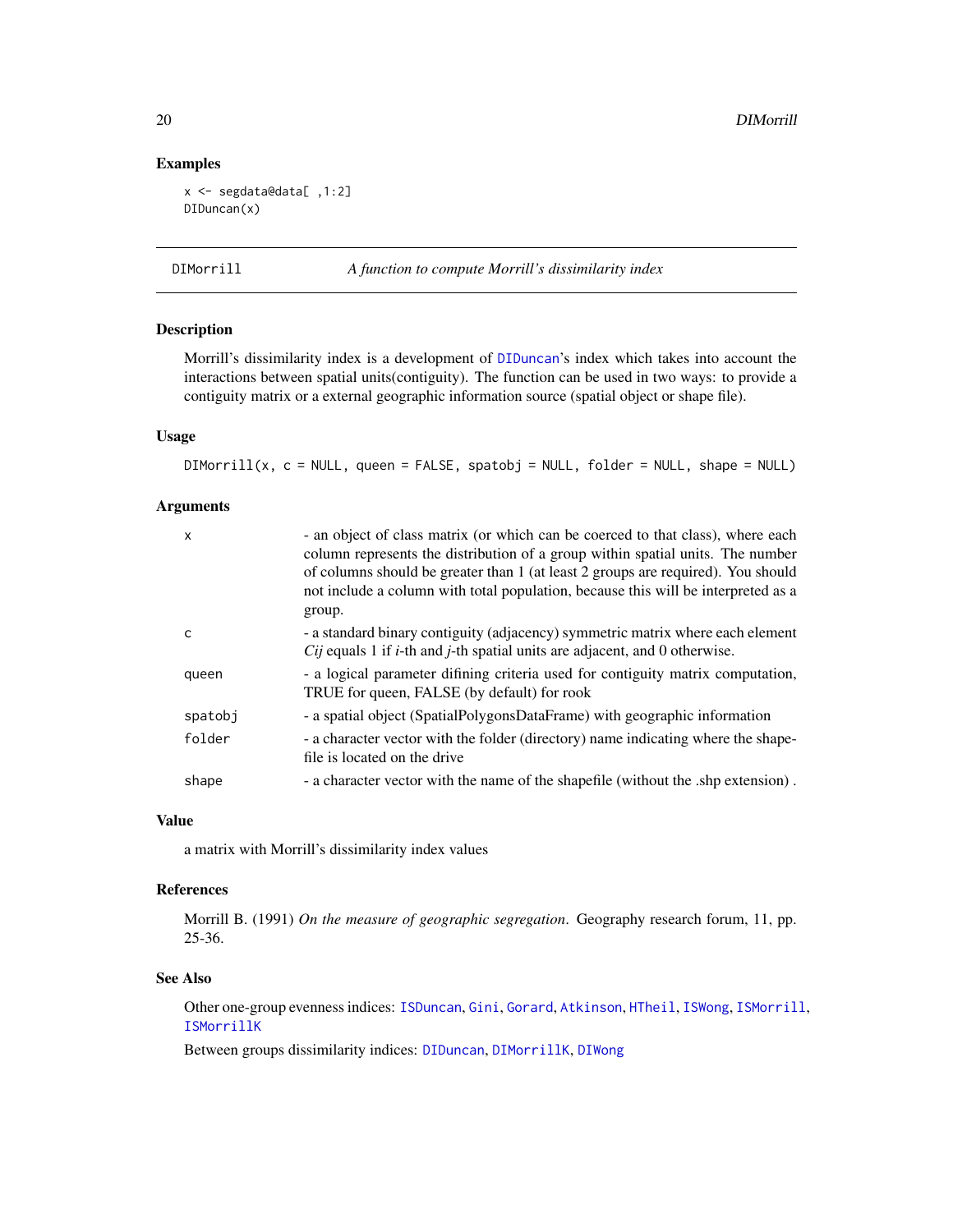## Examples

```
x <- segdata@data[ ,1:2]
DIDuncan(x)
```

---

# DIMorrill — *A function to compute Morrill's dissimilarity index*

## Description

Morrill's dissimilarity index is a development of DIDuncan's index which takes into account the interactions between spatial units(contiguity). The function can be used in two ways: to provide a contiguity matrix or a external geographic information source (spatial object or shape file).

## Usage

```
DIMorrill(x, c = NULL, queen = FALSE, spatobj = NULL, folder = NULL, shape = NULL)
```

## Arguments

| | |
|---|---|
| x | - an object of class matrix (or which can be coerced to that class), where each column represents the distribution of a group within spatial units. The number of columns should be greater than 1 (at least 2 groups are required). You should not include a column with total population, because this will be interpreted as a group. |
| c | - a standard binary contiguity (adjacency) symmetric matrix where each element $C_{ij}$ equals 1 if $i$-th and $j$-th spatial units are adjacent, and 0 otherwise. |
| queen | - a logical parameter difining criteria used for contiguity matrix computation, TRUE for queen, FALSE (by default) for rook |
| spatobj | - a spatial object (SpatialPolygonsDataFrame) with geographic information |
| folder | - a character vector with the folder (directory) name indicating where the shapefile is located on the drive |
| shape | - a character vector with the name of the shapefile (without the .shp extension) . |

## Value

a matrix with Morrill's dissimilarity index values

## References

Morrill B. (1991) *On the measure of geographic segregation*. Geography research forum, 11, pp. 25-36.

## See Also

Other one-group evenness indices: ISDuncan, Gini, Gorard, Atkinson, HTheil, ISWong, ISMorrill, ISMorrillK

Between groups dissimilarity indices: DIDuncan, DIMorrillK, DIWong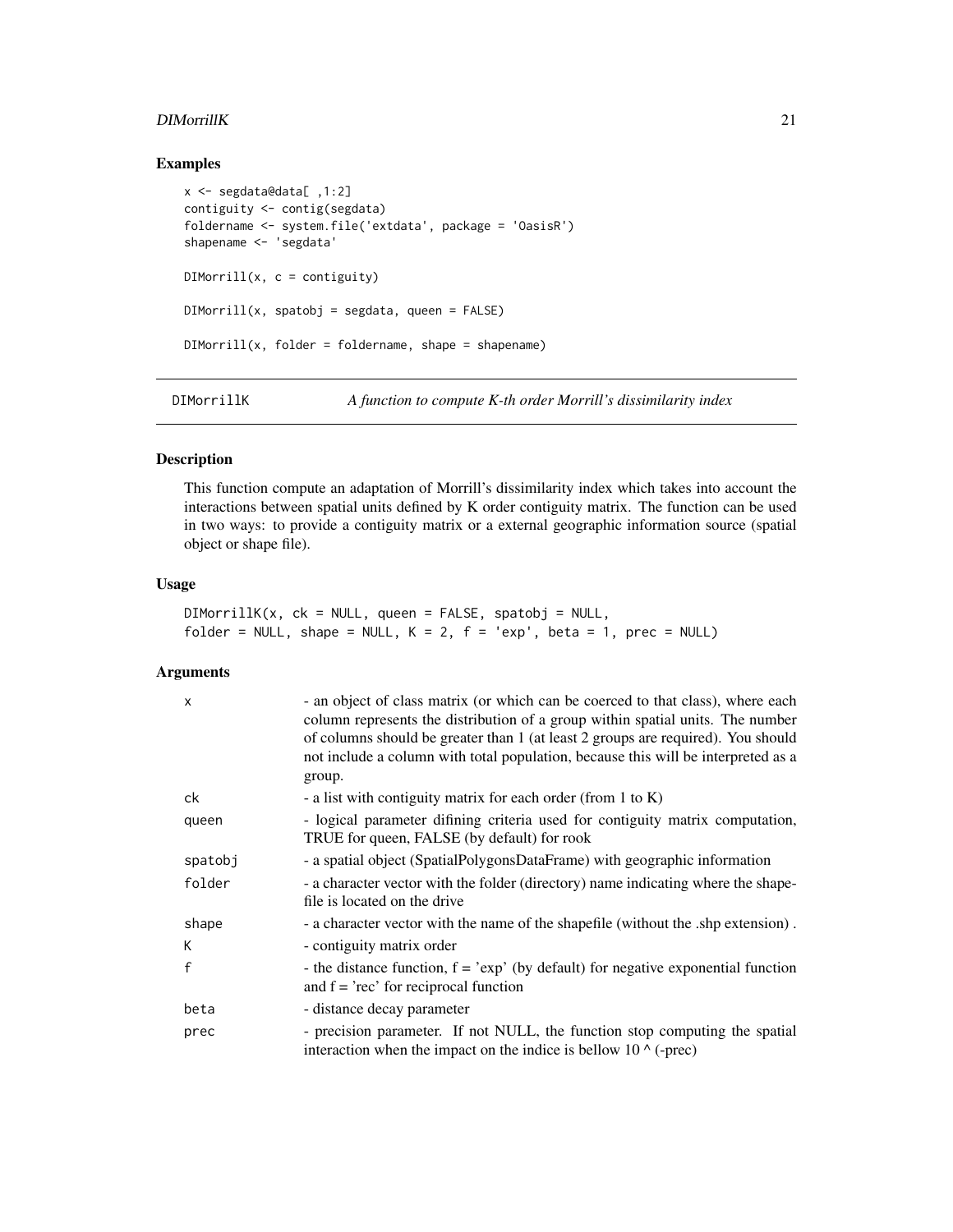## Examples

```
x <- segdata@data[ ,1:2]
contiguity <- contig(segdata)
foldername <- system.file('extdata', package = 'OasisR')
shapename <- 'segdata'

DIMorrill(x, c = contiguity)

DIMorrill(x, spatobj = segdata, queen = FALSE)

DIMorrill(x, folder = foldername, shape = shapename)
```

---

# DIMorrillK — *A function to compute K-th order Morrill's dissimilarity index*

## Description

This function compute an adaptation of Morrill's dissimilarity index which takes into account the interactions between spatial units defined by K order contiguity matrix. The function can be used in two ways: to provide a contiguity matrix or a external geographic information source (spatial object or shape file).

## Usage

```
DIMorrillK(x, ck = NULL, queen = FALSE, spatobj = NULL,
folder = NULL, shape = NULL, K = 2, f = 'exp', beta = 1, prec = NULL)
```

## Arguments

| | |
|---|---|
| x | - an object of class matrix (or which can be coerced to that class), where each column represents the distribution of a group within spatial units. The number of columns should be greater than 1 (at least 2 groups are required). You should not include a column with total population, because this will be interpreted as a group. |
| ck | - a list with contiguity matrix for each order (from 1 to K) |
| queen | - logical parameter difining criteria used for contiguity matrix computation, TRUE for queen, FALSE (by default) for rook |
| spatobj | - a spatial object (SpatialPolygonsDataFrame) with geographic information |
| folder | - a character vector with the folder (directory) name indicating where the shapefile is located on the drive |
| shape | - a character vector with the name of the shapefile (without the .shp extension) . |
| K | - contiguity matrix order |
| f | - the distance function, f = 'exp' (by default) for negative exponential function and f = 'rec' for reciprocal function |
| beta | - distance decay parameter |
| prec | - precision parameter. If not NULL, the function stop computing the spatial interaction when the impact on the indice is bellow 10 ^ (-prec) |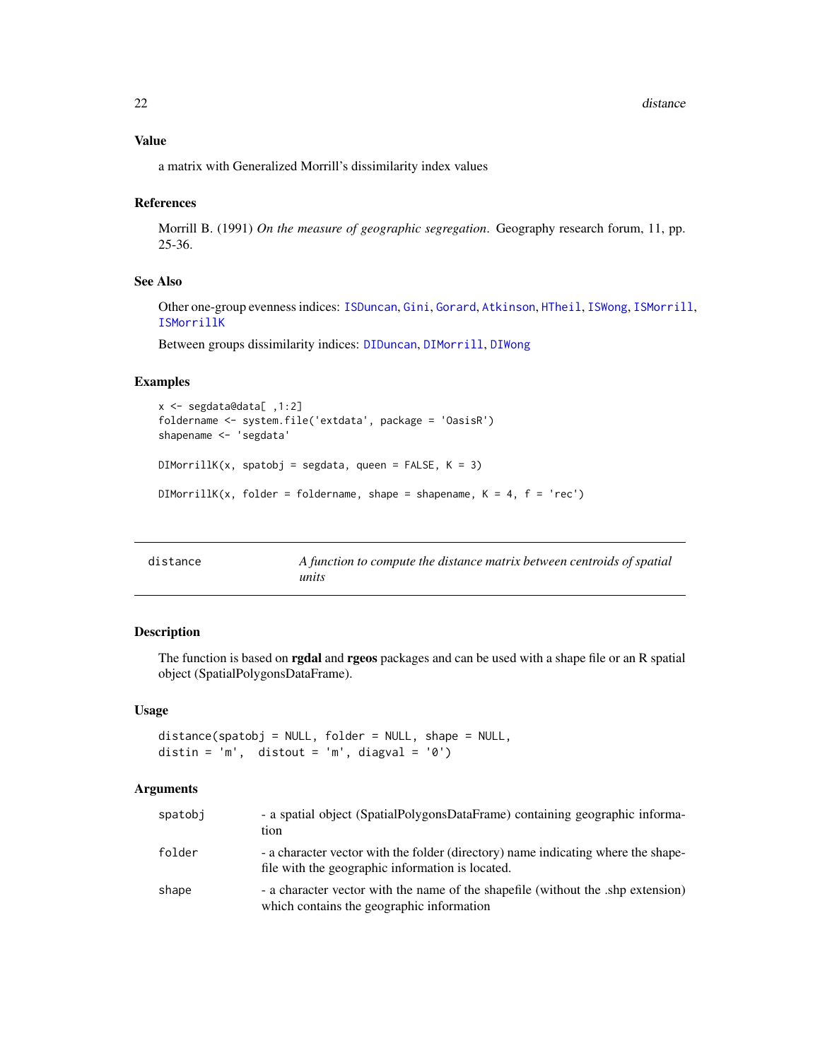### Value

a matrix with Generalized Morrill's dissimilarity index values

### References

Morrill B. (1991) *On the measure of geographic segregation*. Geography research forum, 11, pp. 25-36.

### See Also

Other one-group evenness indices: ISDuncan, Gini, Gorard, Atkinson, HTheil, ISWong, ISMorrill, ISMorrillK

Between groups dissimilarity indices: DIDuncan, DIMorrill, DIWong

### Examples

```
x <- segdata@data[ ,1:2]
foldername <- system.file('extdata', package = 'OasisR')
shapename <- 'segdata'

DIMorrillK(x, spatobj = segdata, queen = FALSE, K = 3)

DIMorrillK(x, folder = foldername, shape = shapename, K = 4, f = 'rec')
```

---

## distance — *A function to compute the distance matrix between centroids of spatial units*

### Description

The function is based on **rgdal** and **rgeos** packages and can be used with a shape file or an R spatial object (SpatialPolygonsDataFrame).

### Usage

```
distance(spatobj = NULL, folder = NULL, shape = NULL,
distin = 'm',  distout = 'm', diagval = '0')
```

### Arguments

| | |
|---|---|
| spatobj | - a spatial object (SpatialPolygonsDataFrame) containing geographic information |
| folder | - a character vector with the folder (directory) name indicating where the shapefile with the geographic information is located. |
| shape | - a character vector with the name of the shapefile (without the .shp extension) which contains the geographic information |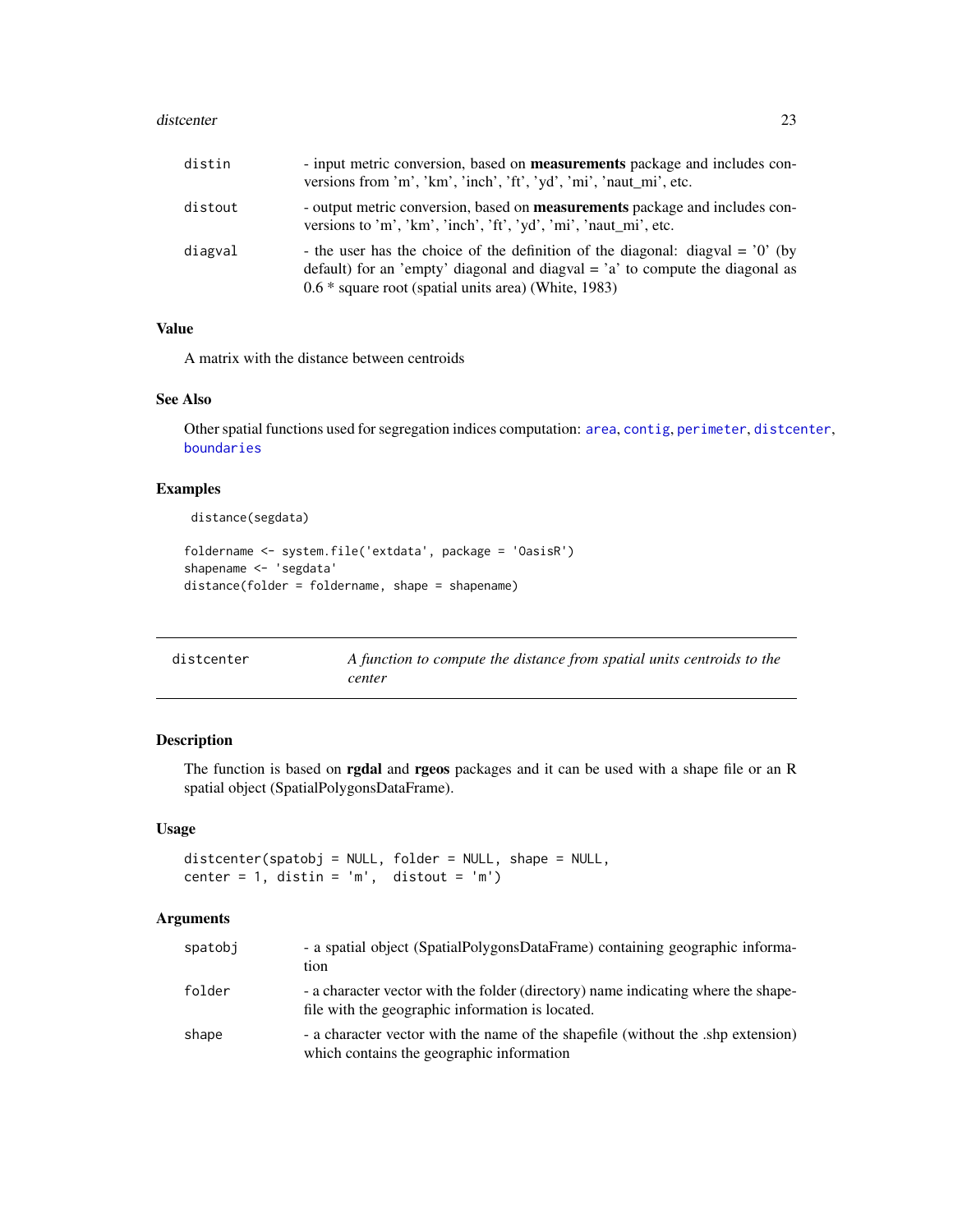| | |
|---|---|
| distin | - input metric conversion, based on **measurements** package and includes conversions from 'm', 'km', 'inch', 'ft', 'yd', 'mi', 'naut_mi', etc. |
| distout | - output metric conversion, based on **measurements** package and includes conversions to 'm', 'km', 'inch', 'ft', 'yd', 'mi', 'naut_mi', etc. |
| diagval | - the user has the choice of the definition of the diagonal: diagval = '0' (by default) for an 'empty' diagonal and diagval = 'a' to compute the diagonal as 0.6 * square root (spatial units area) (White, 1983) |

### Value

A matrix with the distance between centroids

### See Also

Other spatial functions used for segregation indices computation: area, contig, perimeter, distcenter, boundaries

### Examples

```
distance(segdata)

foldername <- system.file('extdata', package = 'OasisR')
shapename <- 'segdata'
distance(folder = foldername, shape = shapename)
```

---

## distcenter — *A function to compute the distance from spatial units centroids to the center*

### Description

The function is based on **rgdal** and **rgeos** packages and it can be used with a shape file or an R spatial object (SpatialPolygonsDataFrame).

### Usage

```
distcenter(spatobj = NULL, folder = NULL, shape = NULL,
center = 1, distin = 'm',  distout = 'm')
```

### Arguments

| | |
|---|---|
| spatobj | - a spatial object (SpatialPolygonsDataFrame) containing geographic information |
| folder | - a character vector with the folder (directory) name indicating where the shapefile with the geographic information is located. |
| shape | - a character vector with the name of the shapefile (without the .shp extension) which contains the geographic information |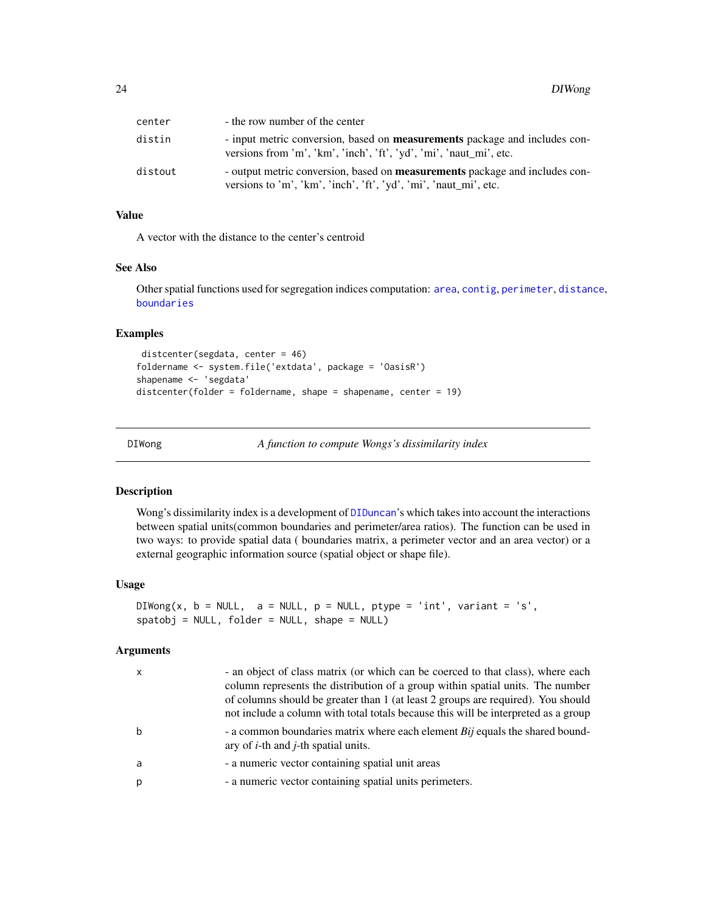| | |
|---|---|
| center | - the row number of the center |
| distin | - input metric conversion, based on **measurements** package and includes conversions from 'm', 'km', 'inch', 'ft', 'yd', 'mi', 'naut_mi', etc. |
| distout | - output metric conversion, based on **measurements** package and includes conversions to 'm', 'km', 'inch', 'ft', 'yd', 'mi', 'naut_mi', etc. |

### Value

A vector with the distance to the center's centroid

### See Also

Other spatial functions used for segregation indices computation: area, contig, perimeter, distance, boundaries

### Examples

```
 distcenter(segdata, center = 46)
foldername <- system.file('extdata', package = 'OasisR')
shapename <- 'segdata'
distcenter(folder = foldername, shape = shapename, center = 19)
```

---

## DIWong — *A function to compute Wongs's dissimilarity index*

### Description

Wong's dissimilarity index is a development of DIDuncan's which takes into account the interactions between spatial units(common boundaries and perimeter/area ratios). The function can be used in two ways: to provide spatial data ( boundaries matrix, a perimeter vector and an area vector) or a external geographic information source (spatial object or shape file).

### Usage

```
DIWong(x, b = NULL,  a = NULL, p = NULL, ptype = 'int', variant = 's',
spatobj = NULL, folder = NULL, shape = NULL)
```

### Arguments

| | |
|---|---|
| x | - an object of class matrix (or which can be coerced to that class), where each column represents the distribution of a group within spatial units. The number of columns should be greater than 1 (at least 2 groups are required). You should not include a column with total totals because this will be interpreted as a group |
| b | - a common boundaries matrix where each element *Bij* equals the shared boundary of *i*-th and *j*-th spatial units. |
| a | - a numeric vector containing spatial unit areas |
| p | - a numeric vector containing spatial units perimeters. |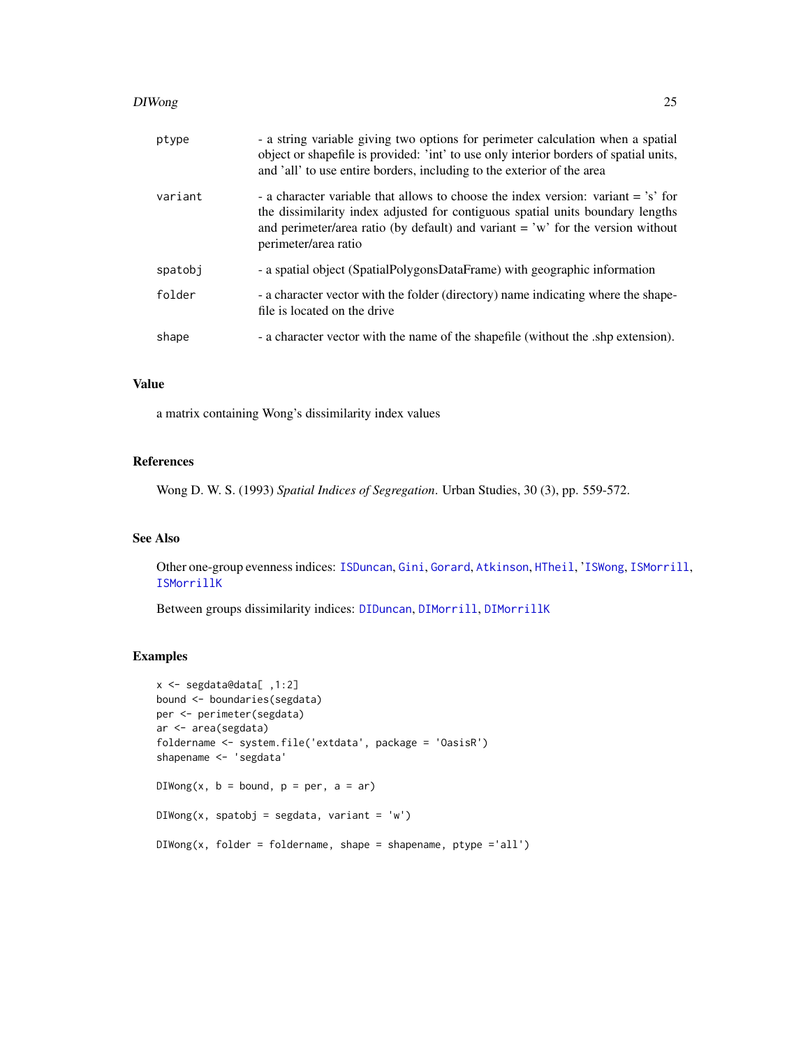| | |
|---|---|
| ptype | - a string variable giving two options for perimeter calculation when a spatial object or shapefile is provided: 'int' to use only interior borders of spatial units, and 'all' to use entire borders, including to the exterior of the area |
| variant | - a character variable that allows to choose the index version: variant = 's' for the dissimilarity index adjusted for contiguous spatial units boundary lengths and perimeter/area ratio (by default) and variant = 'w' for the version without perimeter/area ratio |
| spatobj | - a spatial object (SpatialPolygonsDataFrame) with geographic information |
| folder | - a character vector with the folder (directory) name indicating where the shapefile is located on the drive |
| shape | - a character vector with the name of the shapefile (without the .shp extension). |

### Value

a matrix containing Wong's dissimilarity index values

### References

Wong D. W. S. (1993) *Spatial Indices of Segregation*. Urban Studies, 30 (3), pp. 559-572.

### See Also

Other one-group evenness indices: ISDuncan, Gini, Gorard, Atkinson, HTheil, 'ISWong, ISMorrill, ISMorrillK

Between groups dissimilarity indices: DIDuncan, DIMorrill, DIMorrillK

### Examples

```
x <- segdata@data[ ,1:2]
bound <- boundaries(segdata)
per <- perimeter(segdata)
ar <- area(segdata)
foldername <- system.file('extdata', package = 'OasisR')
shapename <- 'segdata'

DIWong(x, b = bound, p = per, a = ar)

DIWong(x, spatobj = segdata, variant = 'w')

DIWong(x, folder = foldername, shape = shapename, ptype ='all')
```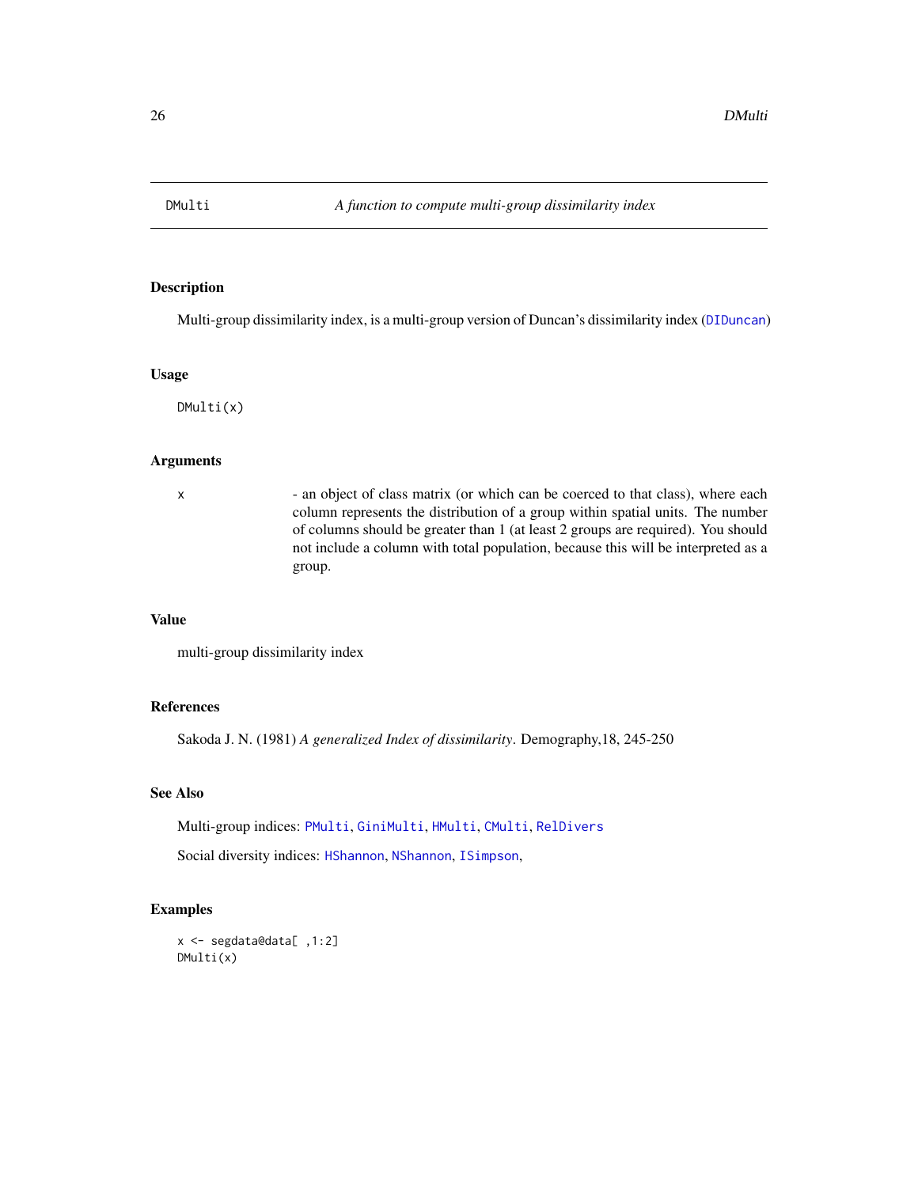## DMulti — A function to compute multi-group dissimilarity index

### Description

Multi-group dissimilarity index, is a multi-group version of Duncan's dissimilarity index (DIDuncan)

### Usage

```
DMulti(x)
```

### Arguments

| | |
|---|---|
| x | - an object of class matrix (or which can be coerced to that class), where each column represents the distribution of a group within spatial units. The number of columns should be greater than 1 (at least 2 groups are required). You should not include a column with total population, because this will be interpreted as a group. |

### Value

multi-group dissimilarity index

### References

Sakoda J. N. (1981) *A generalized Index of dissimilarity*. Demography,18, 245-250

### See Also

Multi-group indices: PMulti, GiniMulti, HMulti, CMulti, RelDivers

Social diversity indices: HShannon, NShannon, ISimpson,

### Examples

```
x <- segdata@data[ ,1:2]
DMulti(x)
```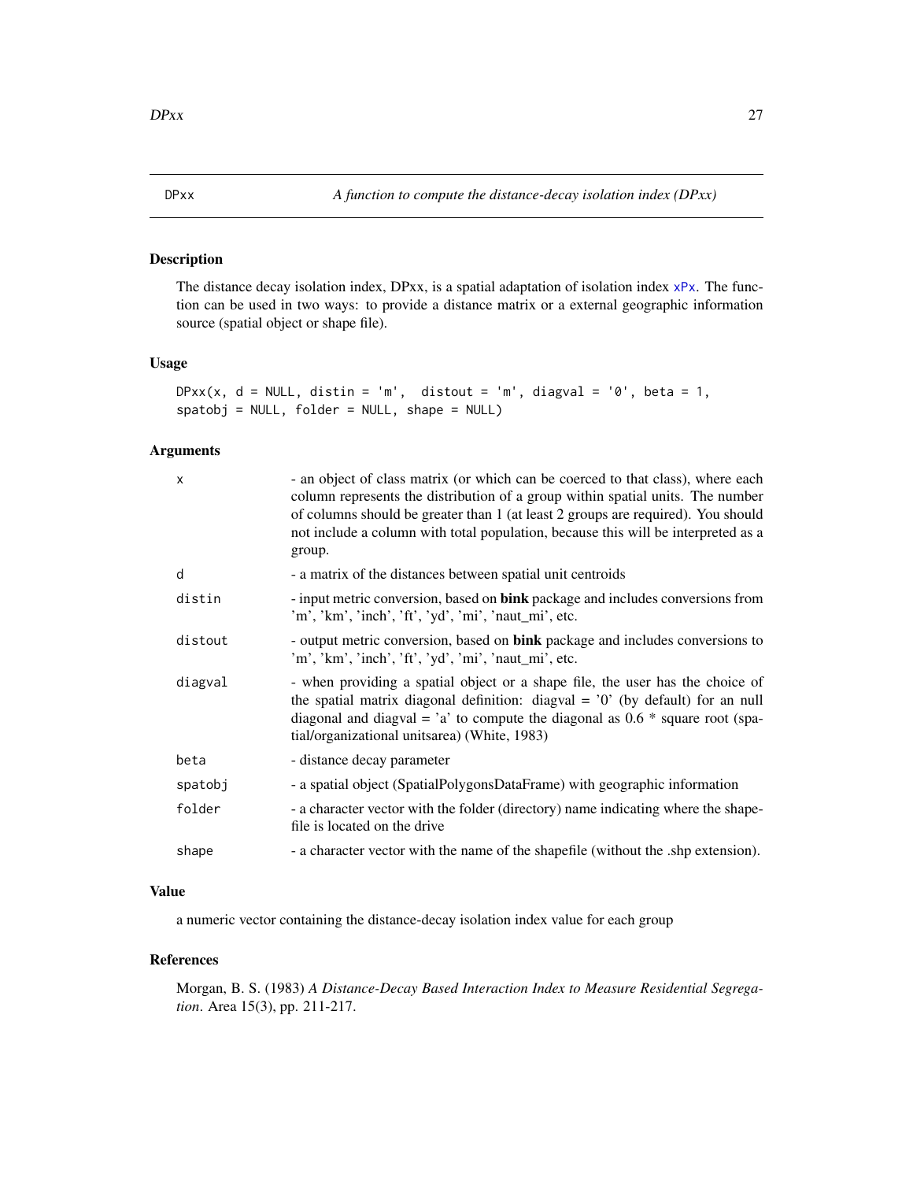## DPxx — A function to compute the distance-decay isolation index (DPxx)

### Description

The distance decay isolation index, DPxx, is a spatial adaptation of isolation index xPx. The function can be used in two ways: to provide a distance matrix or a external geographic information source (spatial object or shape file).

### Usage

```
DPxx(x, d = NULL, distin = 'm',  distout = 'm', diagval = '0', beta = 1,
spatobj = NULL, folder = NULL, shape = NULL)
```

### Arguments

| | |
|---|---|
| x | - an object of class matrix (or which can be coerced to that class), where each column represents the distribution of a group within spatial units. The number of columns should be greater than 1 (at least 2 groups are required). You should not include a column with total population, because this will be interpreted as a group. |
| d | - a matrix of the distances between spatial unit centroids |
| distin | - input metric conversion, based on **bink** package and includes conversions from 'm', 'km', 'inch', 'ft', 'yd', 'mi', 'naut_mi', etc. |
| distout | - output metric conversion, based on **bink** package and includes conversions to 'm', 'km', 'inch', 'ft', 'yd', 'mi', 'naut_mi', etc. |
| diagval | - when providing a spatial object or a shape file, the user has the choice of the spatial matrix diagonal definition: diagval = '0' (by default) for an null diagonal and diagval = 'a' to compute the diagonal as 0.6 * square root (spatial/organizational unitsarea) (White, 1983) |
| beta | - distance decay parameter |
| spatobj | - a spatial object (SpatialPolygonsDataFrame) with geographic information |
| folder | - a character vector with the folder (directory) name indicating where the shapefile is located on the drive |
| shape | - a character vector with the name of the shapefile (without the .shp extension). |

### Value

a numeric vector containing the distance-decay isolation index value for each group

### References

Morgan, B. S. (1983) *A Distance-Decay Based Interaction Index to Measure Residential Segregation*. Area 15(3), pp. 211-217.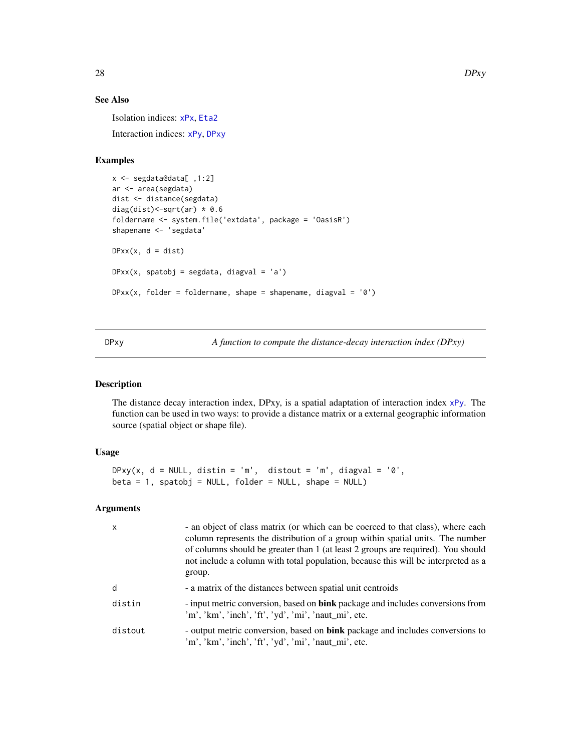### See Also

Isolation indices: xPx, Eta2

Interaction indices: xPy, DPxy

### Examples

```
x <- segdata@data[ ,1:2]
ar <- area(segdata)
dist <- distance(segdata)
diag(dist)<-sqrt(ar) * 0.6
foldername <- system.file('extdata', package = 'OasisR')
shapename <- 'segdata'

DPxx(x, d = dist)

DPxx(x, spatobj = segdata, diagval = 'a')

DPxx(x, folder = foldername, shape = shapename, diagval = '0')
```

---

## DPxy — *A function to compute the distance-decay interaction index (DPxy)*

---

### Description

The distance decay interaction index, DPxy, is a spatial adaptation of interaction index xPy. The function can be used in two ways: to provide a distance matrix or a external geographic information source (spatial object or shape file).

### Usage

```
DPxy(x, d = NULL, distin = 'm',  distout = 'm', diagval = '0',
beta = 1, spatobj = NULL, folder = NULL, shape = NULL)
```

### Arguments

| | |
|---|---|
| x | - an object of class matrix (or which can be coerced to that class), where each column represents the distribution of a group within spatial units. The number of columns should be greater than 1 (at least 2 groups are required). You should not include a column with total population, because this will be interpreted as a group. |
| d | - a matrix of the distances between spatial unit centroids |
| distin | - input metric conversion, based on **bink** package and includes conversions from 'm', 'km', 'inch', 'ft', 'yd', 'mi', 'naut_mi', etc. |
| distout | - output metric conversion, based on **bink** package and includes conversions to 'm', 'km', 'inch', 'ft', 'yd', 'mi', 'naut_mi', etc. |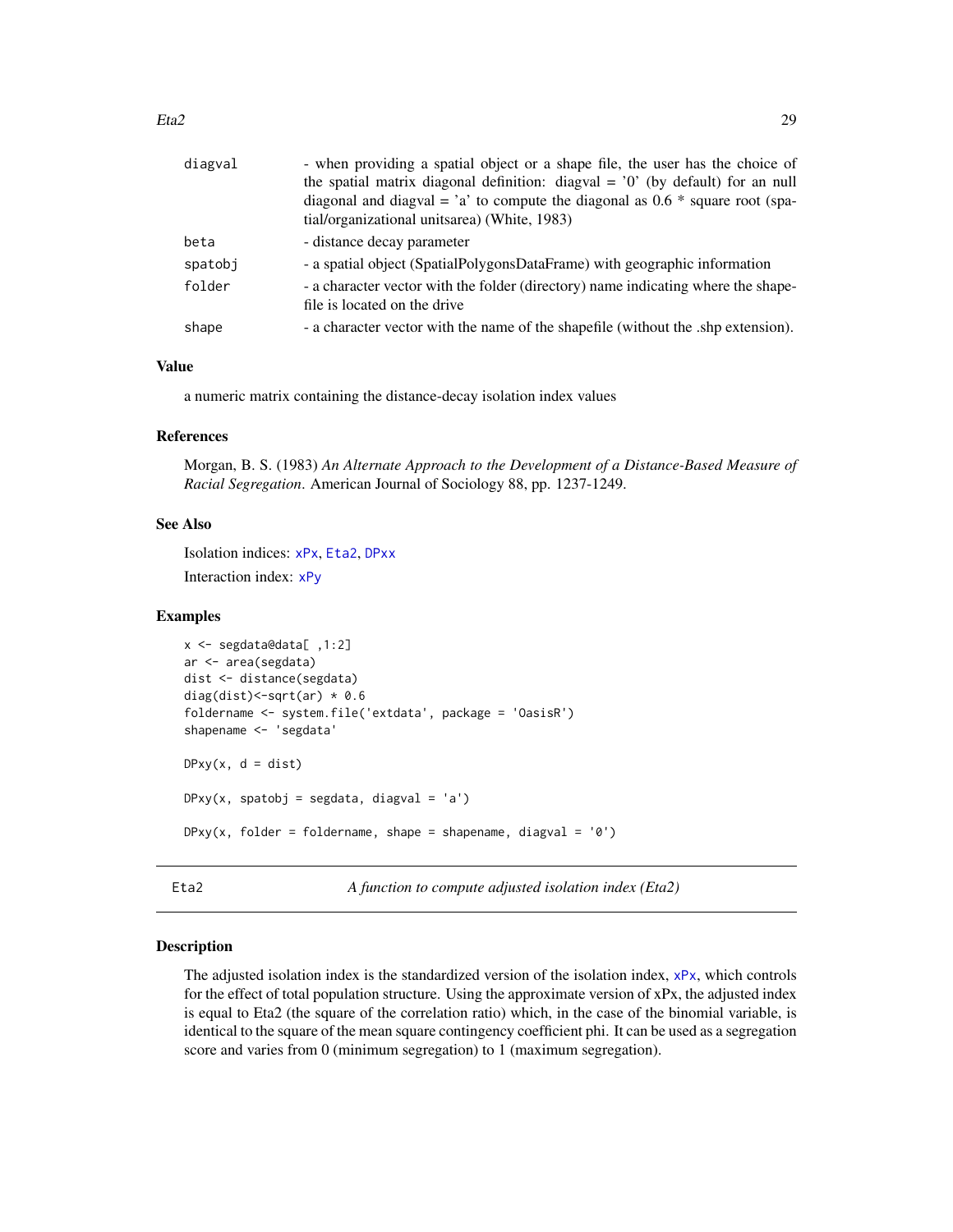| | |
|---|---|
| diagval | - when providing a spatial object or a shape file, the user has the choice of the spatial matrix diagonal definition: diagval = '0' (by default) for an null diagonal and diagval = 'a' to compute the diagonal as 0.6 * square root (spatial/organizational unitsarea) (White, 1983) |
| beta | - distance decay parameter |
| spatobj | - a spatial object (SpatialPolygonsDataFrame) with geographic information |
| folder | - a character vector with the folder (directory) name indicating where the shapefile is located on the drive |
| shape | - a character vector with the name of the shapefile (without the .shp extension). |

### Value

a numeric matrix containing the distance-decay isolation index values

### References

Morgan, B. S. (1983) *An Alternate Approach to the Development of a Distance-Based Measure of Racial Segregation*. American Journal of Sociology 88, pp. 1237-1249.

### See Also

Isolation indices: xPx, Eta2, DPxx

Interaction index: xPy

### Examples

```
x <- segdata@data[ ,1:2]
ar <- area(segdata)
dist <- distance(segdata)
diag(dist)<-sqrt(ar) * 0.6
foldername <- system.file('extdata', package = 'OasisR')
shapename <- 'segdata'

DPxy(x, d = dist)

DPxy(x, spatobj = segdata, diagval = 'a')

DPxy(x, folder = foldername, shape = shapename, diagval = '0')
```

## Eta2 — *A function to compute adjusted isolation index (Eta2)*

### Description

The adjusted isolation index is the standardized version of the isolation index, xPx, which controls for the effect of total population structure. Using the approximate version of xPx, the adjusted index is equal to Eta2 (the square of the correlation ratio) which, in the case of the binomial variable, is identical to the square of the mean square contingency coefficient phi. It can be used as a segregation score and varies from 0 (minimum segregation) to 1 (maximum segregation).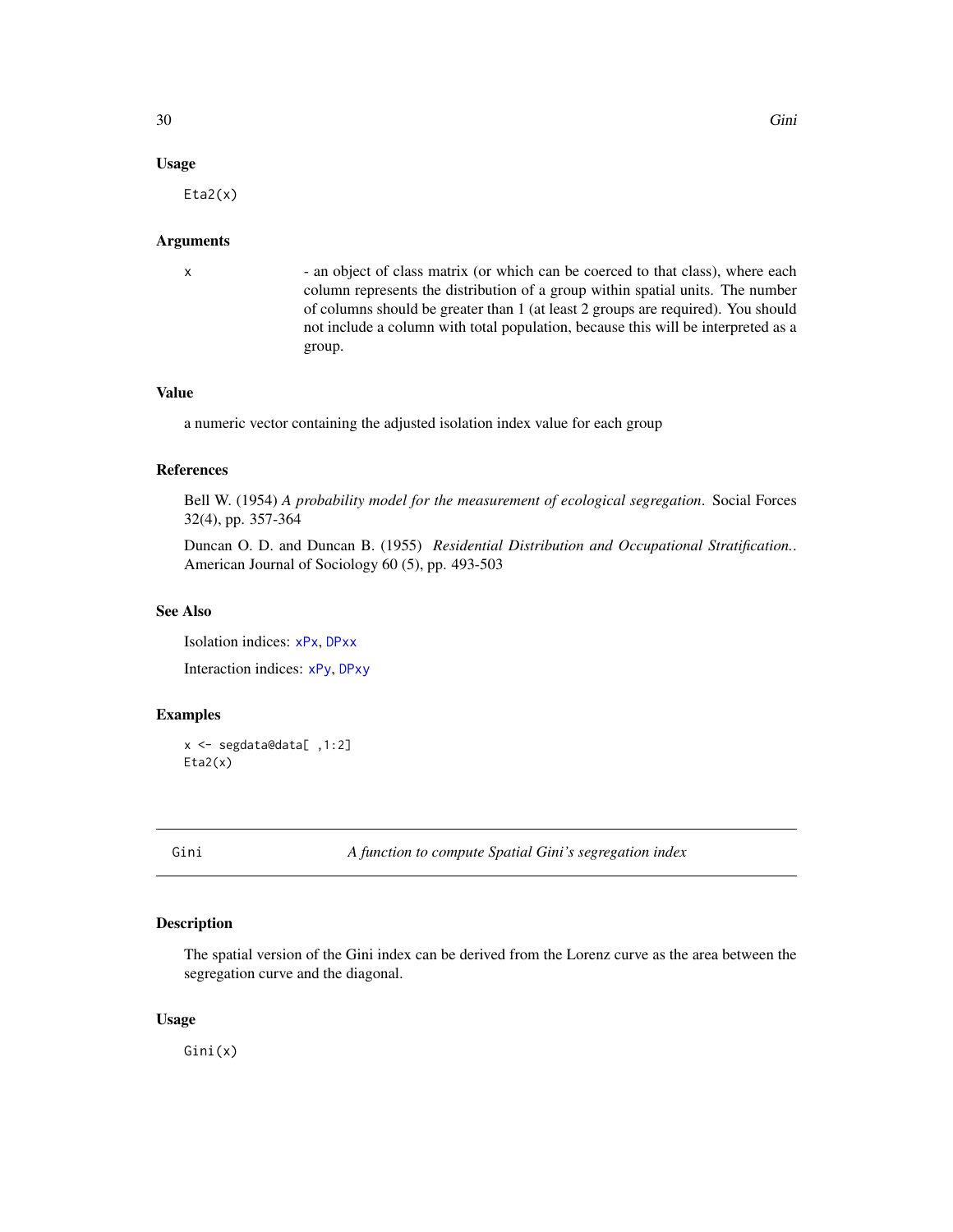### Usage

```
Eta2(x)
```

### Arguments

| | |
|---|---|
| x | - an object of class matrix (or which can be coerced to that class), where each column represents the distribution of a group within spatial units. The number of columns should be greater than 1 (at least 2 groups are required). You should not include a column with total population, because this will be interpreted as a group. |

### Value

a numeric vector containing the adjusted isolation index value for each group

### References

Bell W. (1954) *A probability model for the measurement of ecological segregation*. Social Forces 32(4), pp. 357-364

Duncan O. D. and Duncan B. (1955) *Residential Distribution and Occupational Stratification.*. American Journal of Sociology 60 (5), pp. 493-503

### See Also

Isolation indices: xPx, DPxx

Interaction indices: xPy, DPxy

### Examples

```
x <- segdata@data[ ,1:2]
Eta2(x)
```

---

## Gini — *A function to compute Spatial Gini's segregation index*

---

### Description

The spatial version of the Gini index can be derived from the Lorenz curve as the area between the segregation curve and the diagonal.

### Usage

```
Gini(x)
```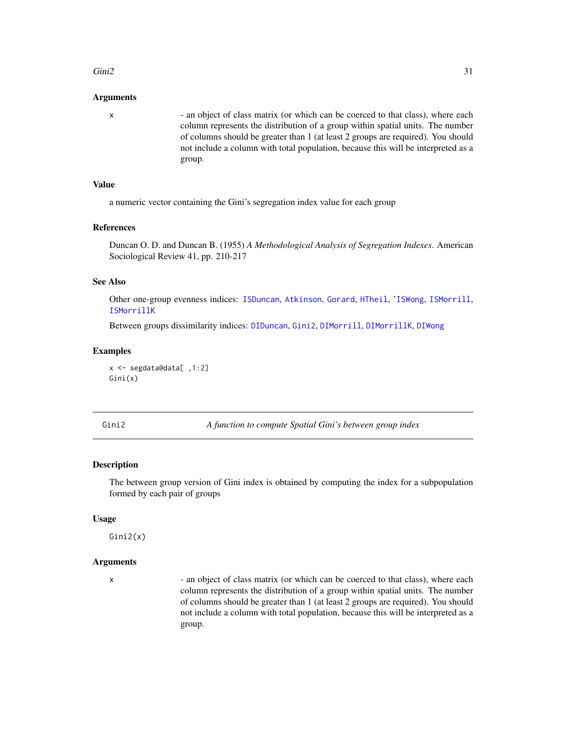### Arguments

x - an object of class matrix (or which can be coerced to that class), where each column represents the distribution of a group within spatial units. The number of columns should be greater than 1 (at least 2 groups are required). You should not include a column with total population, because this will be interpreted as a group.

### Value

a numeric vector containing the Gini's segregation index value for each group

### References

Duncan O. D. and Duncan B. (1955) *A Methodological Analysis of Segregation Indexes*. American Sociological Review 41, pp. 210-217

### See Also

Other one-group evenness indices: ISDuncan, Atkinson, Gorard, HTheil, 'ISWong, ISMorrill, ISMorrillK

Between groups dissimilarity indices: DIDuncan, Gini2, DIMorrill, DIMorrillK, DIWong

### Examples

```
x <- segdata@data[ ,1:2]
Gini(x)
```

---

## Gini2 — *A function to compute Spatial Gini's between group index*

### Description

The between group version of Gini index is obtained by computing the index for a subpopulation formed by each pair of groups

### Usage

```
Gini2(x)
```

### Arguments

x - an object of class matrix (or which can be coerced to that class), where each column represents the distribution of a group within spatial units. The number of columns should be greater than 1 (at least 2 groups are required). You should not include a column with total population, because this will be interpreted as a group.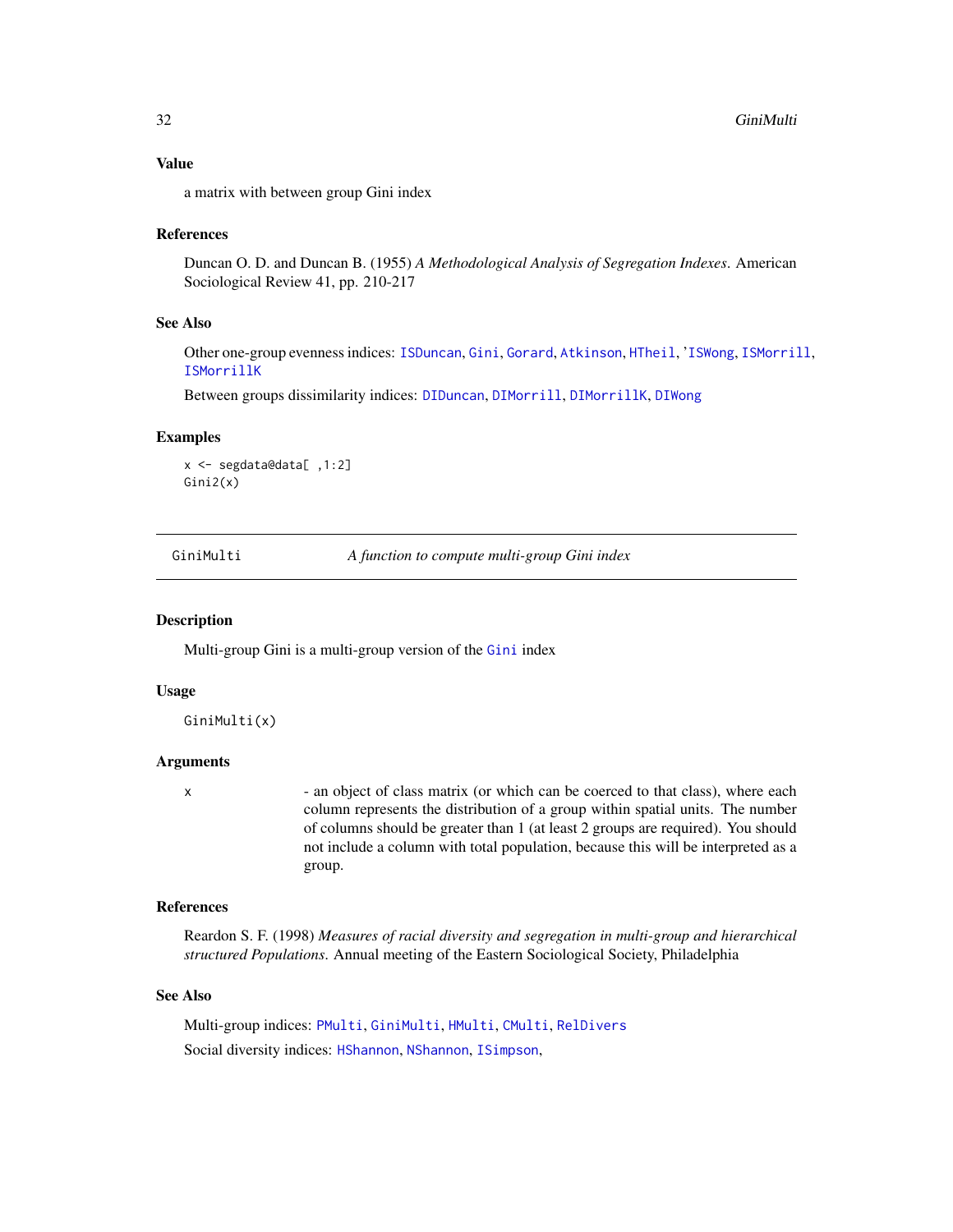### Value

a matrix with between group Gini index

### References

Duncan O. D. and Duncan B. (1955) *A Methodological Analysis of Segregation Indexes*. American Sociological Review 41, pp. 210-217

### See Also

Other one-group evenness indices: ISDuncan, Gini, Gorard, Atkinson, HTheil, 'ISWong, ISMorrill, ISMorrillK

Between groups dissimilarity indices: DIDuncan, DIMorrill, DIMorrillK, DIWong

### Examples

```
x <- segdata@data[ ,1:2]
Gini2(x)
```

---

## GiniMulti — *A function to compute multi-group Gini index*

---

### Description

Multi-group Gini is a multi-group version of the Gini index

### Usage

```
GiniMulti(x)
```

### Arguments

| | |
|---|---|
| x | - an object of class matrix (or which can be coerced to that class), where each column represents the distribution of a group within spatial units. The number of columns should be greater than 1 (at least 2 groups are required). You should not include a column with total population, because this will be interpreted as a group. |

### References

Reardon S. F. (1998) *Measures of racial diversity and segregation in multi-group and hierarchical structured Populations*. Annual meeting of the Eastern Sociological Society, Philadelphia

### See Also

Multi-group indices: PMulti, GiniMulti, HMulti, CMulti, RelDivers

Social diversity indices: HShannon, NShannon, ISimpson,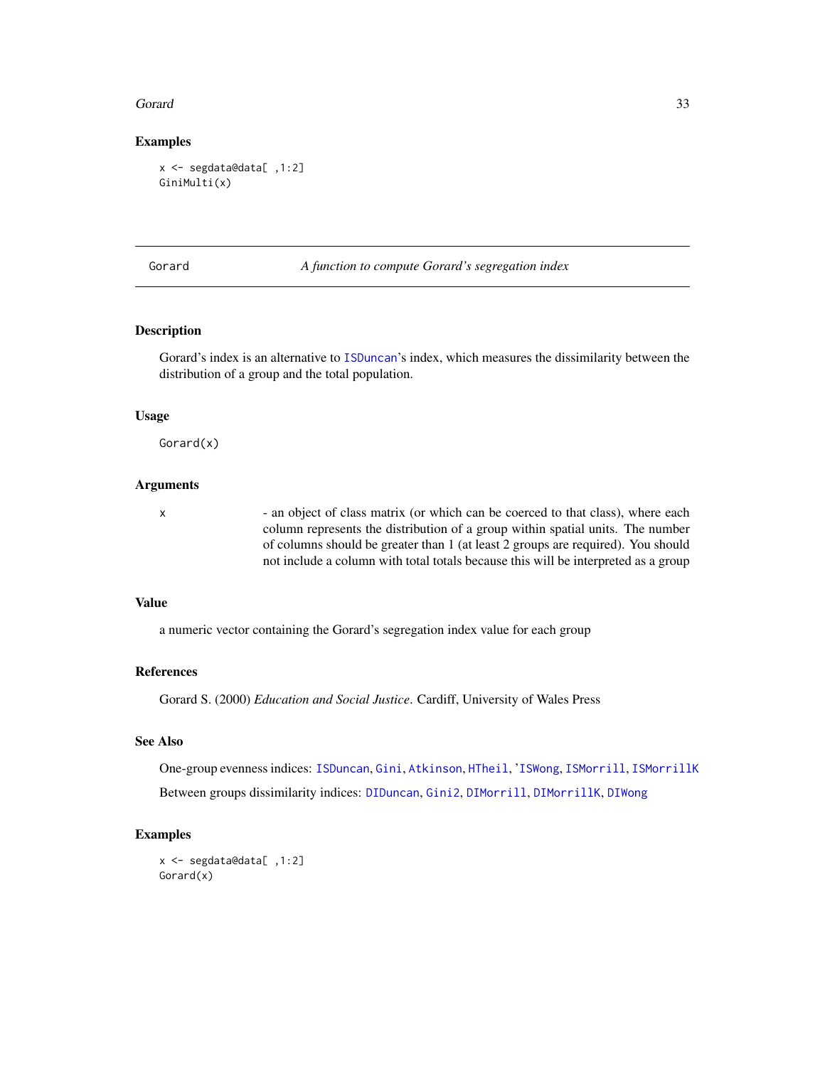### Examples

```
x <- segdata@data[ ,1:2]
GiniMulti(x)
```

---

## Gorard — *A function to compute Gorard's segregation index*

### Description

Gorard's index is an alternative to ISDuncan's index, which measures the dissimilarity between the distribution of a group and the total population.

### Usage

```
Gorard(x)
```

### Arguments

| | |
|---|---|
| x | - an object of class matrix (or which can be coerced to that class), where each column represents the distribution of a group within spatial units. The number of columns should be greater than 1 (at least 2 groups are required). You should not include a column with total totals because this will be interpreted as a group |

### Value

a numeric vector containing the Gorard's segregation index value for each group

### References

Gorard S. (2000) *Education and Social Justice*. Cardiff, University of Wales Press

### See Also

One-group evenness indices: ISDuncan, Gini, Atkinson, HTheil, 'ISWong, ISMorrill, ISMorrillK

Between groups dissimilarity indices: DIDuncan, Gini2, DIMorrill, DIMorrillK, DIWong

### Examples

```
x <- segdata@data[ ,1:2]
Gorard(x)
```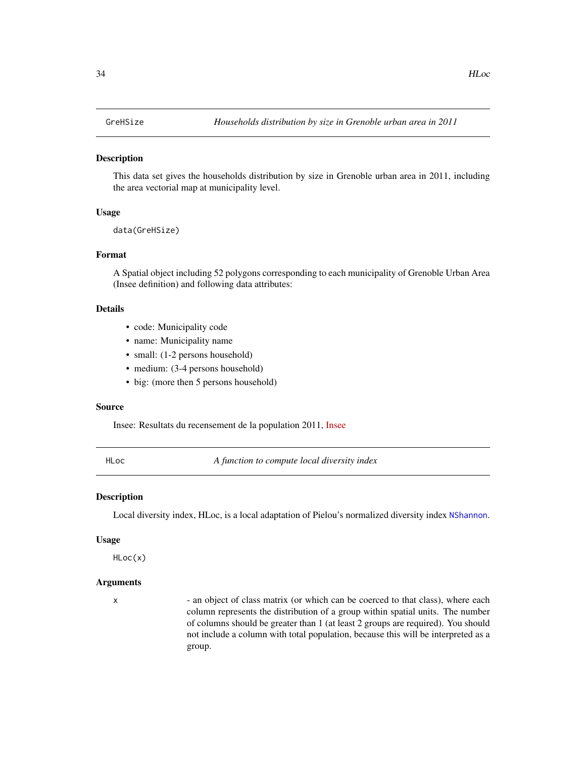## GreHSize — *Households distribution by size in Grenoble urban area in 2011*

### Description

This data set gives the households distribution by size in Grenoble urban area in 2011, including the area vectorial map at municipality level.

### Usage

```
data(GreHSize)
```

### Format

A Spatial object including 52 polygons corresponding to each municipality of Grenoble Urban Area (Insee definition) and following data attributes:

### Details

- code: Municipality code
- name: Municipality name
- small: (1-2 persons household)
- medium: (3-4 persons household)
- big: (more then 5 persons household)

### Source

Insee: Resultats du recensement de la population 2011, Insee

---

## HLoc — *A function to compute local diversity index*

### Description

Local diversity index, HLoc, is a local adaptation of Pielou's normalized diversity index `NShannon`.

### Usage

```
HLoc(x)
```

### Arguments

| | |
|---|---|
| x | - an object of class matrix (or which can be coerced to that class), where each column represents the distribution of a group within spatial units. The number of columns should be greater than 1 (at least 2 groups are required). You should not include a column with total population, because this will be interpreted as a group. |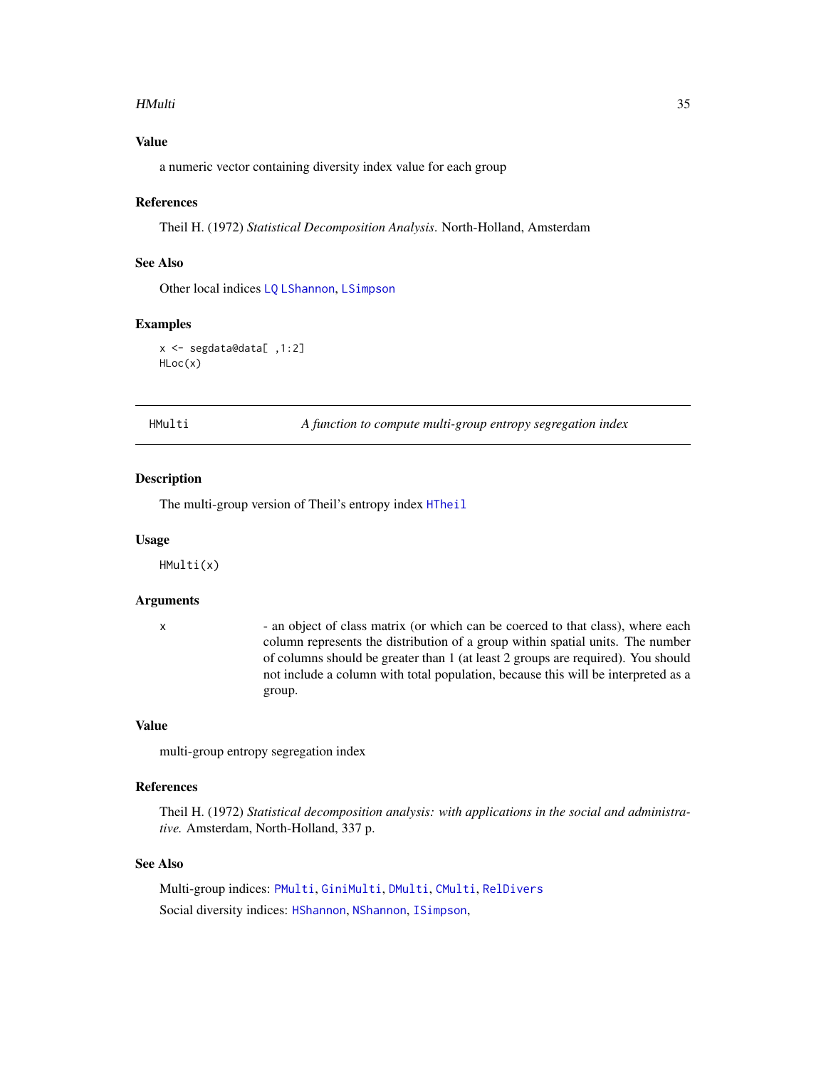### Value

a numeric vector containing diversity index value for each group

### References

Theil H. (1972) *Statistical Decomposition Analysis*. North-Holland, Amsterdam

### See Also

Other local indices `LQ` `LShannon`, `LSimpson`

### Examples

```
x <- segdata@data[ ,1:2]
HLoc(x)
```

---

## HMulti — *A function to compute multi-group entropy segregation index*

### Description

The multi-group version of Theil's entropy index `HTheil`

### Usage

```
HMulti(x)
```

### Arguments

| | |
|---|---|
| x | - an object of class matrix (or which can be coerced to that class), where each column represents the distribution of a group within spatial units. The number of columns should be greater than 1 (at least 2 groups are required). You should not include a column with total population, because this will be interpreted as a group. |

### Value

multi-group entropy segregation index

### References

Theil H. (1972) *Statistical decomposition analysis: with applications in the social and administrative.* Amsterdam, North-Holland, 337 p.

### See Also

Multi-group indices: `PMulti`, `GiniMulti`, `DMulti`, `CMulti`, `RelDivers`

Social diversity indices: `HShannon`, `NShannon`, `ISimpson`,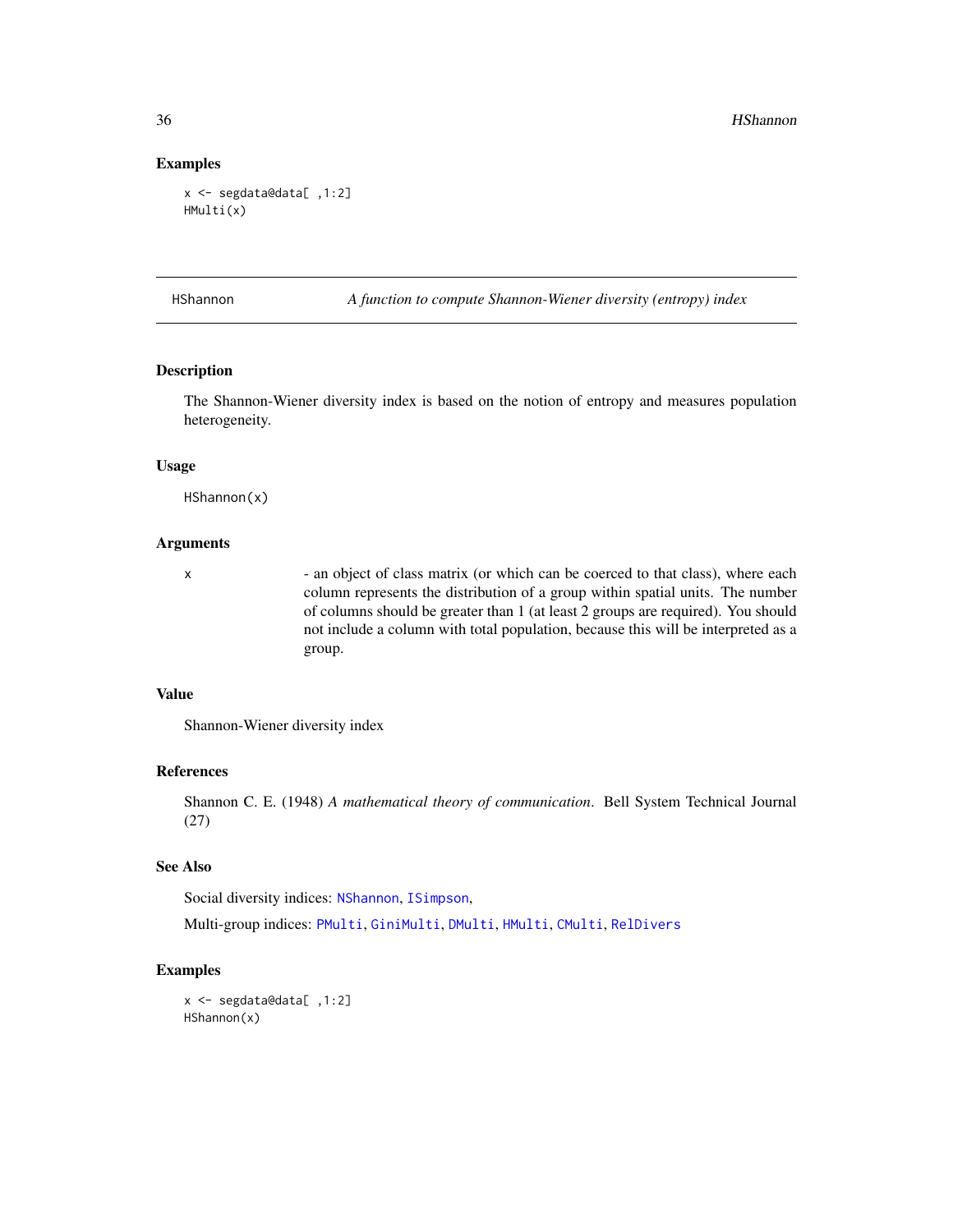## Examples

```
x <- segdata@data[ ,1:2]
HMulti(x)
```

---

## HShannon — *A function to compute Shannon-Wiener diversity (entropy) index*

### Description

The Shannon-Wiener diversity index is based on the notion of entropy and measures population heterogeneity.

### Usage

```
HShannon(x)
```

### Arguments

| | |
|---|---|
| x | - an object of class matrix (or which can be coerced to that class), where each column represents the distribution of a group within spatial units. The number of columns should be greater than 1 (at least 2 groups are required). You should not include a column with total population, because this will be interpreted as a group. |

### Value

Shannon-Wiener diversity index

### References

Shannon C. E. (1948) *A mathematical theory of communication*. Bell System Technical Journal (27)

### See Also

Social diversity indices: NShannon, ISimpson,

Multi-group indices: PMulti, GiniMulti, DMulti, HMulti, CMulti, RelDivers

### Examples

```
x <- segdata@data[ ,1:2]
HShannon(x)
```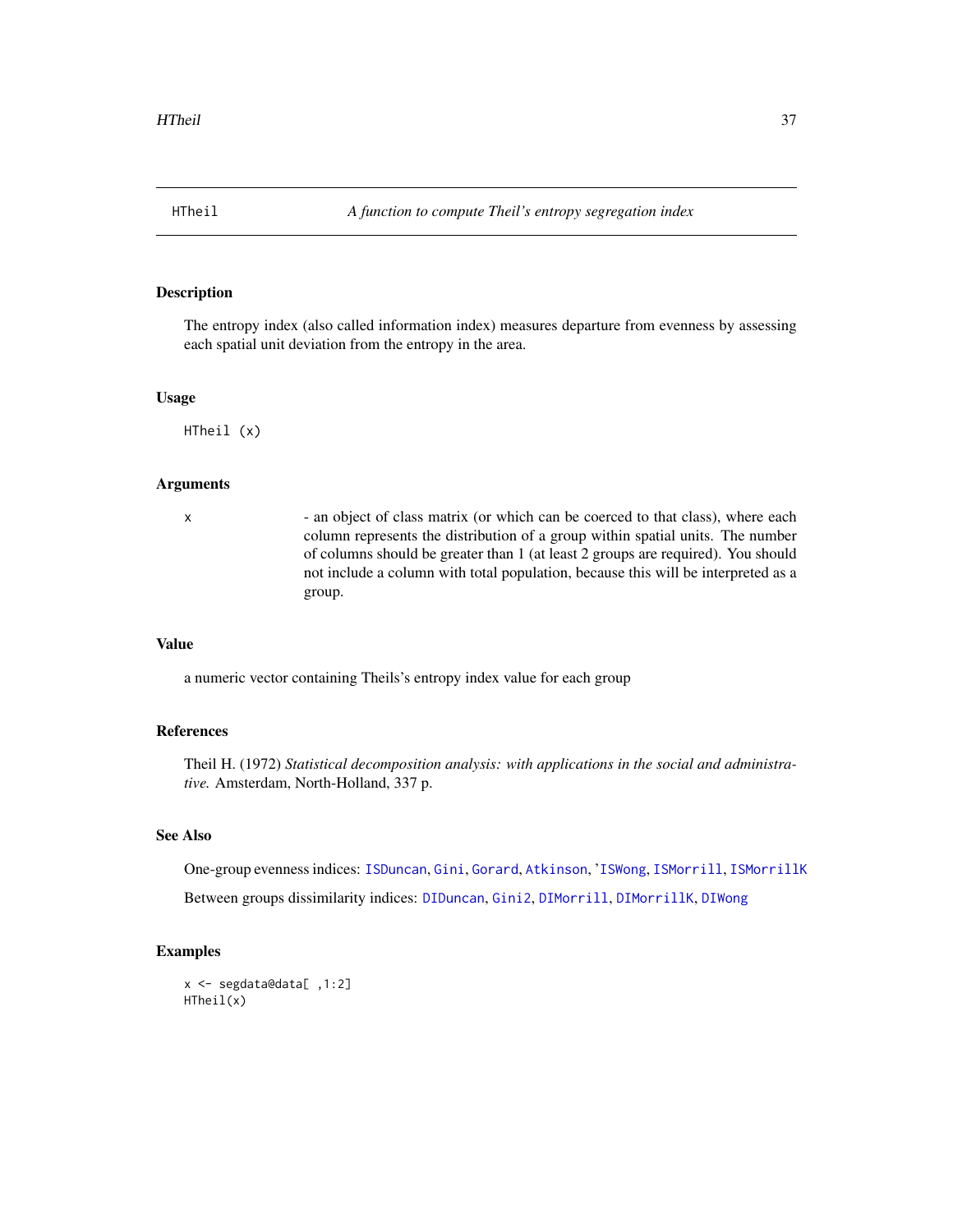# HTheil — A function to compute Theil's entropy segregation index

## Description

The entropy index (also called information index) measures departure from evenness by assessing each spatial unit deviation from the entropy in the area.

## Usage

```
HTheil (x)
```

## Arguments

x - an object of class matrix (or which can be coerced to that class), where each column represents the distribution of a group within spatial units. The number of columns should be greater than 1 (at least 2 groups are required). You should not include a column with total population, because this will be interpreted as a group.

## Value

a numeric vector containing Theils's entropy index value for each group

## References

Theil H. (1972) *Statistical decomposition analysis: with applications in the social and administrative.* Amsterdam, North-Holland, 337 p.

## See Also

One-group evenness indices: ISDuncan, Gini, Gorard, Atkinson, 'ISWong, ISMorrill, ISMorrillK

Between groups dissimilarity indices: DIDuncan, Gini2, DIMorrill, DIMorrillK, DIWong

## Examples

```
x <- segdata@data[ ,1:2]
HTheil(x)
```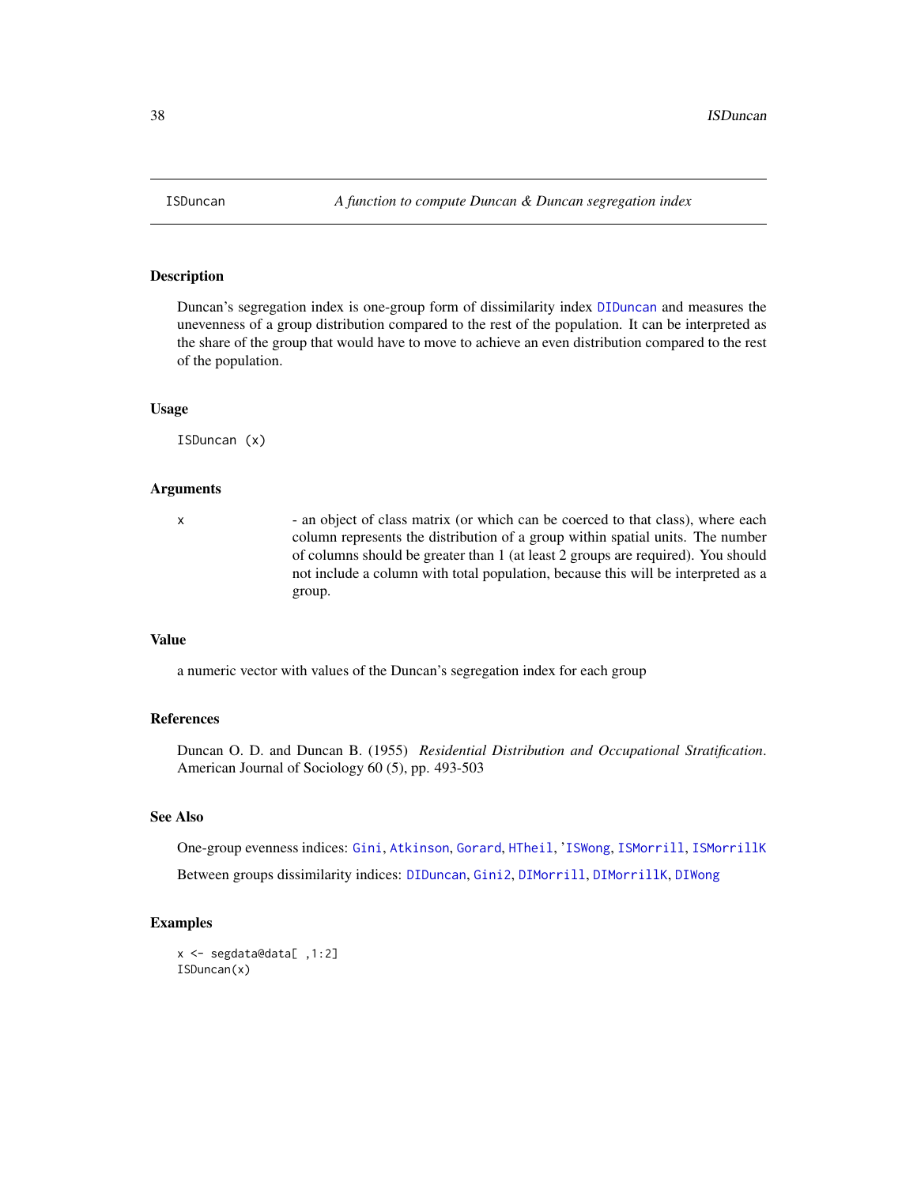# ISDuncan — *A function to compute Duncan & Duncan segregation index*

## Description

Duncan's segregation index is one-group form of dissimilarity index `DIDuncan` and measures the unevenness of a group distribution compared to the rest of the population. It can be interpreted as the share of the group that would have to move to achieve an even distribution compared to the rest of the population.

## Usage

```
ISDuncan (x)
```

## Arguments

| | |
|---|---|
| x | - an object of class matrix (or which can be coerced to that class), where each column represents the distribution of a group within spatial units. The number of columns should be greater than 1 (at least 2 groups are required). You should not include a column with total population, because this will be interpreted as a group. |

## Value

a numeric vector with values of the Duncan's segregation index for each group

## References

Duncan O. D. and Duncan B. (1955) *Residential Distribution and Occupational Stratification*. American Journal of Sociology 60 (5), pp. 493-503

## See Also

One-group evenness indices: `Gini`, `Atkinson`, `Gorard`, `HTheil`, '`ISWong`, `ISMorrill`, `ISMorrillK`

Between groups dissimilarity indices: `DIDuncan`, `Gini2`, `DIMorrill`, `DIMorrillK`, `DIWong`

## Examples

```
x <- segdata@data[ ,1:2]
ISDuncan(x)
```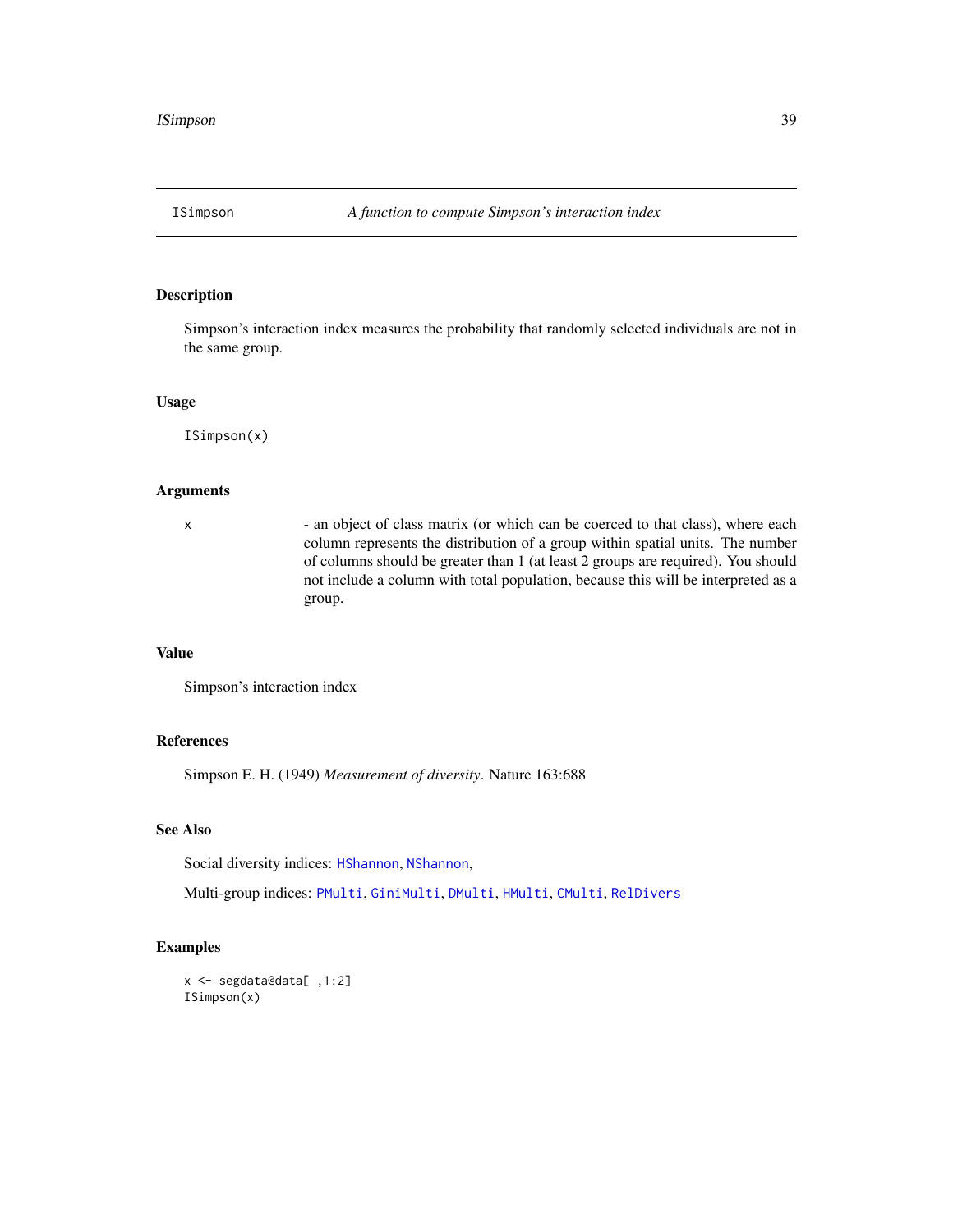ISimpson    *A function to compute Simpson's interaction index*

### Description

Simpson's interaction index measures the probability that randomly selected individuals are not in the same group.

### Usage

```
ISimpson(x)
```

### Arguments

| | |
|---|---|
| x | - an object of class matrix (or which can be coerced to that class), where each column represents the distribution of a group within spatial units. The number of columns should be greater than 1 (at least 2 groups are required). You should not include a column with total population, because this will be interpreted as a group. |

### Value

Simpson's interaction index

### References

Simpson E. H. (1949) *Measurement of diversity*. Nature 163:688

### See Also

Social diversity indices: `HShannon`, `NShannon`,

Multi-group indices: `PMulti`, `GiniMulti`, `DMulti`, `HMulti`, `CMulti`, `RelDivers`

### Examples

```
x <- segdata@data[ ,1:2]
ISimpson(x)
```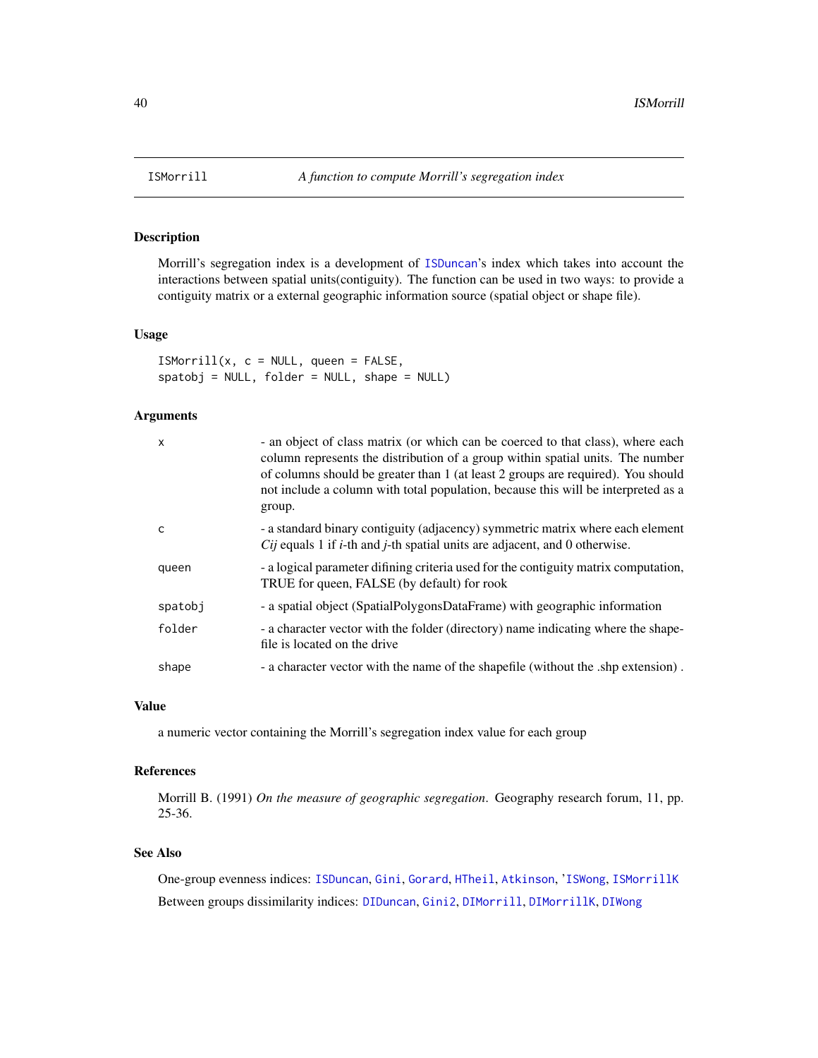# ISMorrill — *A function to compute Morrill's segregation index*

## Description

Morrill's segregation index is a development of ISDuncan's index which takes into account the interactions between spatial units(contiguity). The function can be used in two ways: to provide a contiguity matrix or a external geographic information source (spatial object or shape file).

## Usage

```
ISMorrill(x, c = NULL, queen = FALSE,
spatobj = NULL, folder = NULL, shape = NULL)
```

## Arguments

| | |
|---|---|
| `x` | - an object of class matrix (or which can be coerced to that class), where each column represents the distribution of a group within spatial units. The number of columns should be greater than 1 (at least 2 groups are required). You should not include a column with total population, because this will be interpreted as a group. |
| `c` | - a standard binary contiguity (adjacency) symmetric matrix where each element *Cij* equals 1 if *i*-th and *j*-th spatial units are adjacent, and 0 otherwise. |
| `queen` | - a logical parameter difining criteria used for the contiguity matrix computation, TRUE for queen, FALSE (by default) for rook |
| `spatobj` | - a spatial object (SpatialPolygonsDataFrame) with geographic information |
| `folder` | - a character vector with the folder (directory) name indicating where the shapefile is located on the drive |
| `shape` | - a character vector with the name of the shapefile (without the .shp extension) . |

## Value

a numeric vector containing the Morrill's segregation index value for each group

## References

Morrill B. (1991) *On the measure of geographic segregation*. Geography research forum, 11, pp. 25-36.

## See Also

One-group evenness indices: ISDuncan, Gini, Gorard, HTheil, Atkinson, 'ISWong, ISMorrillK

Between groups dissimilarity indices: DIDuncan, Gini2, DIMorrill, DIMorrillK, DIWong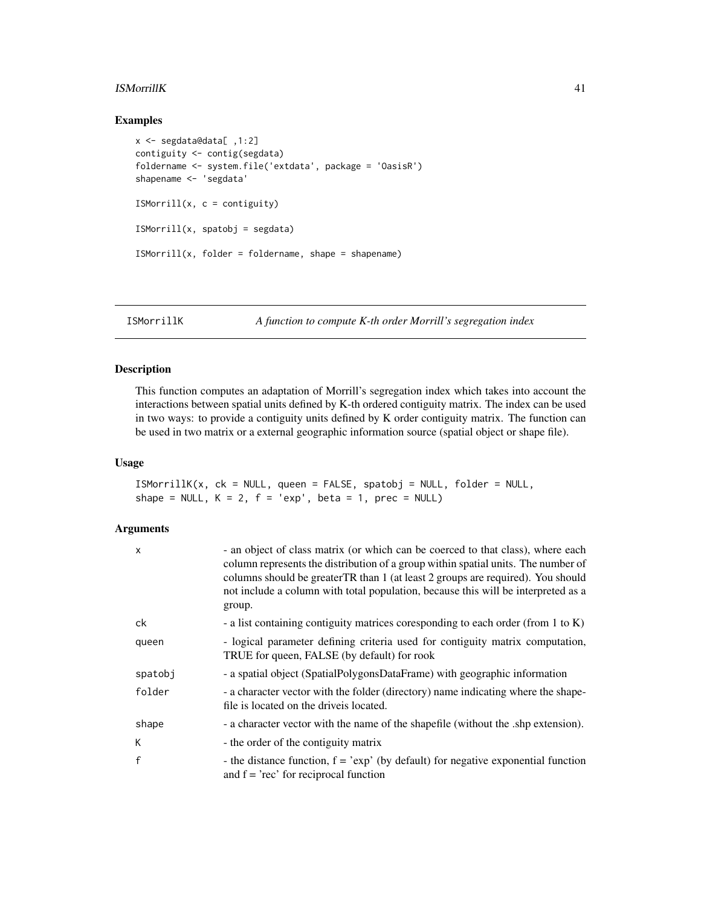## Examples

```
x <- segdata@data[ ,1:2]
contiguity <- contig(segdata)
foldername <- system.file('extdata', package = 'OasisR')
shapename <- 'segdata'

ISMorrill(x, c = contiguity)

ISMorrill(x, spatobj = segdata)

ISMorrill(x, folder = foldername, shape = shapename)
```

---

# ISMorrillK *A function to compute K-th order Morrill's segregation index*

---

## Description

This function computes an adaptation of Morrill's segregation index which takes into account the interactions between spatial units defined by K-th ordered contiguity matrix. The index can be used in two ways: to provide a contiguity units defined by K order contiguity matrix. The function can be used in two matrix or a external geographic information source (spatial object or shape file).

## Usage

```
ISMorrillK(x, ck = NULL, queen = FALSE, spatobj = NULL, folder = NULL,
shape = NULL, K = 2, f = 'exp', beta = 1, prec = NULL)
```

## Arguments

| | |
|---|---|
| x | - an object of class matrix (or which can be coerced to that class), where each column represents the distribution of a group within spatial units. The number of columns should be greaterTR than 1 (at least 2 groups are required). You should not include a column with total population, because this will be interpreted as a group. |
| ck | - a list containing contiguity matrices coresponding to each order (from 1 to K) |
| queen | - logical parameter defining criteria used for contiguity matrix computation, TRUE for queen, FALSE (by default) for rook |
| spatobj | - a spatial object (SpatialPolygonsDataFrame) with geographic information |
| folder | - a character vector with the folder (directory) name indicating where the shapefile is located on the driveis located. |
| shape | - a character vector with the name of the shapefile (without the .shp extension). |
| K | - the order of the contiguity matrix |
| f | - the distance function, f = 'exp' (by default) for negative exponential function and f = 'rec' for reciprocal function |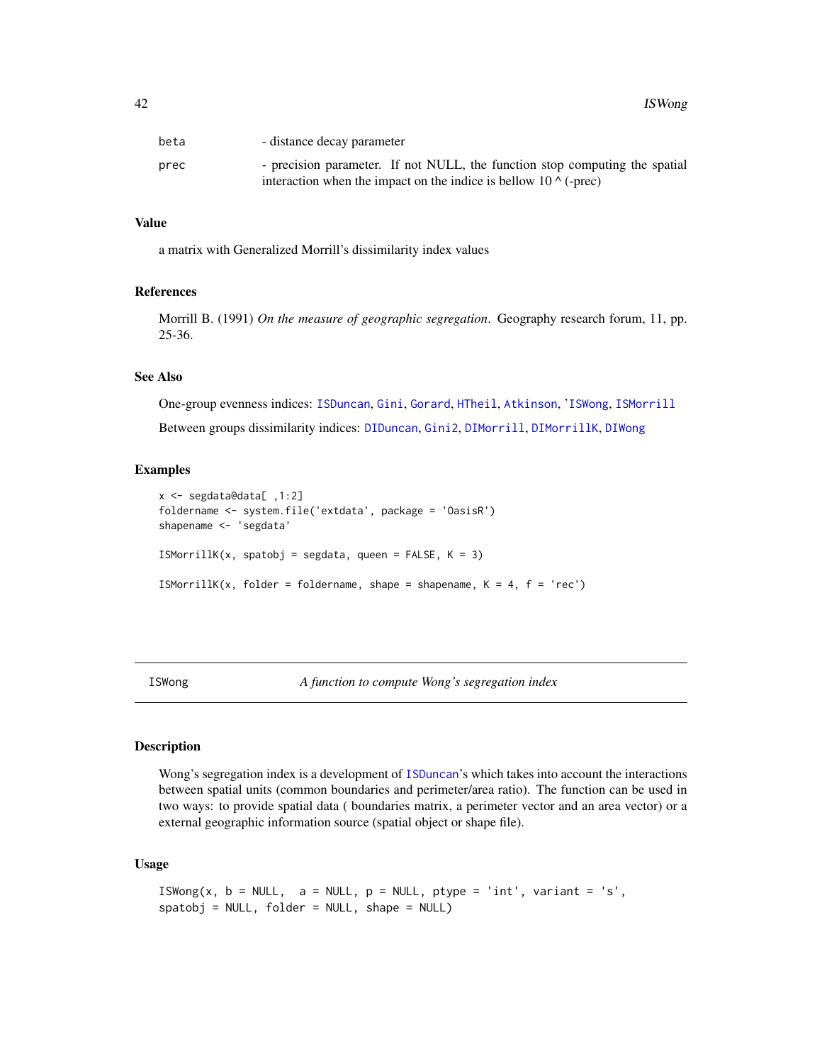| | |
|---|---|
| beta | - distance decay parameter |
| prec | - precision parameter. If not NULL, the function stop computing the spatial interaction when the impact on the indice is bellow 10 ^ (-prec) |

### Value

a matrix with Generalized Morrill's dissimilarity index values

### References

Morrill B. (1991) *On the measure of geographic segregation*. Geography research forum, 11, pp. 25-36.

### See Also

One-group evenness indices: ISDuncan, Gini, Gorard, HTheil, Atkinson, 'ISWong, ISMorrill

Between groups dissimilarity indices: DIDuncan, Gini2, DIMorrill, DIMorrillK, DIWong

### Examples

```
x <- segdata@data[ ,1:2]
foldername <- system.file('extdata', package = 'OasisR')
shapename <- 'segdata'

ISMorrillK(x, spatobj = segdata, queen = FALSE, K = 3)

ISMorrillK(x, folder = foldername, shape = shapename, K = 4, f = 'rec')
```

---

## ISWong — *A function to compute Wong's segregation index*

### Description

Wong's segregation index is a development of ISDuncan's which takes into account the interactions between spatial units (common boundaries and perimeter/area ratio). The function can be used in two ways: to provide spatial data ( boundaries matrix, a perimeter vector and an area vector) or a external geographic information source (spatial object or shape file).

### Usage

```
ISWong(x, b = NULL,  a = NULL, p = NULL, ptype = 'int', variant = 's',
spatobj = NULL, folder = NULL, shape = NULL)
```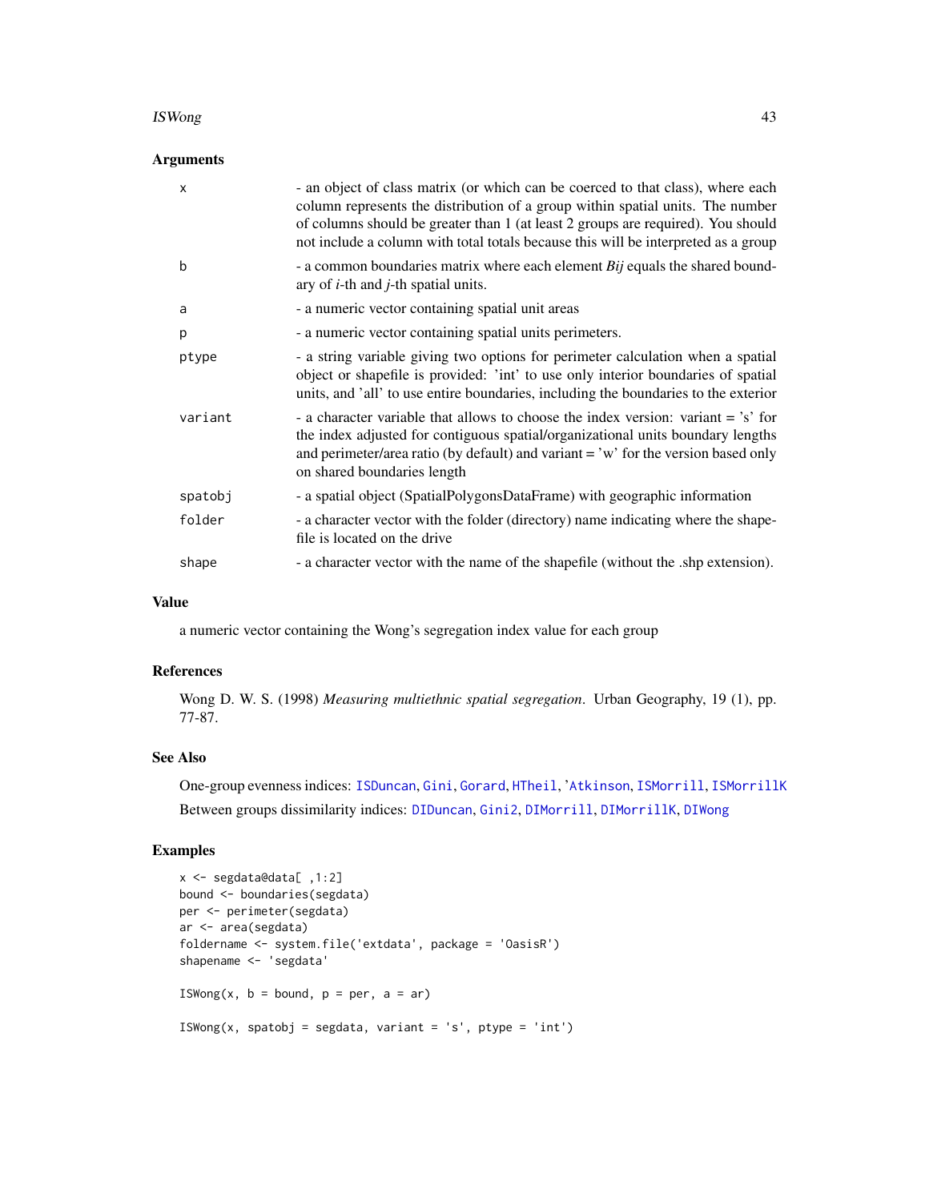## Arguments

| | |
|---|---|
| x | - an object of class matrix (or which can be coerced to that class), where each column represents the distribution of a group within spatial units. The number of columns should be greater than 1 (at least 2 groups are required). You should not include a column with total totals because this will be interpreted as a group |
| b | - a common boundaries matrix where each element *Bij* equals the shared boundary of *i*-th and *j*-th spatial units. |
| a | - a numeric vector containing spatial unit areas |
| p | - a numeric vector containing spatial units perimeters. |
| ptype | - a string variable giving two options for perimeter calculation when a spatial object or shapefile is provided: 'int' to use only interior boundaries of spatial units, and 'all' to use entire boundaries, including the boundaries to the exterior |
| variant | - a character variable that allows to choose the index version: variant = 's' for the index adjusted for contiguous spatial/organizational units boundary lengths and perimeter/area ratio (by default) and variant = 'w' for the version based only on shared boundaries length |
| spatobj | - a spatial object (SpatialPolygonsDataFrame) with geographic information |
| folder | - a character vector with the folder (directory) name indicating where the shapefile is located on the drive |
| shape | - a character vector with the name of the shapefile (without the .shp extension). |

## Value

a numeric vector containing the Wong's segregation index value for each group

## References

Wong D. W. S. (1998) *Measuring multiethnic spatial segregation*. Urban Geography, 19 (1), pp. 77-87.

## See Also

One-group evenness indices: ISDuncan, Gini, Gorard, HTheil, 'Atkinson, ISMorrill, ISMorrillK

Between groups dissimilarity indices: DIDuncan, Gini2, DIMorrill, DIMorrillK, DIWong

## Examples

```
x <- segdata@data[ ,1:2]
bound <- boundaries(segdata)
per <- perimeter(segdata)
ar <- area(segdata)
foldername <- system.file('extdata', package = 'OasisR')
shapename <- 'segdata'

ISWong(x, b = bound, p = per, a = ar)

ISWong(x, spatobj = segdata, variant = 's', ptype = 'int')
```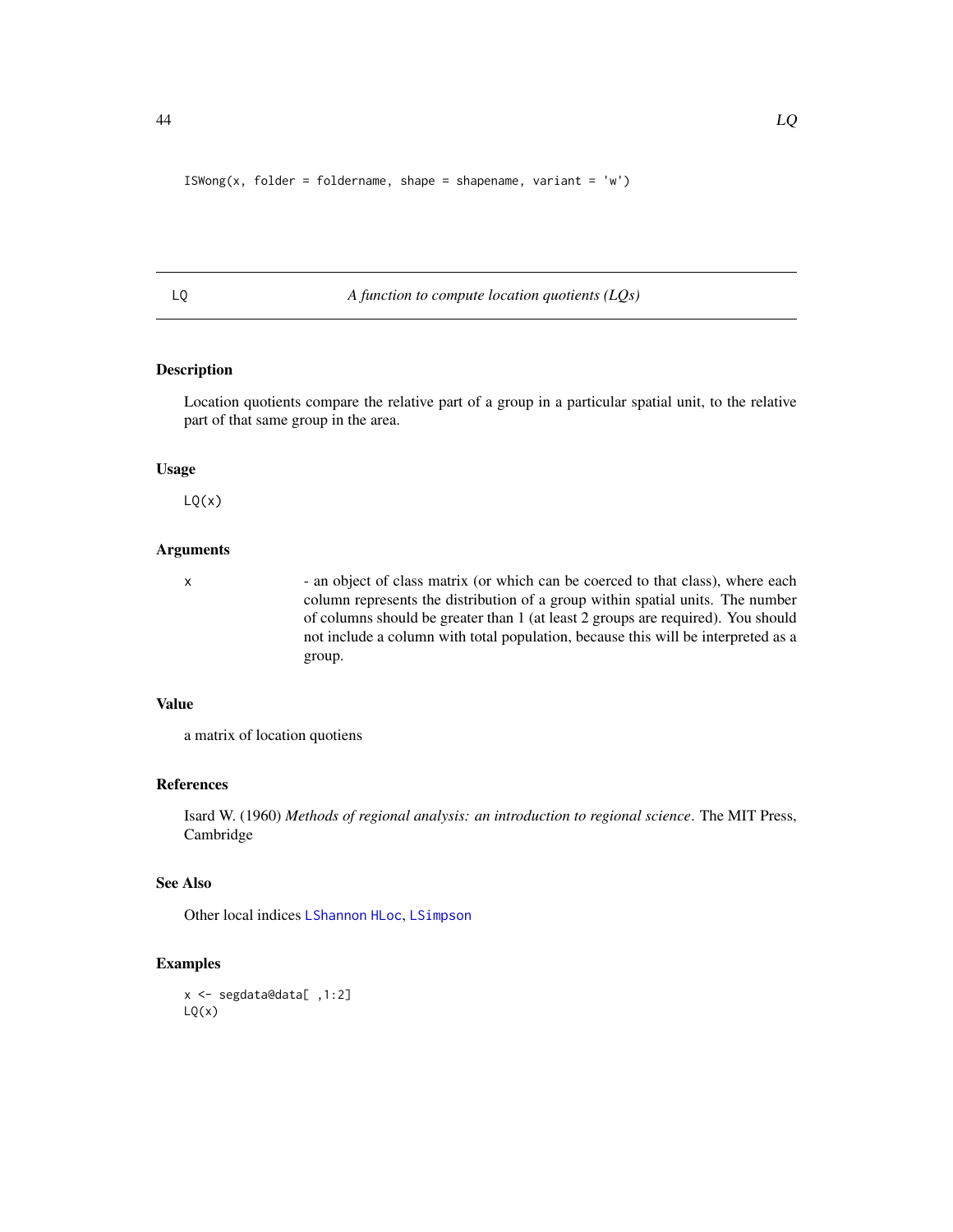```
ISWong(x, folder = foldername, shape = shapename, variant = 'w')
```

---

## LQ — *A function to compute location quotients (LQs)*

### Description

Location quotients compare the relative part of a group in a particular spatial unit, to the relative part of that same group in the area.

### Usage

```
LQ(x)
```

### Arguments

| | |
|---|---|
| x | - an object of class matrix (or which can be coerced to that class), where each column represents the distribution of a group within spatial units. The number of columns should be greater than 1 (at least 2 groups are required). You should not include a column with total population, because this will be interpreted as a group. |

### Value

a matrix of location quotiens

### References

Isard W. (1960) *Methods of regional analysis: an introduction to regional science*. The MIT Press, Cambridge

### See Also

Other local indices LShannon HLoc, LSimpson

### Examples

```
x <- segdata@data[ ,1:2]
LQ(x)
```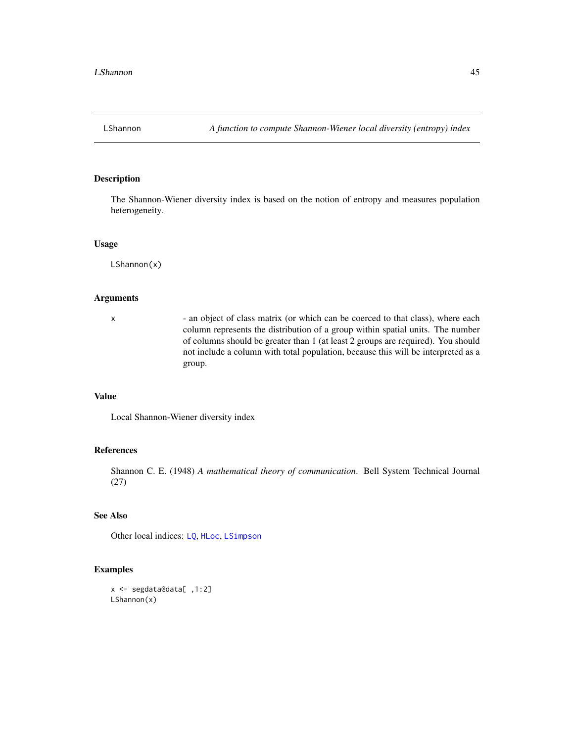## LShannon — A function to compute Shannon-Wiener local diversity (entropy) index

### Description

The Shannon-Wiener diversity index is based on the notion of entropy and measures population heterogeneity.

### Usage

```
LShannon(x)
```

### Arguments

x — - an object of class matrix (or which can be coerced to that class), where each column represents the distribution of a group within spatial units. The number of columns should be greater than 1 (at least 2 groups are required). You should not include a column with total population, because this will be interpreted as a group.

### Value

Local Shannon-Wiener diversity index

### References

Shannon C. E. (1948) *A mathematical theory of communication*. Bell System Technical Journal (27)

### See Also

Other local indices: `LQ`, `HLoc`, `LSimpson`

### Examples

```
x <- segdata@data[ ,1:2]
LShannon(x)
```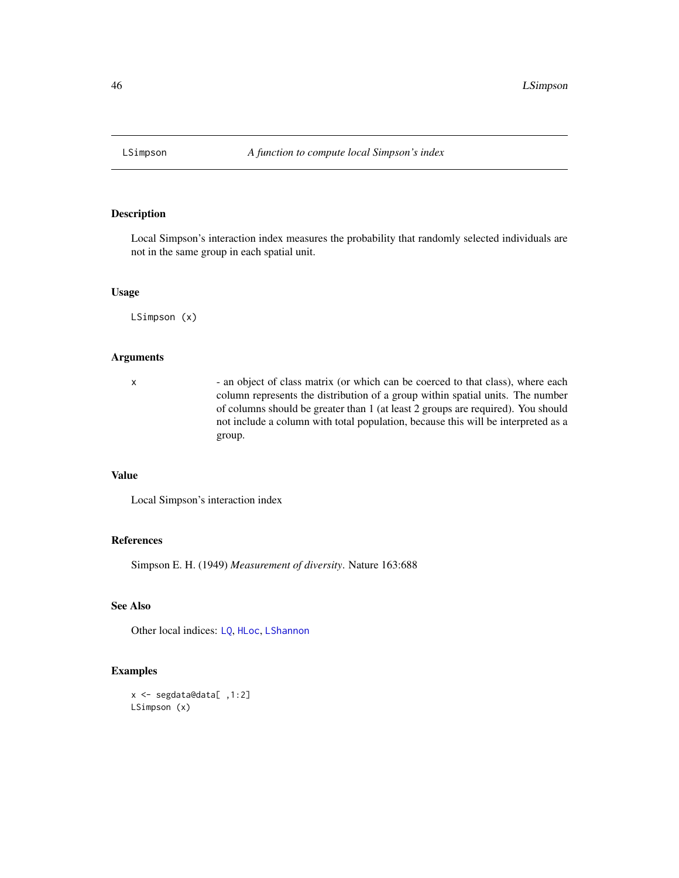## LSimpson *A function to compute local Simpson's index*

### Description

Local Simpson's interaction index measures the probability that randomly selected individuals are not in the same group in each spatial unit.

### Usage

```
LSimpson (x)
```

### Arguments

| | |
|---|---|
| x | - an object of class matrix (or which can be coerced to that class), where each column represents the distribution of a group within spatial units. The number of columns should be greater than 1 (at least 2 groups are required). You should not include a column with total population, because this will be interpreted as a group. |

### Value

Local Simpson's interaction index

### References

Simpson E. H. (1949) *Measurement of diversity*. Nature 163:688

### See Also

Other local indices: LQ, HLoc, LShannon

### Examples

```
x <- segdata@data[ ,1:2]
LSimpson (x)
```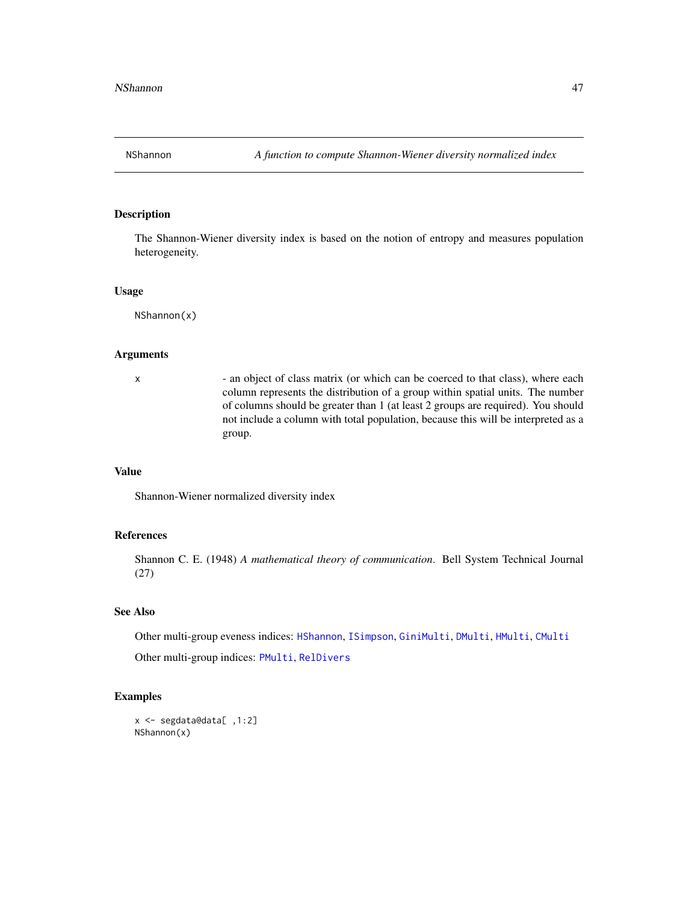## NShannon — *A function to compute Shannon-Wiener diversity normalized index*

### Description

The Shannon-Wiener diversity index is based on the notion of entropy and measures population heterogeneity.

### Usage

```
NShannon(x)
```

### Arguments

| | |
|---|---|
| x | - an object of class matrix (or which can be coerced to that class), where each column represents the distribution of a group within spatial units. The number of columns should be greater than 1 (at least 2 groups are required). You should not include a column with total population, because this will be interpreted as a group. |

### Value

Shannon-Wiener normalized diversity index

### References

Shannon C. E. (1948) *A mathematical theory of communication*. Bell System Technical Journal (27)

### See Also

Other multi-group eveness indices: `HShannon`, `ISimpson`, `GiniMulti`, `DMulti`, `HMulti`, `CMulti`

Other multi-group indices: `PMulti`, `RelDivers`

### Examples

```
x <- segdata@data[ ,1:2]
NShannon(x)
```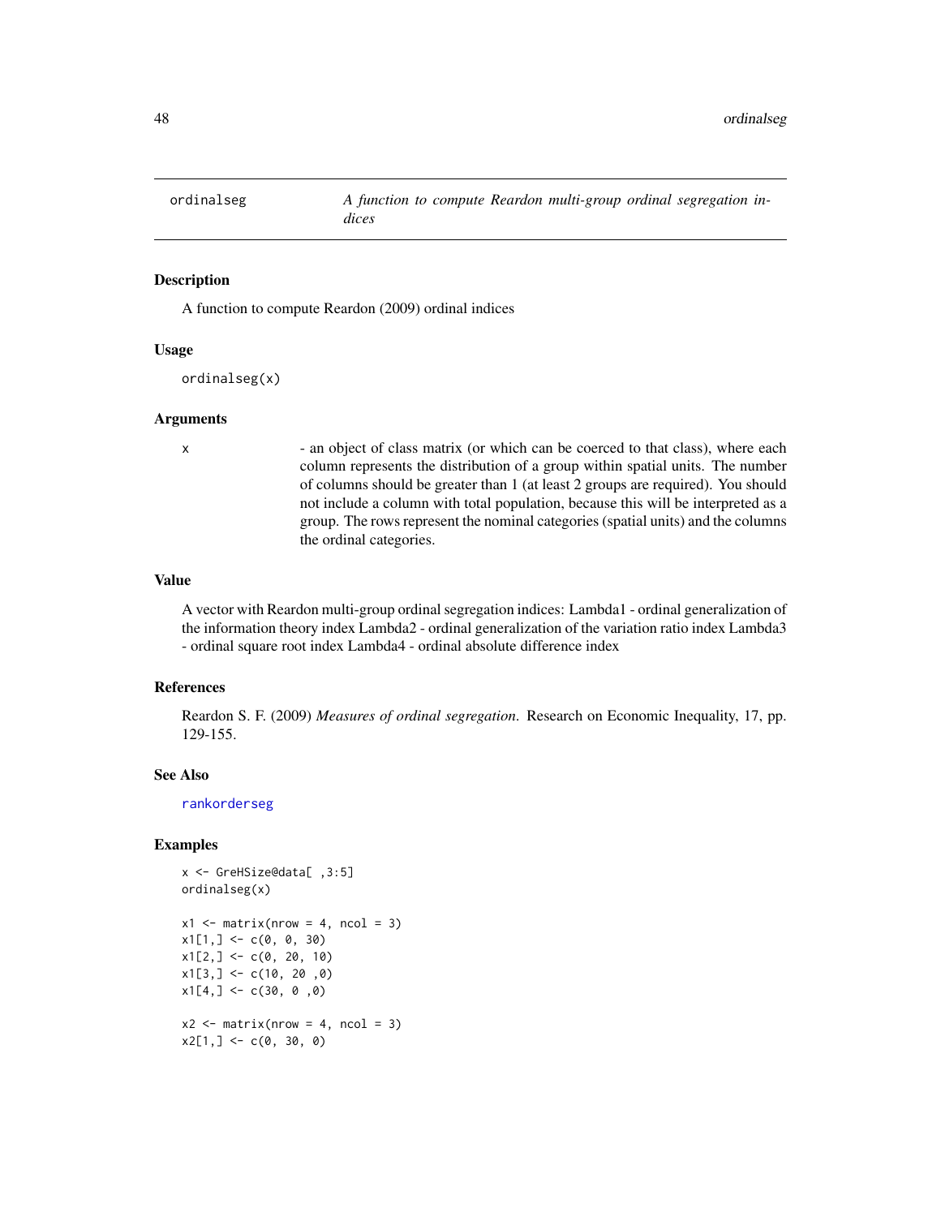## ordinalseg — *A function to compute Reardon multi-group ordinal segregation indices*

### Description

A function to compute Reardon (2009) ordinal indices

### Usage

```
ordinalseg(x)
```

### Arguments

| | |
|---|---|
| x | - an object of class matrix (or which can be coerced to that class), where each column represents the distribution of a group within spatial units. The number of columns should be greater than 1 (at least 2 groups are required). You should not include a column with total population, because this will be interpreted as a group. The rows represent the nominal categories (spatial units) and the columns the ordinal categories. |

### Value

A vector with Reardon multi-group ordinal segregation indices: Lambda1 - ordinal generalization of the information theory index Lambda2 - ordinal generalization of the variation ratio index Lambda3 - ordinal square root index Lambda4 - ordinal absolute difference index

### References

Reardon S. F. (2009) *Measures of ordinal segregation.* Research on Economic Inequality, 17, pp. 129-155.

### See Also

rankorderseg

### Examples

```
x <- GreHSize@data[ ,3:5]
ordinalseg(x)

x1 <- matrix(nrow = 4, ncol = 3)
x1[1,] <- c(0, 0, 30)
x1[2,] <- c(0, 20, 10)
x1[3,] <- c(10, 20 ,0)
x1[4,] <- c(30, 0 ,0)

x2 <- matrix(nrow = 4, ncol = 3)
x2[1,] <- c(0, 30, 0)
```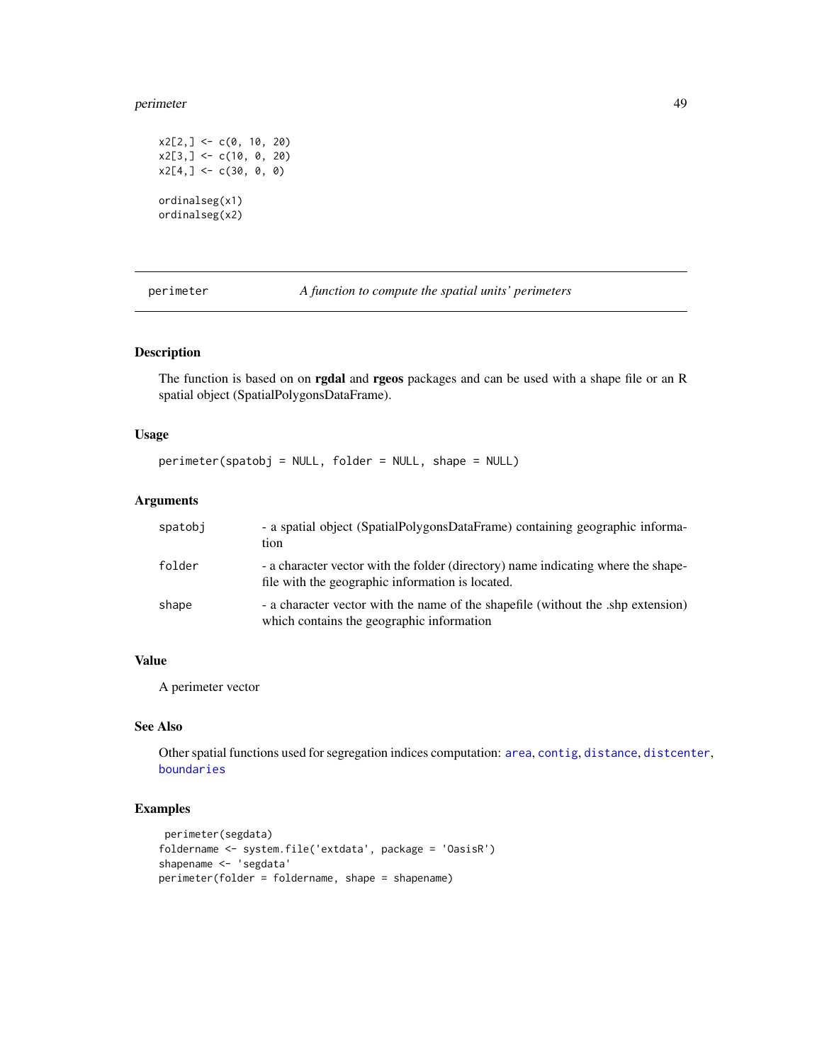```
x2[2,] <- c(0, 10, 20)
x2[3,] <- c(10, 0, 20)
x2[4,] <- c(30, 0, 0)

ordinalseg(x1)
ordinalseg(x2)
```

---

## perimeter — *A function to compute the spatial units' perimeters*

### Description

The function is based on on **rgdal** and **rgeos** packages and can be used with a shape file or an R spatial object (SpatialPolygonsDataFrame).

### Usage

```
perimeter(spatobj = NULL, folder = NULL, shape = NULL)
```

### Arguments

| | |
|---|---|
| spatobj | - a spatial object (SpatialPolygonsDataFrame) containing geographic information |
| folder | - a character vector with the folder (directory) name indicating where the shapefile with the geographic information is located. |
| shape | - a character vector with the name of the shapefile (without the .shp extension) which contains the geographic information |

### Value

A perimeter vector

### See Also

Other spatial functions used for segregation indices computation: `area`, `contig`, `distance`, `distcenter`, `boundaries`

### Examples

```
 perimeter(segdata)
foldername <- system.file('extdata', package = 'OasisR')
shapename <- 'segdata'
perimeter(folder = foldername, shape = shapename)
```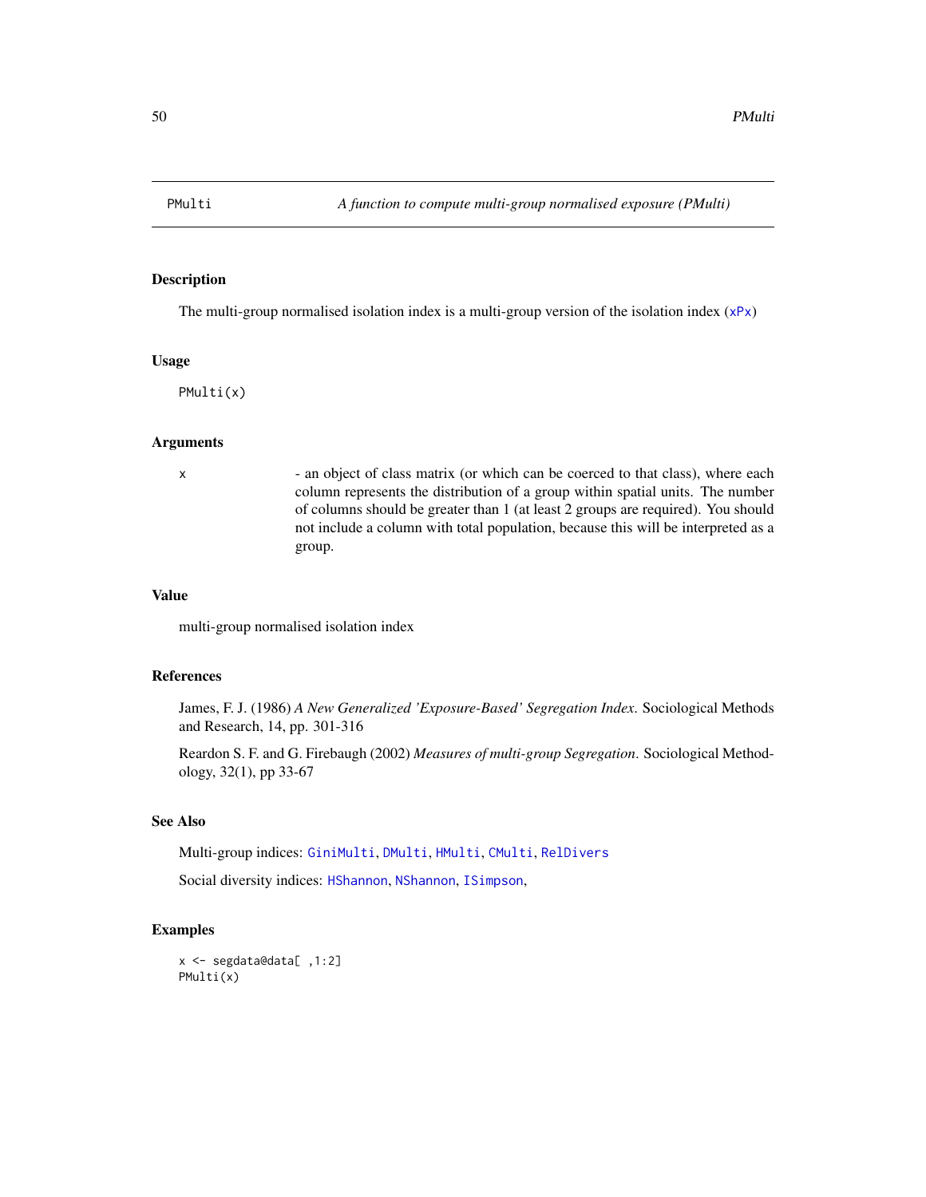PMulti *A function to compute multi-group normalised exposure (PMulti)*

## Description

The multi-group normalised isolation index is a multi-group version of the isolation index (xPx)

## Usage

```
PMulti(x)
```

## Arguments

| | |
|---|---|
| x | - an object of class matrix (or which can be coerced to that class), where each column represents the distribution of a group within spatial units. The number of columns should be greater than 1 (at least 2 groups are required). You should not include a column with total population, because this will be interpreted as a group. |

## Value

multi-group normalised isolation index

## References

James, F. J. (1986) *A New Generalized 'Exposure-Based' Segregation Index*. Sociological Methods and Research, 14, pp. 301-316

Reardon S. F. and G. Firebaugh (2002) *Measures of multi-group Segregation*. Sociological Methodology, 32(1), pp 33-67

## See Also

Multi-group indices: GiniMulti, DMulti, HMulti, CMulti, RelDivers

Social diversity indices: HShannon, NShannon, ISimpson,

## Examples

```
x <- segdata@data[ ,1:2]
PMulti(x)
```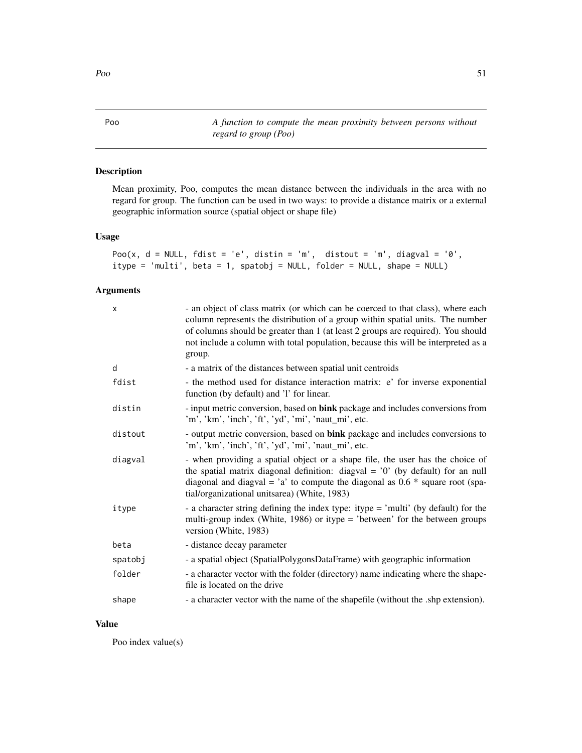# Poo — A function to compute the mean proximity between persons without regard to group (Poo)

## Description

Mean proximity, Poo, computes the mean distance between the individuals in the area with no regard for group. The function can be used in two ways: to provide a distance matrix or a external geographic information source (spatial object or shape file)

## Usage

```
Poo(x, d = NULL, fdist = 'e', distin = 'm',  distout = 'm', diagval = '0',
itype = 'multi', beta = 1, spatobj = NULL, folder = NULL, shape = NULL)
```

## Arguments

| | |
|---|---|
| x | - an object of class matrix (or which can be coerced to that class), where each column represents the distribution of a group within spatial units. The number of columns should be greater than 1 (at least 2 groups are required). You should not include a column with total population, because this will be interpreted as a group. |
| d | - a matrix of the distances between spatial unit centroids |
| fdist | - the method used for distance interaction matrix: e' for inverse exponential function (by default) and 'l' for linear. |
| distin | - input metric conversion, based on **bink** package and includes conversions from 'm', 'km', 'inch', 'ft', 'yd', 'mi', 'naut_mi', etc. |
| distout | - output metric conversion, based on **bink** package and includes conversions to 'm', 'km', 'inch', 'ft', 'yd', 'mi', 'naut_mi', etc. |
| diagval | - when providing a spatial object or a shape file, the user has the choice of the spatial matrix diagonal definition: diagval = '0' (by default) for an null diagonal and diagval = 'a' to compute the diagonal as 0.6 * square root (spatial/organizational unitsarea) (White, 1983) |
| itype | - a character string defining the index type: itype = 'multi' (by default) for the multi-group index (White, 1986) or itype = 'between' for the between groups version (White, 1983) |
| beta | - distance decay parameter |
| spatobj | - a spatial object (SpatialPolygonsDataFrame) with geographic information |
| folder | - a character vector with the folder (directory) name indicating where the shapefile is located on the drive |
| shape | - a character vector with the name of the shapefile (without the .shp extension). |

## Value

Poo index value(s)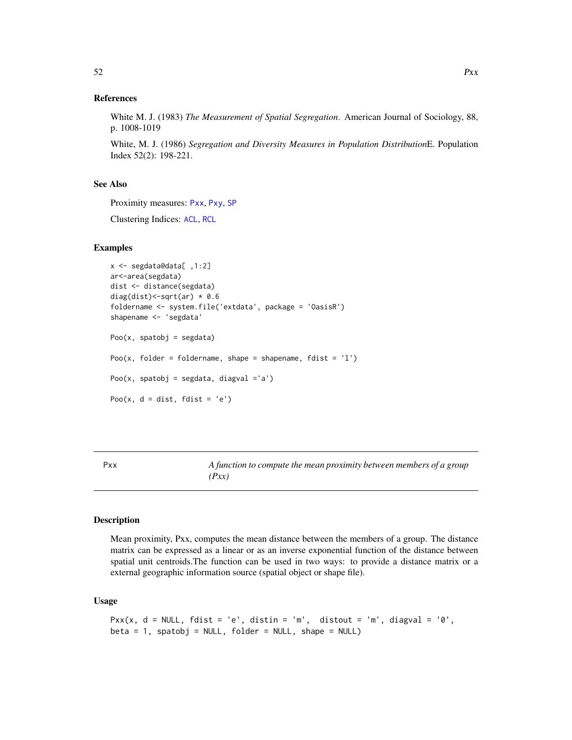## References

White M. J. (1983) *The Measurement of Spatial Segregation*. American Journal of Sociology, 88, p. 1008-1019

White, M. J. (1986) *Segregation and Diversity Measures in Population Distribution*E. Population Index 52(2): 198-221.

## See Also

Proximity measures: Pxx, Pxy, SP

Clustering Indices: ACL, RCL

## Examples

```
x <- segdata@data[ ,1:2]
ar<-area(segdata)
dist <- distance(segdata)
diag(dist)<-sqrt(ar) * 0.6
foldername <- system.file('extdata', package = 'OasisR')
shapename <- 'segdata'

Poo(x, spatobj = segdata)

Poo(x, folder = foldername, shape = shapename, fdist = 'l')

Poo(x, spatobj = segdata, diagval ='a')

Poo(x, d = dist, fdist = 'e')
```

---

# Pxx — *A function to compute the mean proximity between members of a group (Pxx)*

## Description

Mean proximity, Pxx, computes the mean distance between the members of a group. The distance matrix can be expressed as a linear or as an inverse exponential function of the distance between spatial unit centroids.The function can be used in two ways: to provide a distance matrix or a external geographic information source (spatial object or shape file).

## Usage

```
Pxx(x, d = NULL, fdist = 'e', distin = 'm',  distout = 'm', diagval = '0',
beta = 1, spatobj = NULL, folder = NULL, shape = NULL)
```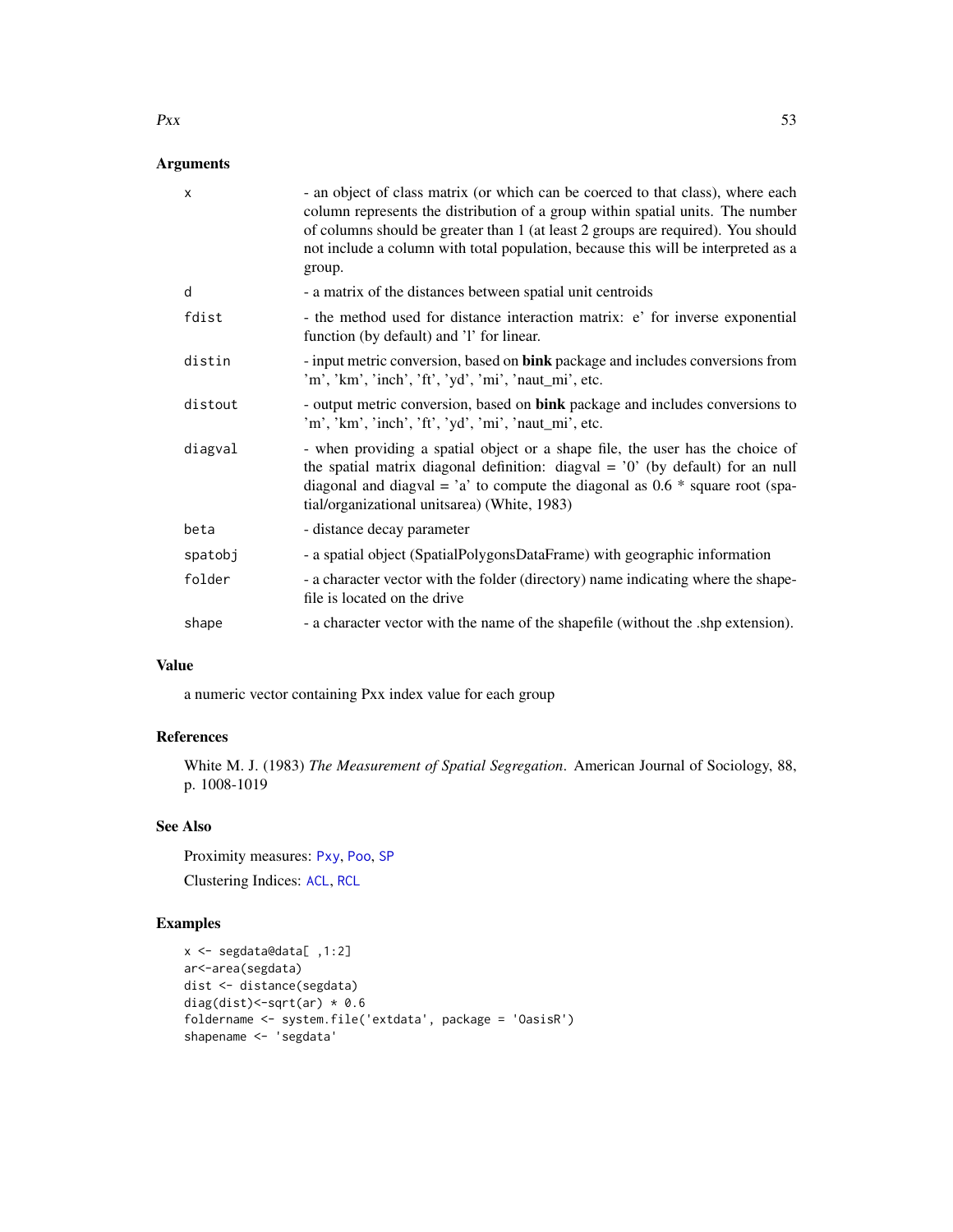## Arguments

| | |
|---|---|
| x | - an object of class matrix (or which can be coerced to that class), where each column represents the distribution of a group within spatial units. The number of columns should be greater than 1 (at least 2 groups are required). You should not include a column with total population, because this will be interpreted as a group. |
| d | - a matrix of the distances between spatial unit centroids |
| fdist | - the method used for distance interaction matrix: e' for inverse exponential function (by default) and 'l' for linear. |
| distin | - input metric conversion, based on **bink** package and includes conversions from 'm', 'km', 'inch', 'ft', 'yd', 'mi', 'naut_mi', etc. |
| distout | - output metric conversion, based on **bink** package and includes conversions to 'm', 'km', 'inch', 'ft', 'yd', 'mi', 'naut_mi', etc. |
| diagval | - when providing a spatial object or a shape file, the user has the choice of the spatial matrix diagonal definition: diagval = '0' (by default) for an null diagonal and diagval = 'a' to compute the diagonal as 0.6 * square root (spatial/organizational unitsarea) (White, 1983) |
| beta | - distance decay parameter |
| spatobj | - a spatial object (SpatialPolygonsDataFrame) with geographic information |
| folder | - a character vector with the folder (directory) name indicating where the shapefile is located on the drive |
| shape | - a character vector with the name of the shapefile (without the .shp extension). |

## Value

a numeric vector containing Pxx index value for each group

## References

White M. J. (1983) *The Measurement of Spatial Segregation*. American Journal of Sociology, 88, p. 1008-1019

## See Also

Proximity measures: Pxy, Poo, SP

Clustering Indices: ACL, RCL

## Examples

```
x <- segdata@data[ ,1:2]
ar<-area(segdata)
dist <- distance(segdata)
diag(dist)<-sqrt(ar) * 0.6
foldername <- system.file('extdata', package = 'OasisR')
shapename <- 'segdata'
```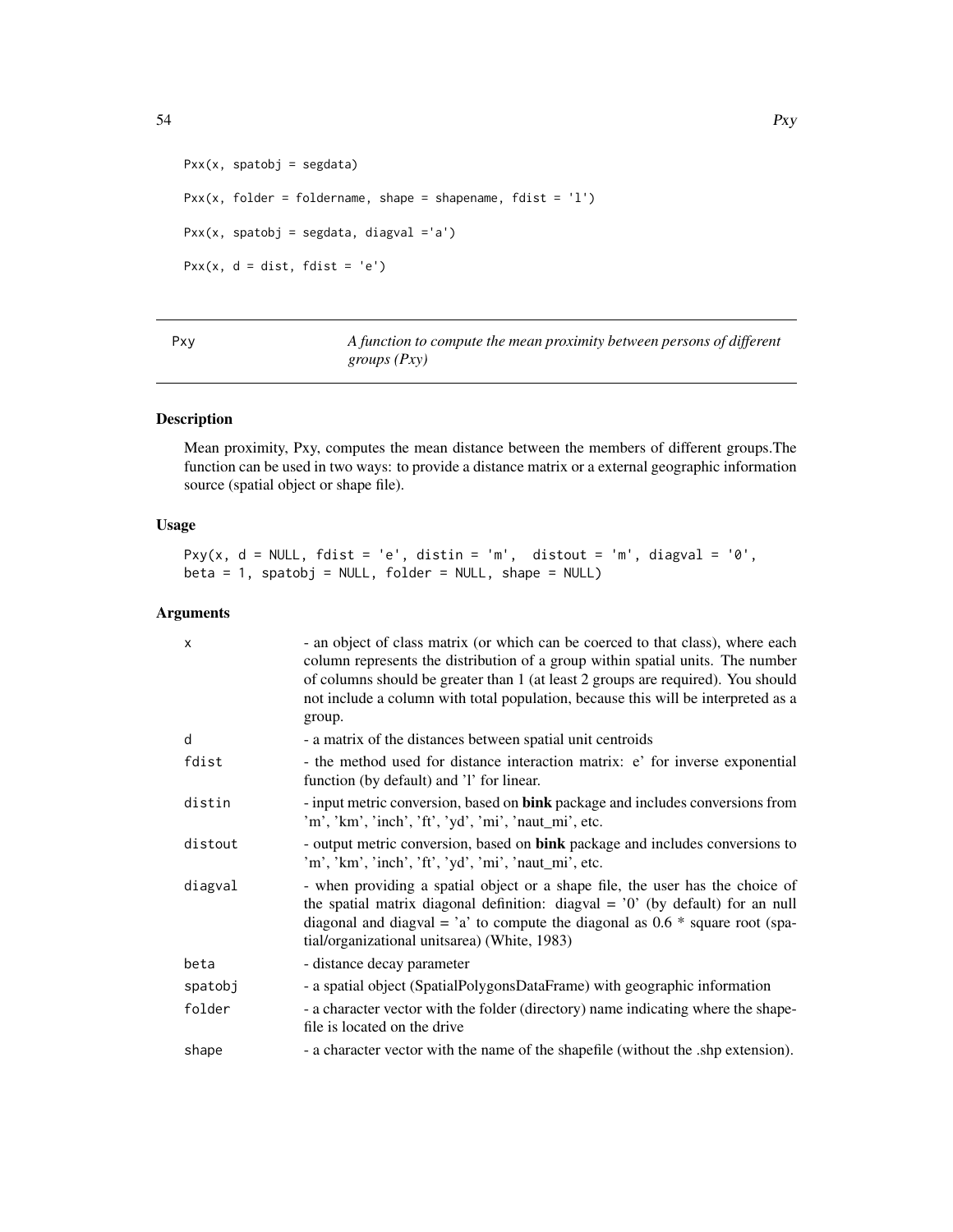```
Pxx(x, spatobj = segdata)

Pxx(x, folder = foldername, shape = shapename, fdist = 'l')

Pxx(x, spatobj = segdata, diagval ='a')

Pxx(x, d = dist, fdist = 'e')
```

## Pxy — *A function to compute the mean proximity between persons of different groups (Pxy)*

### Description

Mean proximity, Pxy, computes the mean distance between the members of different groups.The function can be used in two ways: to provide a distance matrix or a external geographic information source (spatial object or shape file).

### Usage

```
Pxy(x, d = NULL, fdist = 'e', distin = 'm',  distout = 'm', diagval = '0',
beta = 1, spatobj = NULL, folder = NULL, shape = NULL)
```

### Arguments

| | |
|---|---|
| x | - an object of class matrix (or which can be coerced to that class), where each column represents the distribution of a group within spatial units. The number of columns should be greater than 1 (at least 2 groups are required). You should not include a column with total population, because this will be interpreted as a group. |
| d | - a matrix of the distances between spatial unit centroids |
| fdist | - the method used for distance interaction matrix: e' for inverse exponential function (by default) and 'l' for linear. |
| distin | - input metric conversion, based on **bink** package and includes conversions from 'm', 'km', 'inch', 'ft', 'yd', 'mi', 'naut_mi', etc. |
| distout | - output metric conversion, based on **bink** package and includes conversions to 'm', 'km', 'inch', 'ft', 'yd', 'mi', 'naut_mi', etc. |
| diagval | - when providing a spatial object or a shape file, the user has the choice of the spatial matrix diagonal definition: diagval = '0' (by default) for an null diagonal and diagval = 'a' to compute the diagonal as 0.6 * square root (spatial/organizational unitsarea) (White, 1983) |
| beta | - distance decay parameter |
| spatobj | - a spatial object (SpatialPolygonsDataFrame) with geographic information |
| folder | - a character vector with the folder (directory) name indicating where the shapefile is located on the drive |
| shape | - a character vector with the name of the shapefile (without the .shp extension). |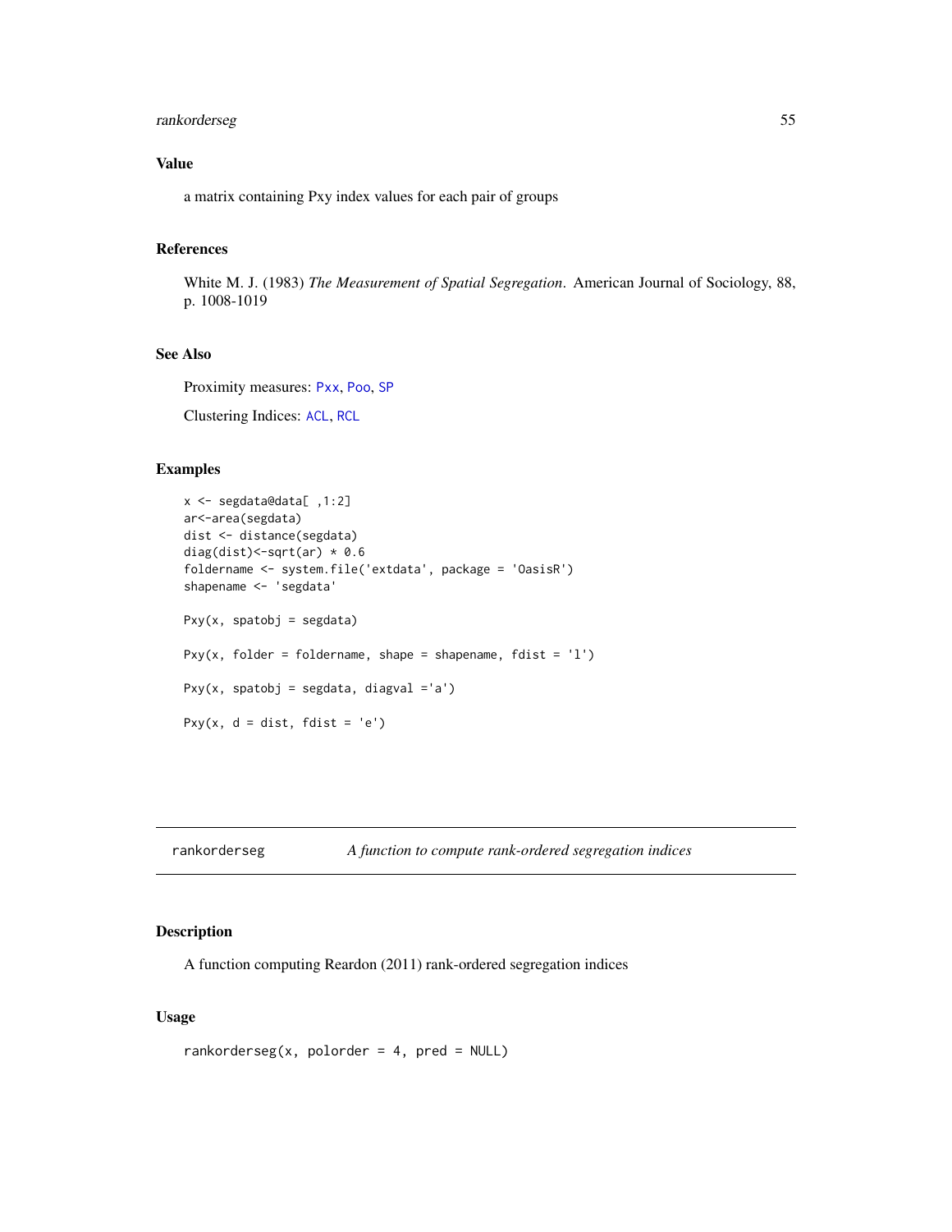### Value

a matrix containing Pxy index values for each pair of groups

### References

White M. J. (1983) *The Measurement of Spatial Segregation*. American Journal of Sociology, 88, p. 1008-1019

### See Also

Proximity measures: `Pxx`, `Poo`, `SP`

Clustering Indices: `ACL`, `RCL`

### Examples

```
x <- segdata@data[ ,1:2]
ar<-area(segdata)
dist <- distance(segdata)
diag(dist)<-sqrt(ar) * 0.6
foldername <- system.file('extdata', package = 'OasisR')
shapename <- 'segdata'

Pxy(x, spatobj = segdata)

Pxy(x, folder = foldername, shape = shapename, fdist = 'l')

Pxy(x, spatobj = segdata, diagval ='a')

Pxy(x, d = dist, fdist = 'e')
```

---

## rankorderseg — *A function to compute rank-ordered segregation indices*

### Description

A function computing Reardon (2011) rank-ordered segregation indices

### Usage

```
rankorderseg(x, polorder = 4, pred = NULL)
```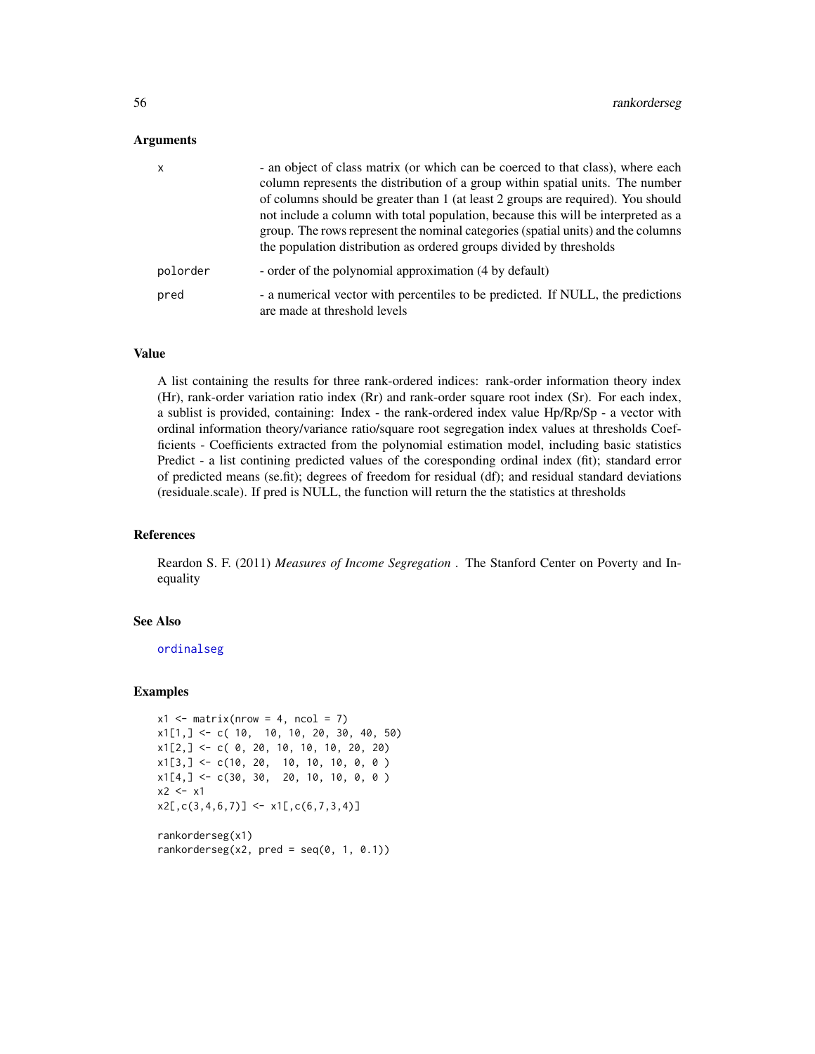### Arguments

| | |
|---|---|
| x | - an object of class matrix (or which can be coerced to that class), where each column represents the distribution of a group within spatial units. The number of columns should be greater than 1 (at least 2 groups are required). You should not include a column with total population, because this will be interpreted as a group. The rows represent the nominal categories (spatial units) and the columns the population distribution as ordered groups divided by thresholds |
| polorder | - order of the polynomial approximation (4 by default) |
| pred | - a numerical vector with percentiles to be predicted. If NULL, the predictions are made at threshold levels |

### Value

A list containing the results for three rank-ordered indices: rank-order information theory index (Hr), rank-order variation ratio index (Rr) and rank-order square root index (Sr). For each index, a sublist is provided, containing: Index - the rank-ordered index value Hp/Rp/Sp - a vector with ordinal information theory/variance ratio/square root segregation index values at thresholds Coefficients - Coefficients extracted from the polynomial estimation model, including basic statistics Predict - a list contining predicted values of the coresponding ordinal index (fit); standard error of predicted means (se.fit); degrees of freedom for residual (df); and residual standard deviations (residuale.scale). If pred is NULL, the function will return the the statistics at thresholds

### References

Reardon S. F. (2011) *Measures of Income Segregation* . The Stanford Center on Poverty and Inequality

### See Also

ordinalseg

### Examples

```
x1 <- matrix(nrow = 4, ncol = 7)
x1[1,] <- c( 10,  10, 10, 20, 30, 40, 50)
x1[2,] <- c( 0, 20, 10, 10, 10, 20, 20)
x1[3,] <- c(10, 20,  10, 10, 10, 0, 0 )
x1[4,] <- c(30, 30,  20, 10, 10, 0, 0 )
x2 <- x1
x2[,c(3,4,6,7)] <- x1[,c(6,7,3,4)]

rankorderseg(x1)
rankorderseg(x2, pred = seq(0, 1, 0.1))
```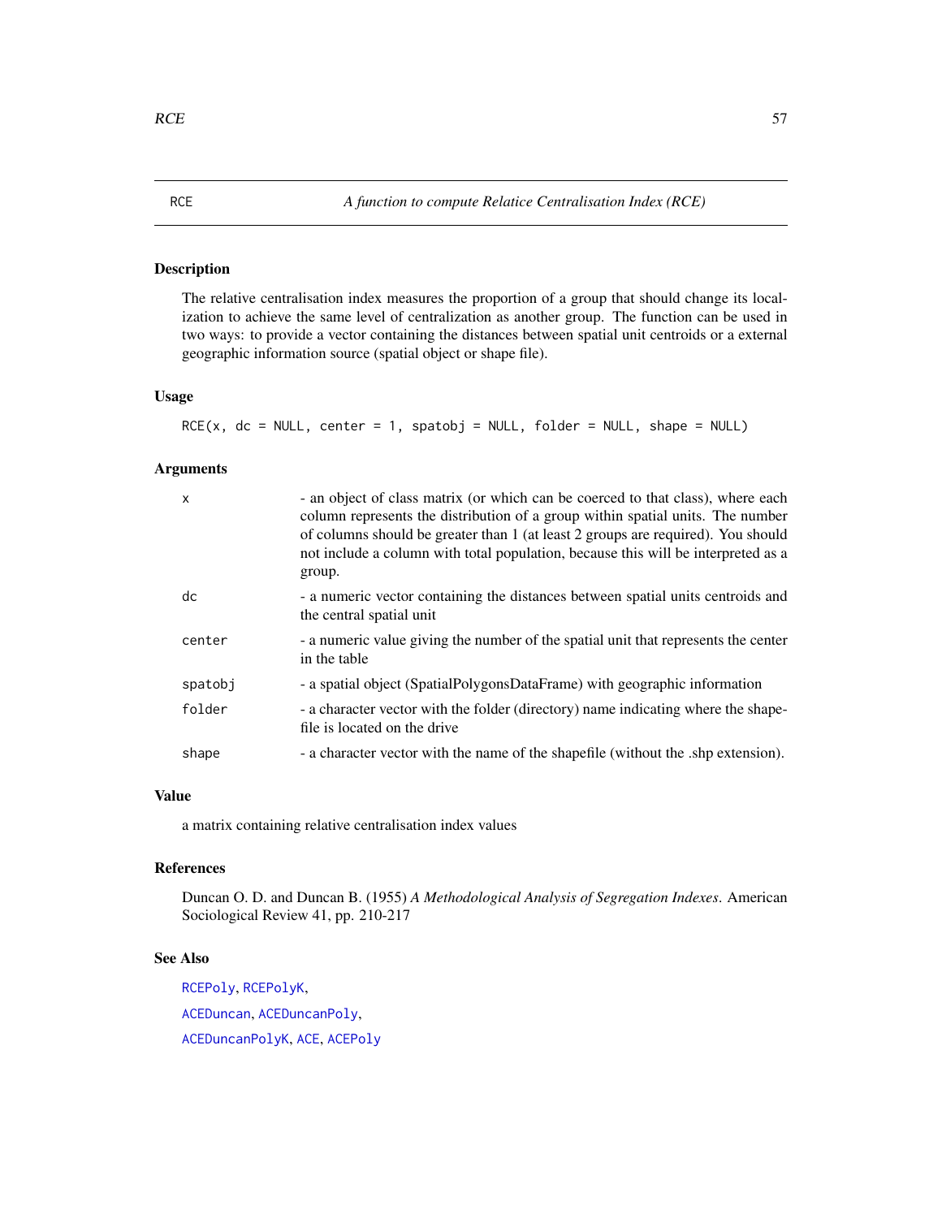## RCE — *A function to compute Relatice Centralisation Index (RCE)*

### Description

The relative centralisation index measures the proportion of a group that should change its localization to achieve the same level of centralization as another group. The function can be used in two ways: to provide a vector containing the distances between spatial unit centroids or a external geographic information source (spatial object or shape file).

### Usage

```
RCE(x, dc = NULL, center = 1, spatobj = NULL, folder = NULL, shape = NULL)
```

### Arguments

| | |
|---|---|
| `x` | - an object of class matrix (or which can be coerced to that class), where each column represents the distribution of a group within spatial units. The number of columns should be greater than 1 (at least 2 groups are required). You should not include a column with total population, because this will be interpreted as a group. |
| `dc` | - a numeric vector containing the distances between spatial units centroids and the central spatial unit |
| `center` | - a numeric value giving the number of the spatial unit that represents the center in the table |
| `spatobj` | - a spatial object (SpatialPolygonsDataFrame) with geographic information |
| `folder` | - a character vector with the folder (directory) name indicating where the shapefile is located on the drive |
| `shape` | - a character vector with the name of the shapefile (without the .shp extension). |

### Value

a matrix containing relative centralisation index values

### References

Duncan O. D. and Duncan B. (1955) *A Methodological Analysis of Segregation Indexes*. American Sociological Review 41, pp. 210-217

### See Also

RCEPoly, RCEPolyK,

ACEDuncan, ACEDuncanPoly,

ACEDuncanPolyK, ACE, ACEPoly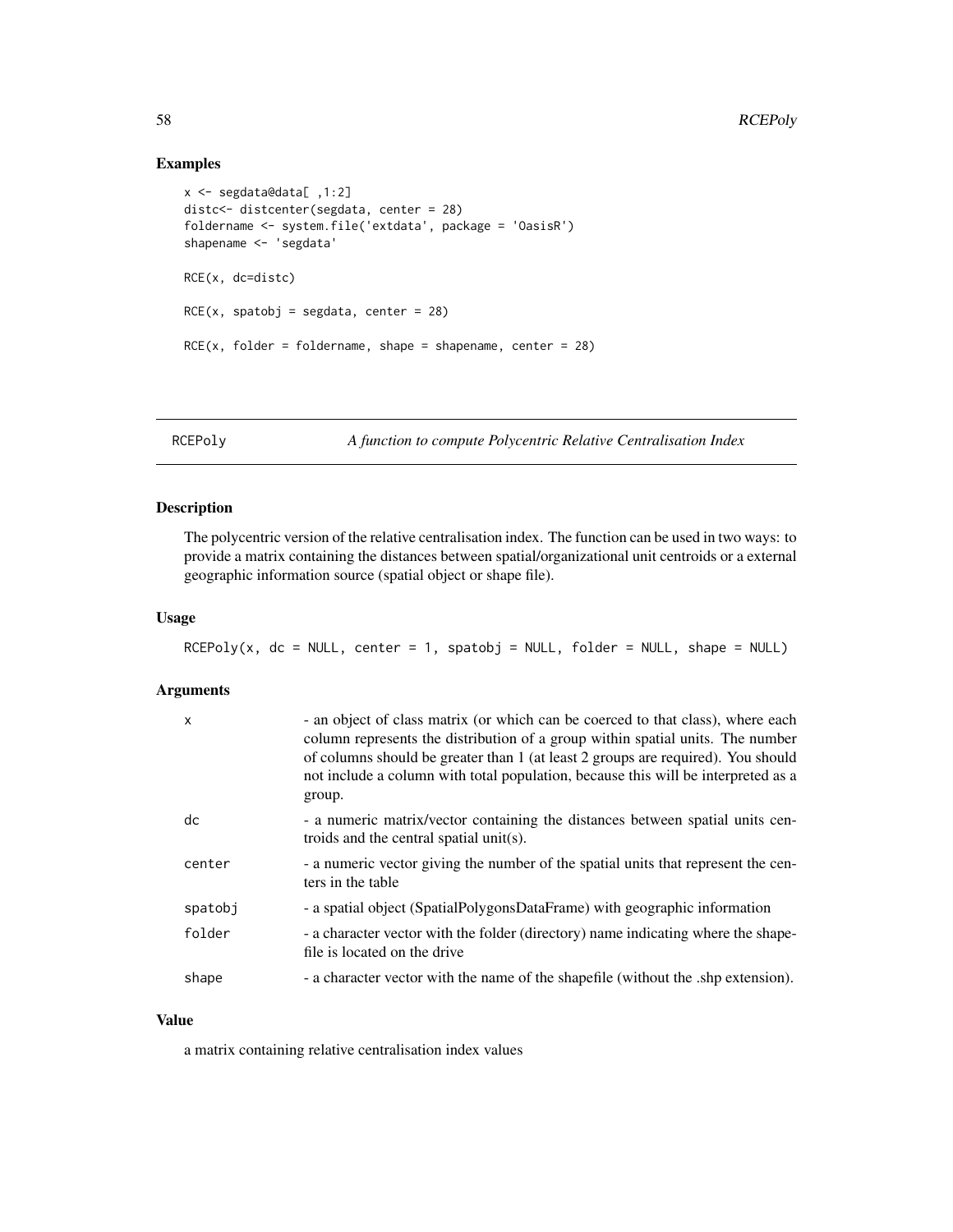## Examples

```
x <- segdata@data[ ,1:2]
distc<- distcenter(segdata, center = 28)
foldername <- system.file('extdata', package = 'OasisR')
shapename <- 'segdata'

RCE(x, dc=distc)

RCE(x, spatobj = segdata, center = 28)

RCE(x, folder = foldername, shape = shapename, center = 28)
```

---

# RCEPoly — *A function to compute Polycentric Relative Centralisation Index*

---

## Description

The polycentric version of the relative centralisation index. The function can be used in two ways: to provide a matrix containing the distances between spatial/organizational unit centroids or a external geographic information source (spatial object or shape file).

## Usage

```
RCEPoly(x, dc = NULL, center = 1, spatobj = NULL, folder = NULL, shape = NULL)
```

## Arguments

| | |
|---|---|
| x | - an object of class matrix (or which can be coerced to that class), where each column represents the distribution of a group within spatial units. The number of columns should be greater than 1 (at least 2 groups are required). You should not include a column with total population, because this will be interpreted as a group. |
| dc | - a numeric matrix/vector containing the distances between spatial units centroids and the central spatial unit(s). |
| center | - a numeric vector giving the number of the spatial units that represent the centers in the table |
| spatobj | - a spatial object (SpatialPolygonsDataFrame) with geographic information |
| folder | - a character vector with the folder (directory) name indicating where the shapefile is located on the drive |
| shape | - a character vector with the name of the shapefile (without the .shp extension). |

## Value

a matrix containing relative centralisation index values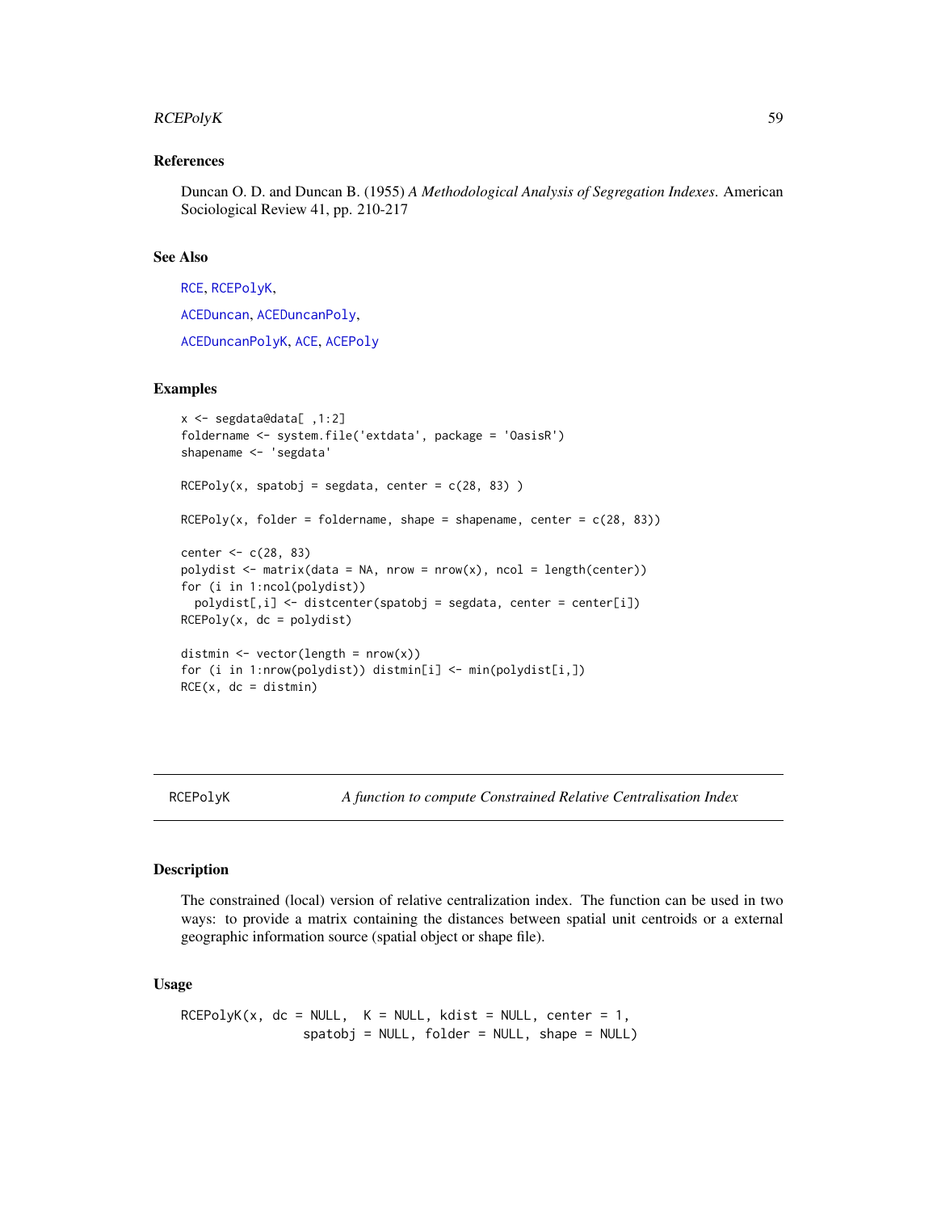### References

Duncan O. D. and Duncan B. (1955) *A Methodological Analysis of Segregation Indexes*. American Sociological Review 41, pp. 210-217

### See Also

RCE, RCEPolyK,

ACEDuncan, ACEDuncanPoly,

ACEDuncanPolyK, ACE, ACEPoly

### Examples

```
x <- segdata@data[ ,1:2]
foldername <- system.file('extdata', package = 'OasisR')
shapename <- 'segdata'

RCEPoly(x, spatobj = segdata, center = c(28, 83) )

RCEPoly(x, folder = foldername, shape = shapename, center = c(28, 83))

center <- c(28, 83)
polydist <- matrix(data = NA, nrow = nrow(x), ncol = length(center))
for (i in 1:ncol(polydist))
  polydist[,i] <- distcenter(spatobj = segdata, center = center[i])
RCEPoly(x, dc = polydist)

distmin <- vector(length = nrow(x))
for (i in 1:nrow(polydist)) distmin[i] <- min(polydist[i,])
RCE(x, dc = distmin)
```

---

## RCEPolyK — *A function to compute Constrained Relative Centralisation Index*

### Description

The constrained (local) version of relative centralization index. The function can be used in two ways: to provide a matrix containing the distances between spatial unit centroids or a external geographic information source (spatial object or shape file).

### Usage

```
RCEPolyK(x, dc = NULL,  K = NULL, kdist = NULL, center = 1,
                spatobj = NULL, folder = NULL, shape = NULL)
```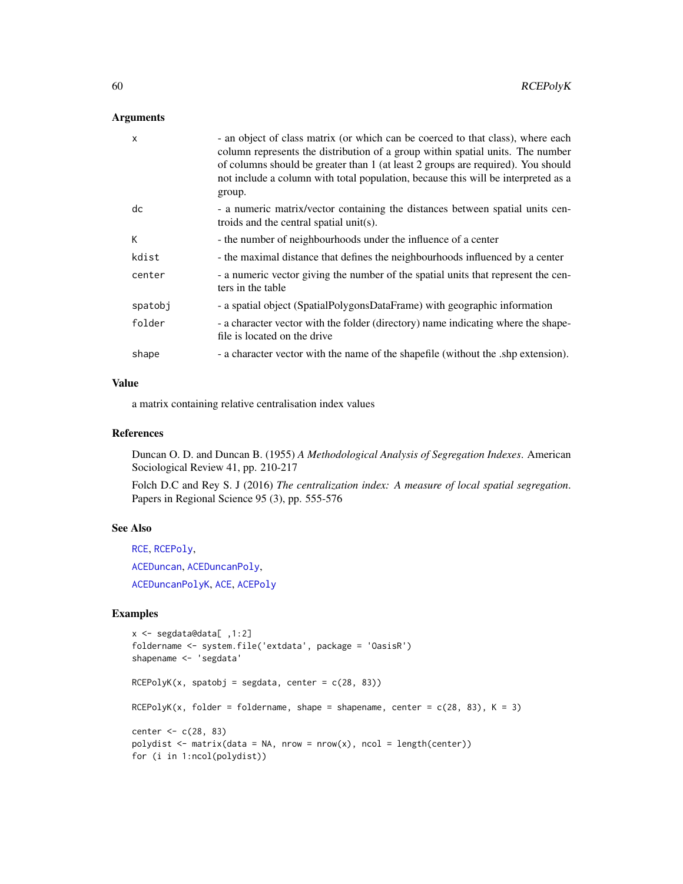## Arguments

| | |
|---|---|
| x | - an object of class matrix (or which can be coerced to that class), where each column represents the distribution of a group within spatial units. The number of columns should be greater than 1 (at least 2 groups are required). You should not include a column with total population, because this will be interpreted as a group. |
| dc | - a numeric matrix/vector containing the distances between spatial units centroids and the central spatial unit(s). |
| K | - the number of neighbourhoods under the influence of a center |
| kdist | - the maximal distance that defines the neighbourhoods influenced by a center |
| center | - a numeric vector giving the number of the spatial units that represent the centers in the table |
| spatobj | - a spatial object (SpatialPolygonsDataFrame) with geographic information |
| folder | - a character vector with the folder (directory) name indicating where the shapefile is located on the drive |
| shape | - a character vector with the name of the shapefile (without the .shp extension). |

## Value

a matrix containing relative centralisation index values

## References

Duncan O. D. and Duncan B. (1955) *A Methodological Analysis of Segregation Indexes*. American Sociological Review 41, pp. 210-217

Folch D.C and Rey S. J (2016) *The centralization index: A measure of local spatial segregation*. Papers in Regional Science 95 (3), pp. 555-576

## See Also

RCE, RCEPoly,

ACEDuncan, ACEDuncanPoly,

ACEDuncanPolyK, ACE, ACEPoly

## Examples

```
x <- segdata@data[ ,1:2]
foldername <- system.file('extdata', package = 'OasisR')
shapename <- 'segdata'

RCEPolyK(x, spatobj = segdata, center = c(28, 83))

RCEPolyK(x, folder = foldername, shape = shapename, center = c(28, 83), K = 3)

center <- c(28, 83)
polydist <- matrix(data = NA, nrow = nrow(x), ncol = length(center))
for (i in 1:ncol(polydist))
```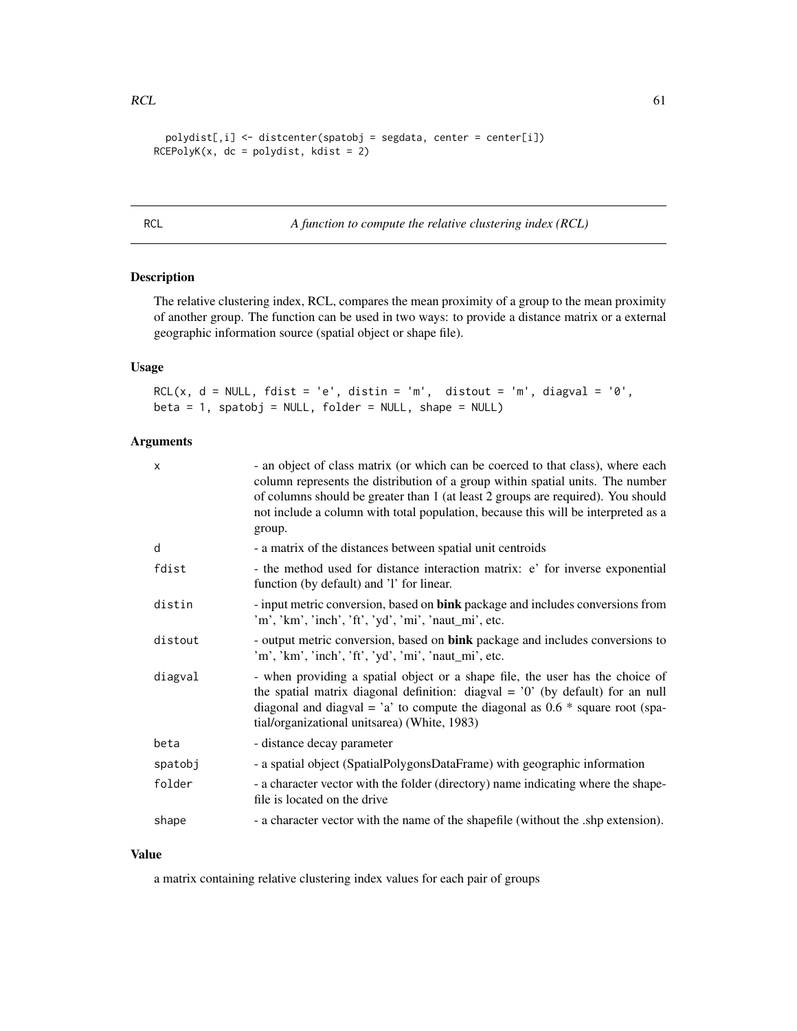```
  polydist[,i] <- distcenter(spatobj = segdata, center = center[i])
RCEPolyK(x, dc = polydist, kdist = 2)
```

## RCL — *A function to compute the relative clustering index (RCL)*

### Description

The relative clustering index, RCL, compares the mean proximity of a group to the mean proximity of another group. The function can be used in two ways: to provide a distance matrix or a external geographic information source (spatial object or shape file).

### Usage

```
RCL(x, d = NULL, fdist = 'e', distin = 'm',  distout = 'm', diagval = '0',
beta = 1, spatobj = NULL, folder = NULL, shape = NULL)
```

### Arguments

| | |
|---|---|
| x | - an object of class matrix (or which can be coerced to that class), where each column represents the distribution of a group within spatial units. The number of columns should be greater than 1 (at least 2 groups are required). You should not include a column with total population, because this will be interpreted as a group. |
| d | - a matrix of the distances between spatial unit centroids |
| fdist | - the method used for distance interaction matrix: e' for inverse exponential function (by default) and 'l' for linear. |
| distin | - input metric conversion, based on **bink** package and includes conversions from 'm', 'km', 'inch', 'ft', 'yd', 'mi', 'naut_mi', etc. |
| distout | - output metric conversion, based on **bink** package and includes conversions to 'm', 'km', 'inch', 'ft', 'yd', 'mi', 'naut_mi', etc. |
| diagval | - when providing a spatial object or a shape file, the user has the choice of the spatial matrix diagonal definition: diagval = '0' (by default) for an null diagonal and diagval = 'a' to compute the diagonal as 0.6 * square root (spatial/organizational unitsarea) (White, 1983) |
| beta | - distance decay parameter |
| spatobj | - a spatial object (SpatialPolygonsDataFrame) with geographic information |
| folder | - a character vector with the folder (directory) name indicating where the shapefile is located on the drive |
| shape | - a character vector with the name of the shapefile (without the .shp extension). |

### Value

a matrix containing relative clustering index values for each pair of groups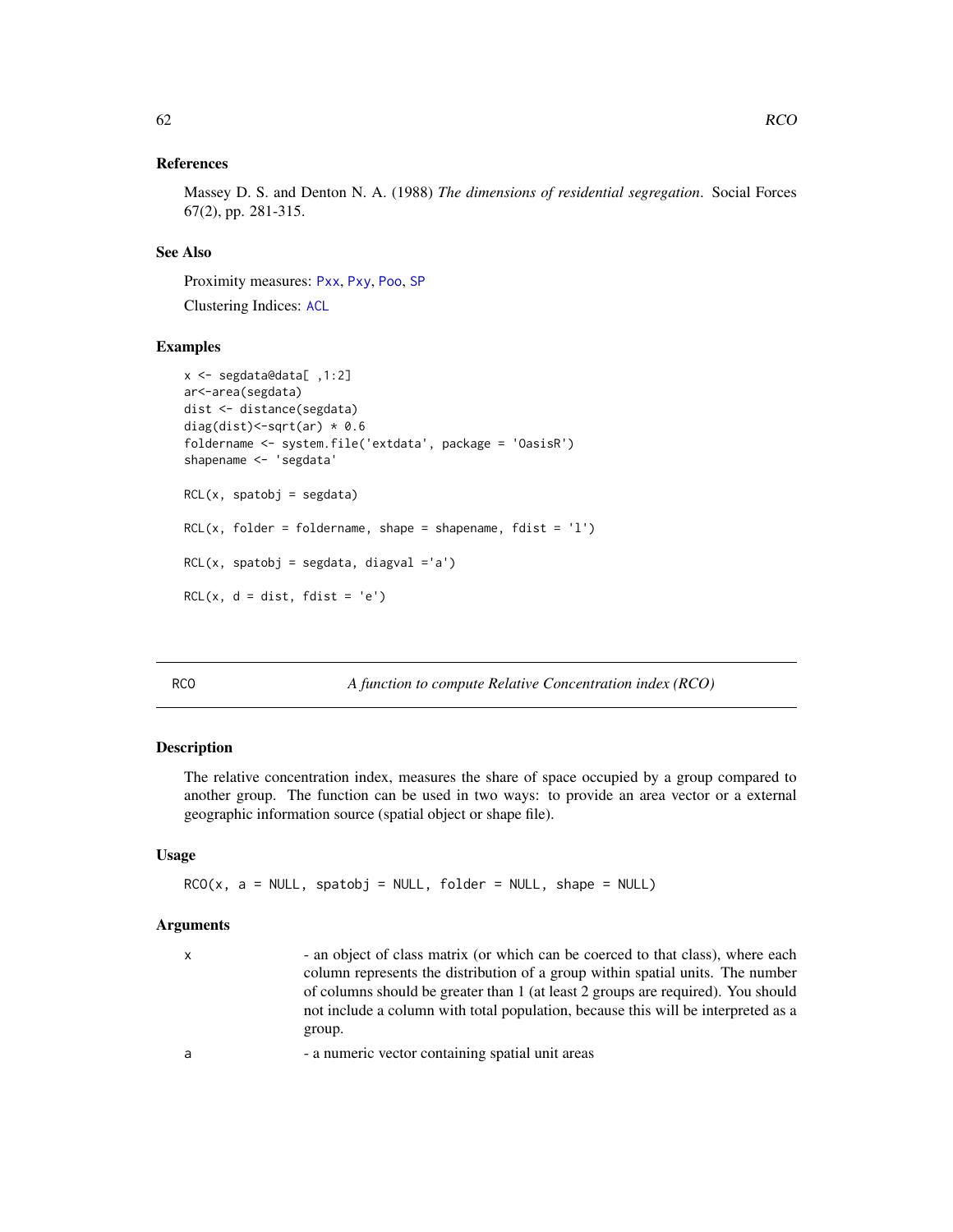### References

Massey D. S. and Denton N. A. (1988) *The dimensions of residential segregation*. Social Forces 67(2), pp. 281-315.

### See Also

Proximity measures: Pxx, Pxy, Poo, SP

Clustering Indices: ACL

### Examples

```
x <- segdata@data[ ,1:2]
ar<-area(segdata)
dist <- distance(segdata)
diag(dist)<-sqrt(ar) * 0.6
foldername <- system.file('extdata', package = 'OasisR')
shapename <- 'segdata'

RCL(x, spatobj = segdata)

RCL(x, folder = foldername, shape = shapename, fdist = 'l')

RCL(x, spatobj = segdata, diagval ='a')

RCL(x, d = dist, fdist = 'e')
```

---

## RCO — *A function to compute Relative Concentration index (RCO)*

### Description

The relative concentration index, measures the share of space occupied by a group compared to another group. The function can be used in two ways: to provide an area vector or a external geographic information source (spatial object or shape file).

### Usage

```
RCO(x, a = NULL, spatobj = NULL, folder = NULL, shape = NULL)
```

### Arguments

| | |
|---|---|
| x | - an object of class matrix (or which can be coerced to that class), where each column represents the distribution of a group within spatial units. The number of columns should be greater than 1 (at least 2 groups are required). You should not include a column with total population, because this will be interpreted as a group. |
| a | - a numeric vector containing spatial unit areas |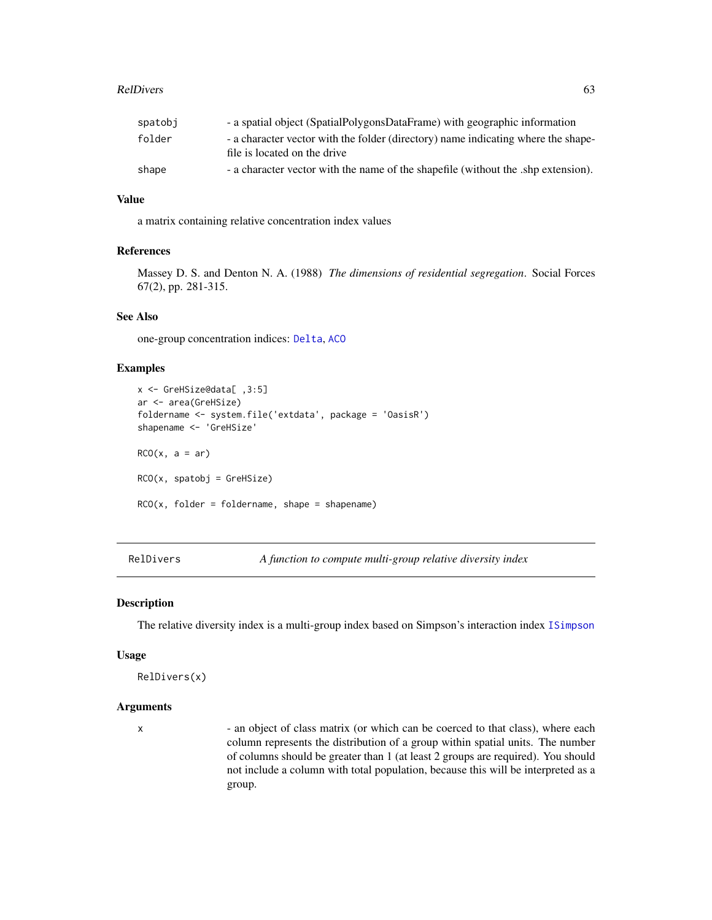| | |
|---|---|
| spatobj | - a spatial object (SpatialPolygonsDataFrame) with geographic information |
| folder | - a character vector with the folder (directory) name indicating where the shapefile is located on the drive |
| shape | - a character vector with the name of the shapefile (without the .shp extension). |

### Value

a matrix containing relative concentration index values

### References

Massey D. S. and Denton N. A. (1988) *The dimensions of residential segregation*. Social Forces 67(2), pp. 281-315.

### See Also

one-group concentration indices: Delta, ACO

### Examples

```
x <- GreHSize@data[ ,3:5]
ar <- area(GreHSize)
foldername <- system.file('extdata', package = 'OasisR')
shapename <- 'GreHSize'

RCO(x, a = ar)

RCO(x, spatobj = GreHSize)

RCO(x, folder = foldername, shape = shapename)
```

---

## RelDivers — *A function to compute multi-group relative diversity index*

### Description

The relative diversity index is a multi-group index based on Simpson's interaction index ISimpson

### Usage

```
RelDivers(x)
```

### Arguments

| | |
|---|---|
| x | - an object of class matrix (or which can be coerced to that class), where each column represents the distribution of a group within spatial units. The number of columns should be greater than 1 (at least 2 groups are required). You should not include a column with total population, because this will be interpreted as a group. |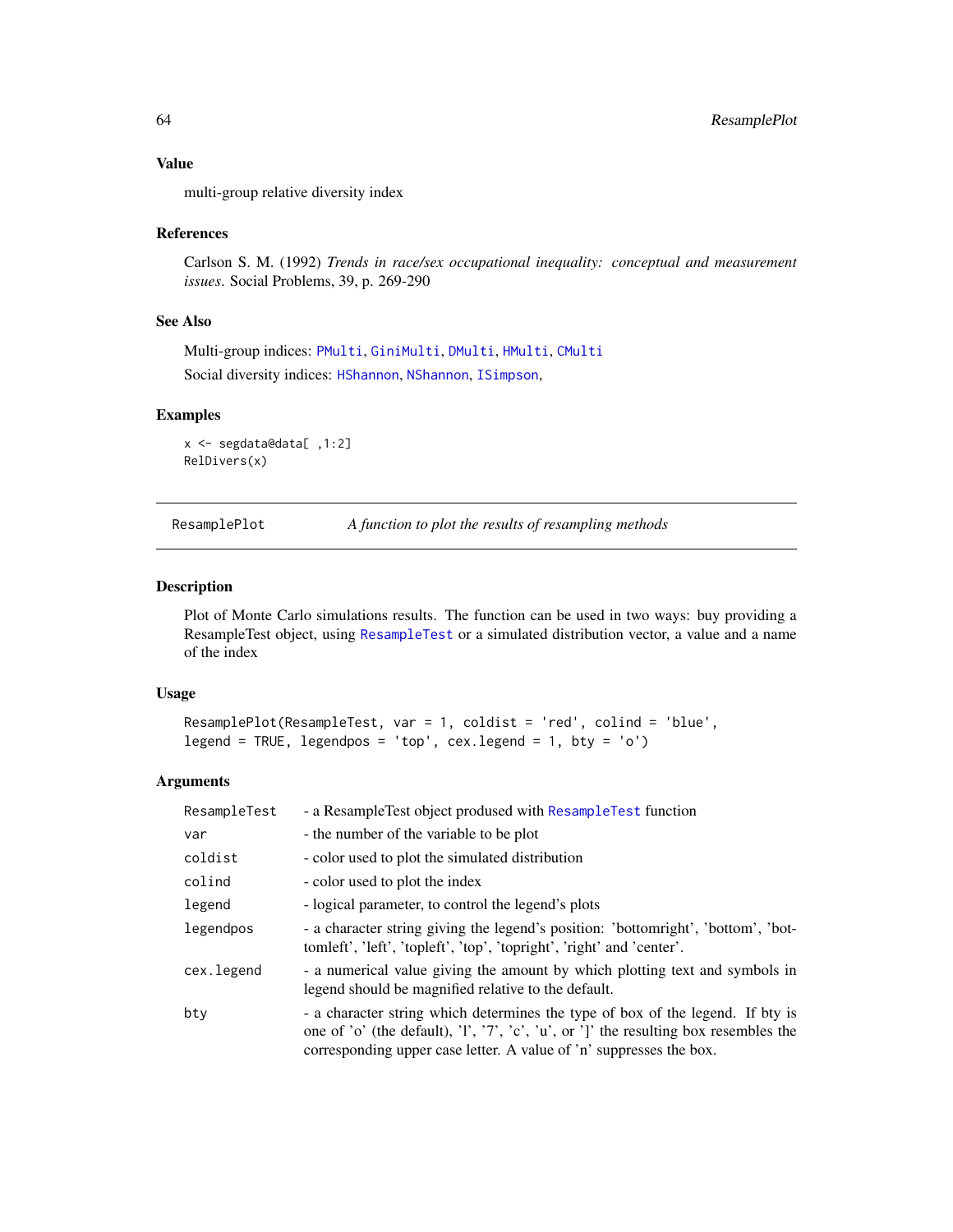### Value

multi-group relative diversity index

### References

Carlson S. M. (1992) *Trends in race/sex occupational inequality: conceptual and measurement issues.* Social Problems, 39, p. 269-290

### See Also

Multi-group indices: PMulti, GiniMulti, DMulti, HMulti, CMulti

Social diversity indices: HShannon, NShannon, ISimpson,

### Examples

```
x <- segdata@data[ ,1:2]
RelDivers(x)
```

---

## ResamplePlot — *A function to plot the results of resampling methods*

---

### Description

Plot of Monte Carlo simulations results. The function can be used in two ways: buy providing a ResampleTest object, using ResampleTest or a simulated distribution vector, a value and a name of the index

### Usage

```
ResamplePlot(ResampleTest, var = 1, coldist = 'red', colind = 'blue',
legend = TRUE, legendpos = 'top', cex.legend = 1, bty = 'o')
```

### Arguments

| | |
|---|---|
| ResampleTest | - a ResampleTest object prodused with ResampleTest function |
| var | - the number of the variable to be plot |
| coldist | - color used to plot the simulated distribution |
| colind | - color used to plot the index |
| legend | - logical parameter, to control the legend's plots |
| legendpos | - a character string giving the legend's position: 'bottomright', 'bottom', 'bottomleft', 'left', 'topleft', 'top', 'topright', 'right' and 'center'. |
| cex.legend | - a numerical value giving the amount by which plotting text and symbols in legend should be magnified relative to the default. |
| bty | - a character string which determines the type of box of the legend. If bty is one of 'o' (the default), 'l', '7', 'c', 'u', or ']' the resulting box resembles the corresponding upper case letter. A value of 'n' suppresses the box. |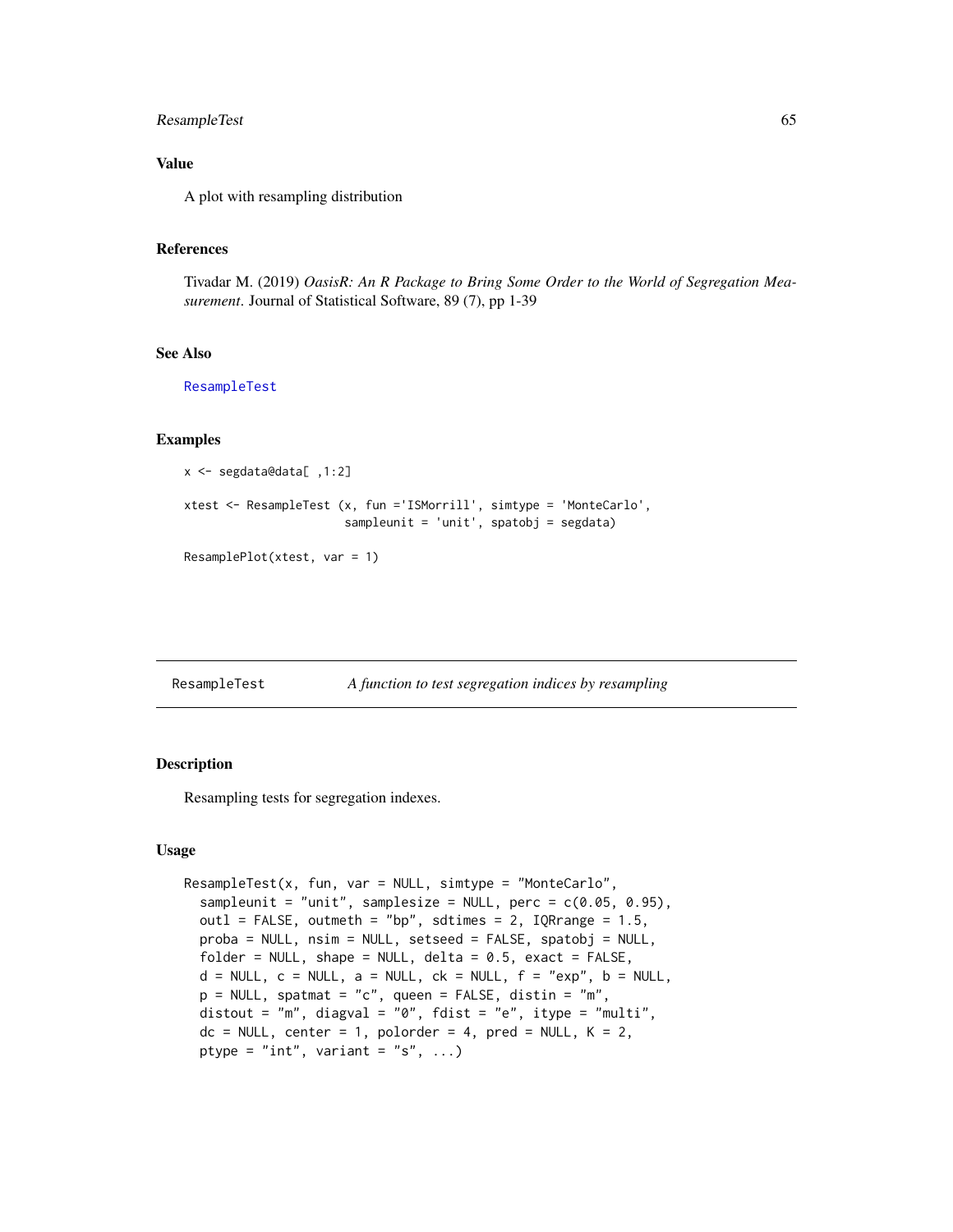## Value

A plot with resampling distribution

## References

Tivadar M. (2019) *OasisR: An R Package to Bring Some Order to the World of Segregation Measurement*. Journal of Statistical Software, 89 (7), pp 1-39

## See Also

ResampleTest

## Examples

```
x <- segdata@data[ ,1:2]

xtest <- ResampleTest (x, fun ='ISMorrill', simtype = 'MonteCarlo',
                      sampleunit = 'unit', spatobj = segdata)

ResamplePlot(xtest, var = 1)
```

---

# ResampleTest — *A function to test segregation indices by resampling*

## Description

Resampling tests for segregation indexes.

## Usage

```
ResampleTest(x, fun, var = NULL, simtype = "MonteCarlo",
  sampleunit = "unit", samplesize = NULL, perc = c(0.05, 0.95),
  outl = FALSE, outmeth = "bp", sdtimes = 2, IQRrange = 1.5,
  proba = NULL, nsim = NULL, setseed = FALSE, spatobj = NULL,
  folder = NULL, shape = NULL, delta = 0.5, exact = FALSE,
  d = NULL, c = NULL, a = NULL, ck = NULL, f = "exp", b = NULL,
  p = NULL, spatmat = "c", queen = FALSE, distin = "m",
  distout = "m", diagval = "0", fdist = "e", itype = "multi",
  dc = NULL, center = 1, polorder = 4, pred = NULL, K = 2,
  ptype = "int", variant = "s", ...)
```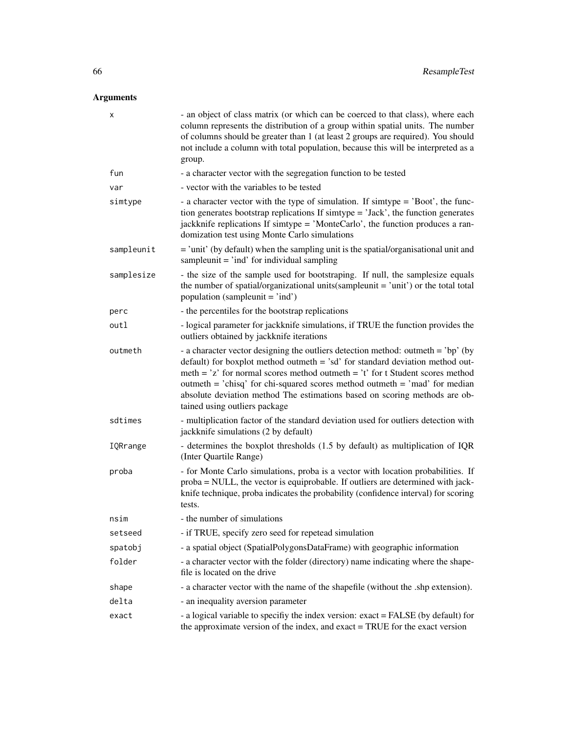## Arguments

| | |
|---|---|
| x | - an object of class matrix (or which can be coerced to that class), where each column represents the distribution of a group within spatial units. The number of columns should be greater than 1 (at least 2 groups are required). You should not include a column with total population, because this will be interpreted as a group. |
| fun | - a character vector with the segregation function to be tested |
| var | - vector with the variables to be tested |
| simtype | - a character vector with the type of simulation. If simtype = 'Boot', the function generates bootstrap replications If simtype = 'Jack', the function generates jackknife replications If simtype = 'MonteCarlo', the function produces a randomization test using Monte Carlo simulations |
| sampleunit | = 'unit' (by default) when the sampling unit is the spatial/organisational unit and sampleunit = 'ind' for individual sampling |
| samplesize | - the size of the sample used for bootstraping. If null, the samplesize equals the number of spatial/organizational units(sampleunit = 'unit') or the total total population (sampleunit = 'ind') |
| perc | - the percentiles for the bootstrap replications |
| outl | - logical parameter for jackknife simulations, if TRUE the function provides the outliers obtained by jackknife iterations |
| outmeth | - a character vector designing the outliers detection method: outmeth = 'bp' (by default) for boxplot method outmeth = 'sd' for standard deviation method outmeth = 'z' for normal scores method outmeth = 't' for t Student scores method outmeth = 'chisq' for chi-squared scores method outmeth = 'mad' for median absolute deviation method The estimations based on scoring methods are obtained using outliers package |
| sdtimes | - multiplication factor of the standard deviation used for outliers detection with jackknife simulations (2 by default) |
| IQRrange | - determines the boxplot thresholds (1.5 by default) as multiplication of IQR (Inter Quartile Range) |
| proba | - for Monte Carlo simulations, proba is a vector with location probabilities. If proba = NULL, the vector is equiprobable. If outliers are determined with jackknife technique, proba indicates the probability (confidence interval) for scoring tests. |
| nsim | - the number of simulations |
| setseed | - if TRUE, specify zero seed for repetead simulation |
| spatobj | - a spatial object (SpatialPolygonsDataFrame) with geographic information |
| folder | - a character vector with the folder (directory) name indicating where the shapefile is located on the drive |
| shape | - a character vector with the name of the shapefile (without the .shp extension). |
| delta | - an inequality aversion parameter |
| exact | - a logical variable to specifiy the index version: exact = FALSE (by default) for the approximate version of the index, and exact = TRUE for the exact version |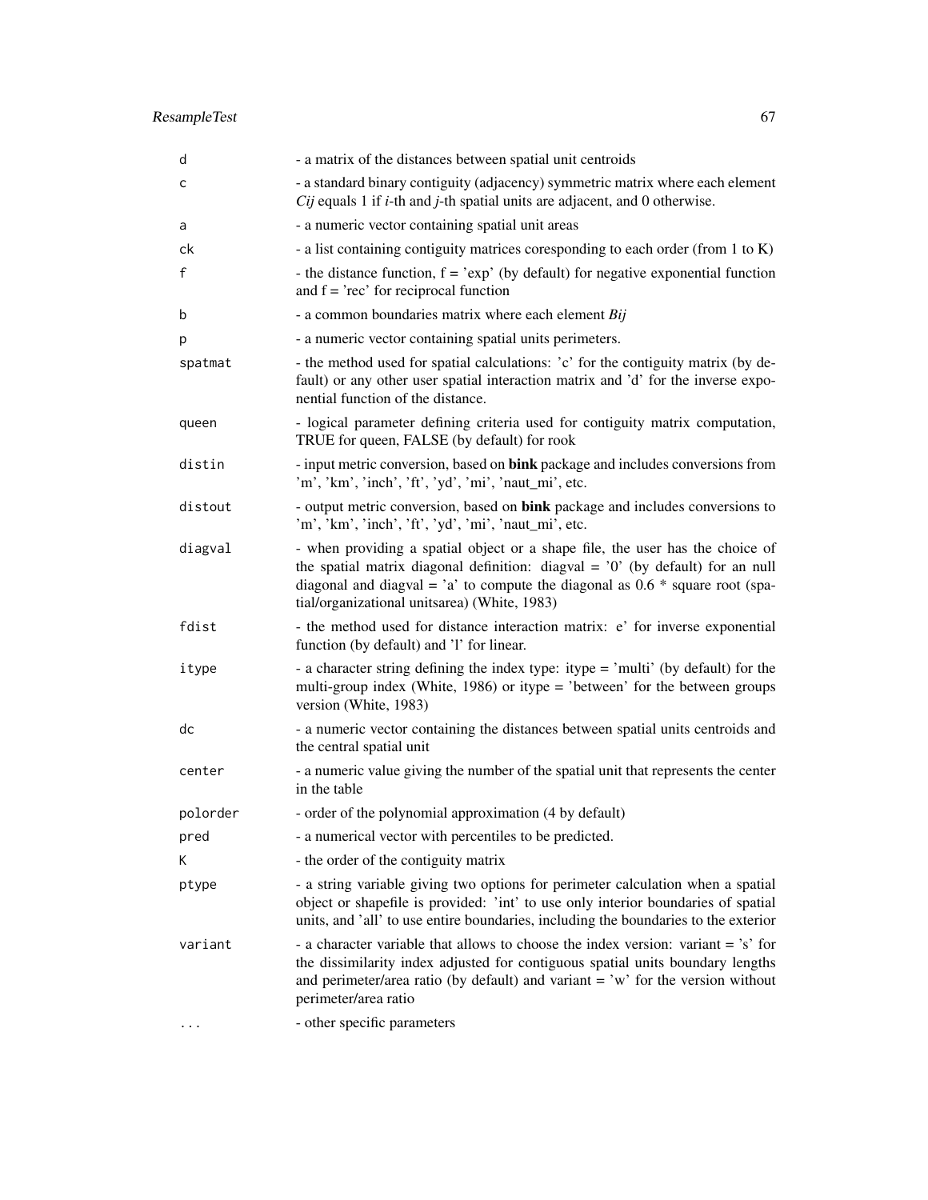| | |
|---|---|
| `d` | - a matrix of the distances between spatial unit centroids |
| `c` | - a standard binary contiguity (adjacency) symmetric matrix where each element *Cij* equals 1 if *i*-th and *j*-th spatial units are adjacent, and 0 otherwise. |
| `a` | - a numeric vector containing spatial unit areas |
| `ck` | - a list containing contiguity matrices coresponding to each order (from 1 to K) |
| `f` | - the distance function, f = 'exp' (by default) for negative exponential function and f = 'rec' for reciprocal function |
| `b` | - a common boundaries matrix where each element *Bij* |
| `p` | - a numeric vector containing spatial units perimeters. |
| `spatmat` | - the method used for spatial calculations: 'c' for the contiguity matrix (by default) or any other user spatial interaction matrix and 'd' for the inverse exponential function of the distance. |
| `queen` | - logical parameter defining criteria used for contiguity matrix computation, TRUE for queen, FALSE (by default) for rook |
| `distin` | - input metric conversion, based on **bink** package and includes conversions from 'm', 'km', 'inch', 'ft', 'yd', 'mi', 'naut_mi', etc. |
| `distout` | - output metric conversion, based on **bink** package and includes conversions to 'm', 'km', 'inch', 'ft', 'yd', 'mi', 'naut_mi', etc. |
| `diagval` | - when providing a spatial object or a shape file, the user has the choice of the spatial matrix diagonal definition: diagval = '0' (by default) for an null diagonal and diagval = 'a' to compute the diagonal as 0.6 * square root (spatial/organizational unitsarea) (White, 1983) |
| `fdist` | - the method used for distance interaction matrix: e' for inverse exponential function (by default) and 'l' for linear. |
| `itype` | - a character string defining the index type: itype = 'multi' (by default) for the multi-group index (White, 1986) or itype = 'between' for the between groups version (White, 1983) |
| `dc` | - a numeric vector containing the distances between spatial units centroids and the central spatial unit |
| `center` | - a numeric value giving the number of the spatial unit that represents the center in the table |
| `polorder` | - order of the polynomial approximation (4 by default) |
| `pred` | - a numerical vector with percentiles to be predicted. |
| `K` | - the order of the contiguity matrix |
| `ptype` | - a string variable giving two options for perimeter calculation when a spatial object or shapefile is provided: 'int' to use only interior boundaries of spatial units, and 'all' to use entire boundaries, including the boundaries to the exterior |
| `variant` | - a character variable that allows to choose the index version: variant = 's' for the dissimilarity index adjusted for contiguous spatial units boundary lengths and perimeter/area ratio (by default) and variant = 'w' for the version without perimeter/area ratio |
| `...` | - other specific parameters |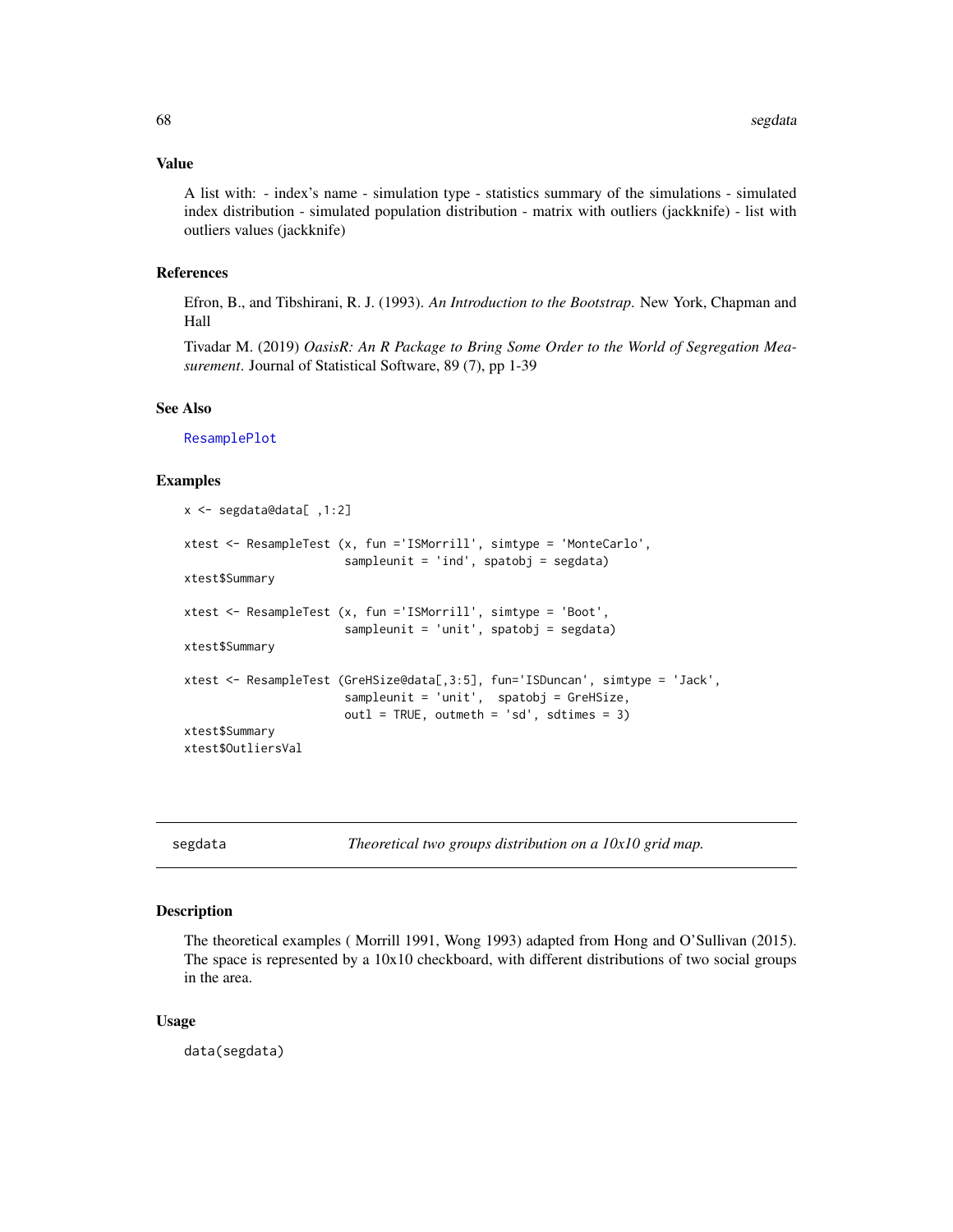### Value

A list with: - index's name - simulation type - statistics summary of the simulations - simulated index distribution - simulated population distribution - matrix with outliers (jackknife) - list with outliers values (jackknife)

### References

Efron, B., and Tibshirani, R. J. (1993). *An Introduction to the Bootstrap*. New York, Chapman and Hall

Tivadar M. (2019) *OasisR: An R Package to Bring Some Order to the World of Segregation Measurement*. Journal of Statistical Software, 89 (7), pp 1-39

### See Also

ResamplePlot

### Examples

```
x <- segdata@data[ ,1:2]

xtest <- ResampleTest (x, fun ='ISMorrill', simtype = 'MonteCarlo',
                       sampleunit = 'ind', spatobj = segdata)
xtest$Summary

xtest <- ResampleTest (x, fun ='ISMorrill', simtype = 'Boot',
                       sampleunit = 'unit', spatobj = segdata)
xtest$Summary

xtest <- ResampleTest (GreHSize@data[,3:5], fun='ISDuncan', simtype = 'Jack',
                       sampleunit = 'unit',  spatobj = GreHSize,
                       outl = TRUE, outmeth = 'sd', sdtimes = 3)
xtest$Summary
xtest$OutliersVal
```

---

## segdata — *Theoretical two groups distribution on a 10x10 grid map.*

### Description

The theoretical examples ( Morrill 1991, Wong 1993) adapted from Hong and O'Sullivan (2015). The space is represented by a 10x10 checkboard, with different distributions of two social groups in the area.

### Usage

```
data(segdata)
```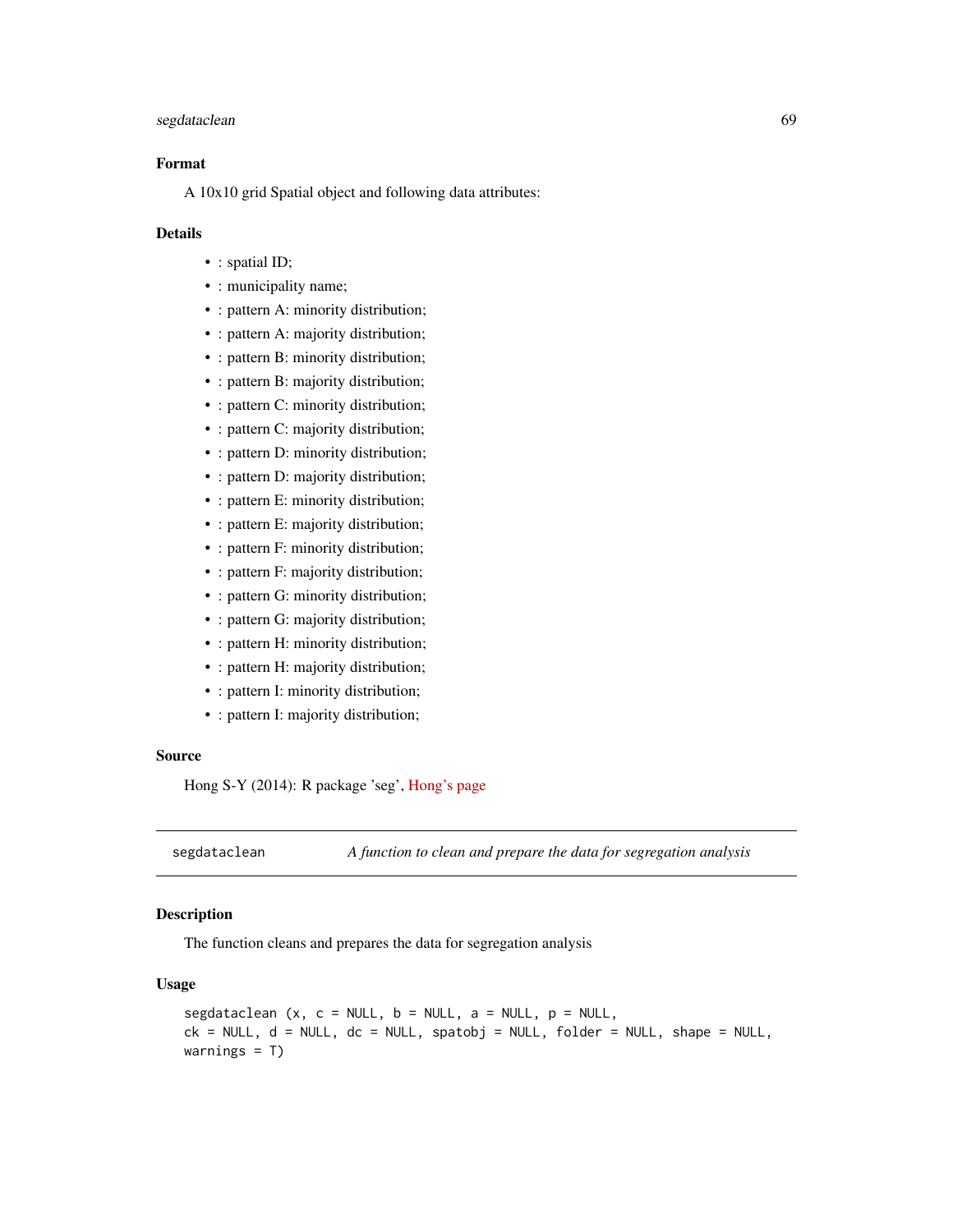### Format

A 10x10 grid Spatial object and following data attributes:

### Details

- : spatial ID;
- : municipality name;
- : pattern A: minority distribution;
- : pattern A: majority distribution;
- : pattern B: minority distribution;
- : pattern B: majority distribution;
- : pattern C: minority distribution;
- : pattern C: majority distribution;
- : pattern D: minority distribution;
- : pattern D: majority distribution;
- : pattern E: minority distribution;
- : pattern E: majority distribution;
- : pattern F: minority distribution;
- : pattern F: majority distribution;
- : pattern G: minority distribution;
- : pattern G: majority distribution;
- : pattern H: minority distribution;
- : pattern H: majority distribution;
- : pattern I: minority distribution;
- : pattern I: majority distribution;

### Source

Hong S-Y (2014): R package 'seg', Hong's page

---

## segdataclean — *A function to clean and prepare the data for segregation analysis*

### Description

The function cleans and prepares the data for segregation analysis

### Usage

```
segdataclean (x, c = NULL, b = NULL, a = NULL, p = NULL,
ck = NULL, d = NULL, dc = NULL, spatobj = NULL, folder = NULL, shape = NULL,
warnings = T)
```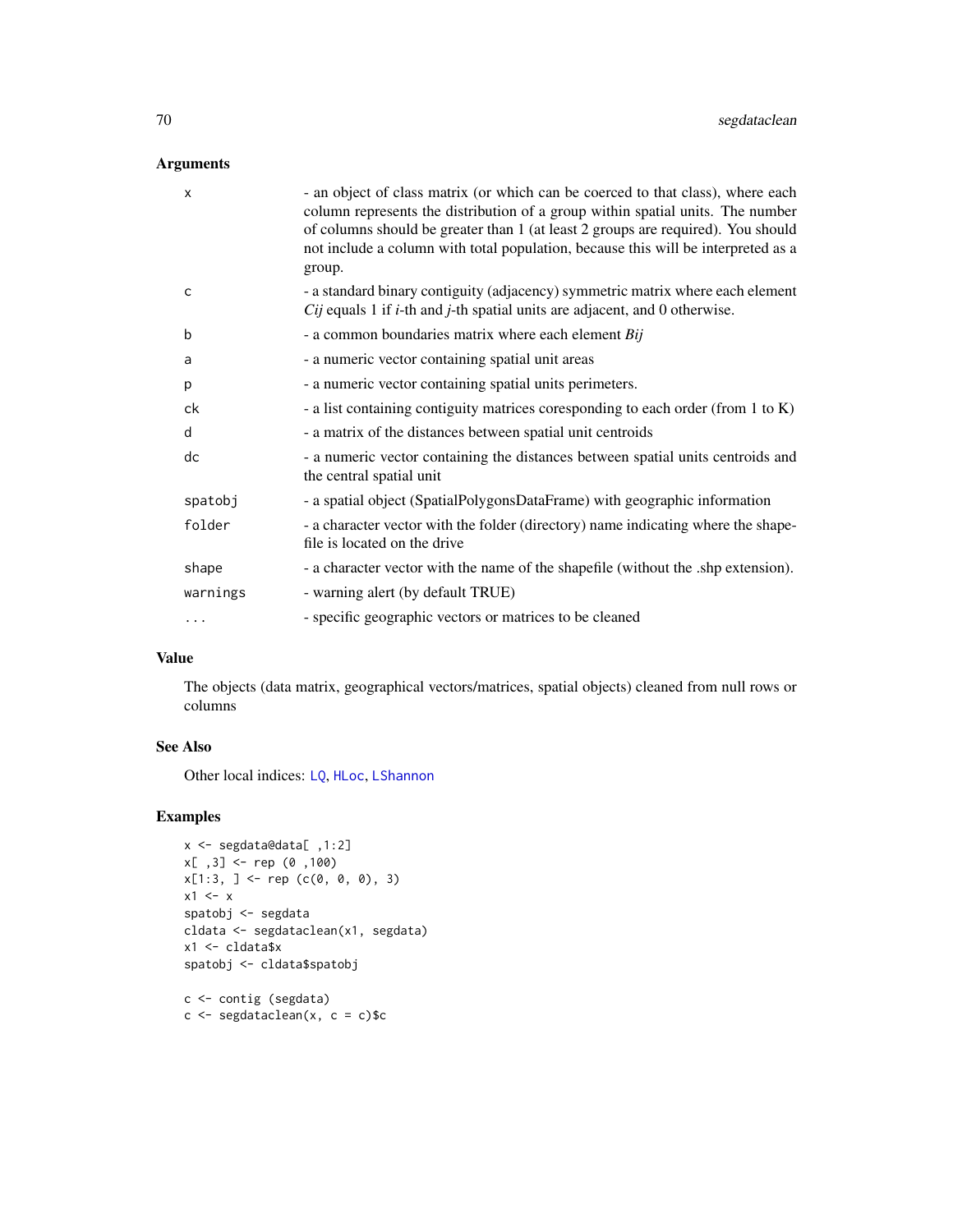## Arguments

| | |
|---|---|
| x | - an object of class matrix (or which can be coerced to that class), where each column represents the distribution of a group within spatial units. The number of columns should be greater than 1 (at least 2 groups are required). You should not include a column with total population, because this will be interpreted as a group. |
| c | - a standard binary contiguity (adjacency) symmetric matrix where each element $C_{ij}$ equals 1 if $i$-th and $j$-th spatial units are adjacent, and 0 otherwise. |
| b | - a common boundaries matrix where each element $B_{ij}$ |
| a | - a numeric vector containing spatial unit areas |
| p | - a numeric vector containing spatial units perimeters. |
| ck | - a list containing contiguity matrices coresponding to each order (from 1 to K) |
| d | - a matrix of the distances between spatial unit centroids |
| dc | - a numeric vector containing the distances between spatial units centroids and the central spatial unit |
| spatobj | - a spatial object (SpatialPolygonsDataFrame) with geographic information |
| folder | - a character vector with the folder (directory) name indicating where the shapefile is located on the drive |
| shape | - a character vector with the name of the shapefile (without the .shp extension). |
| warnings | - warning alert (by default TRUE) |
| ... | - specific geographic vectors or matrices to be cleaned |

## Value

The objects (data matrix, geographical vectors/matrices, spatial objects) cleaned from null rows or columns

## See Also

Other local indices: LQ, HLoc, LShannon

## Examples

```
x <- segdata@data[ ,1:2]
x[ ,3] <- rep (0 ,100)
x[1:3, ] <- rep (c(0, 0, 0), 3)
x1 <- x
spatobj <- segdata
cldata <- segdataclean(x1, segdata)
x1 <- cldata$x
spatobj <- cldata$spatobj

c <- contig (segdata)
c <- segdataclean(x, c = c)$c
```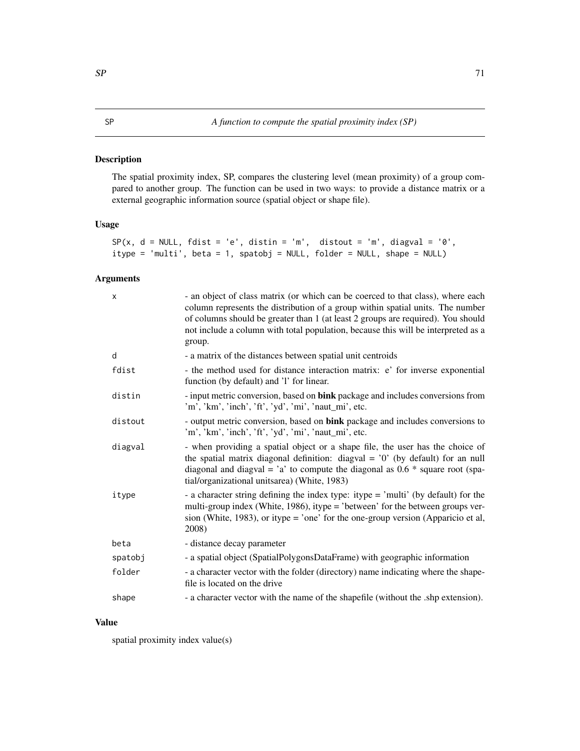# SP — *A function to compute the spatial proximity index (SP)*

## Description

The spatial proximity index, SP, compares the clustering level (mean proximity) of a group compared to another group. The function can be used in two ways: to provide a distance matrix or a external geographic information source (spatial object or shape file).

## Usage

```
SP(x, d = NULL, fdist = 'e', distin = 'm',  distout = 'm', diagval = '0',
itype = 'multi', beta = 1, spatobj = NULL, folder = NULL, shape = NULL)
```

## Arguments

| | |
|---|---|
| x | - an object of class matrix (or which can be coerced to that class), where each column represents the distribution of a group within spatial units. The number of columns should be greater than 1 (at least 2 groups are required). You should not include a column with total population, because this will be interpreted as a group. |
| d | - a matrix of the distances between spatial unit centroids |
| fdist | - the method used for distance interaction matrix: e' for inverse exponential function (by default) and 'l' for linear. |
| distin | - input metric conversion, based on **bink** package and includes conversions from 'm', 'km', 'inch', 'ft', 'yd', 'mi', 'naut_mi', etc. |
| distout | - output metric conversion, based on **bink** package and includes conversions to 'm', 'km', 'inch', 'ft', 'yd', 'mi', 'naut_mi', etc. |
| diagval | - when providing a spatial object or a shape file, the user has the choice of the spatial matrix diagonal definition: diagval = '0' (by default) for an null diagonal and diagval = 'a' to compute the diagonal as 0.6 * square root (spatial/organizational unitsarea) (White, 1983) |
| itype | - a character string defining the index type: itype = 'multi' (by default) for the multi-group index (White, 1986), itype = 'between' for the between groups version (White, 1983), or itype = 'one' for the one-group version (Apparicio et al, 2008) |
| beta | - distance decay parameter |
| spatobj | - a spatial object (SpatialPolygonsDataFrame) with geographic information |
| folder | - a character vector with the folder (directory) name indicating where the shapefile is located on the drive |
| shape | - a character vector with the name of the shapefile (without the .shp extension). |

## Value

spatial proximity index value(s)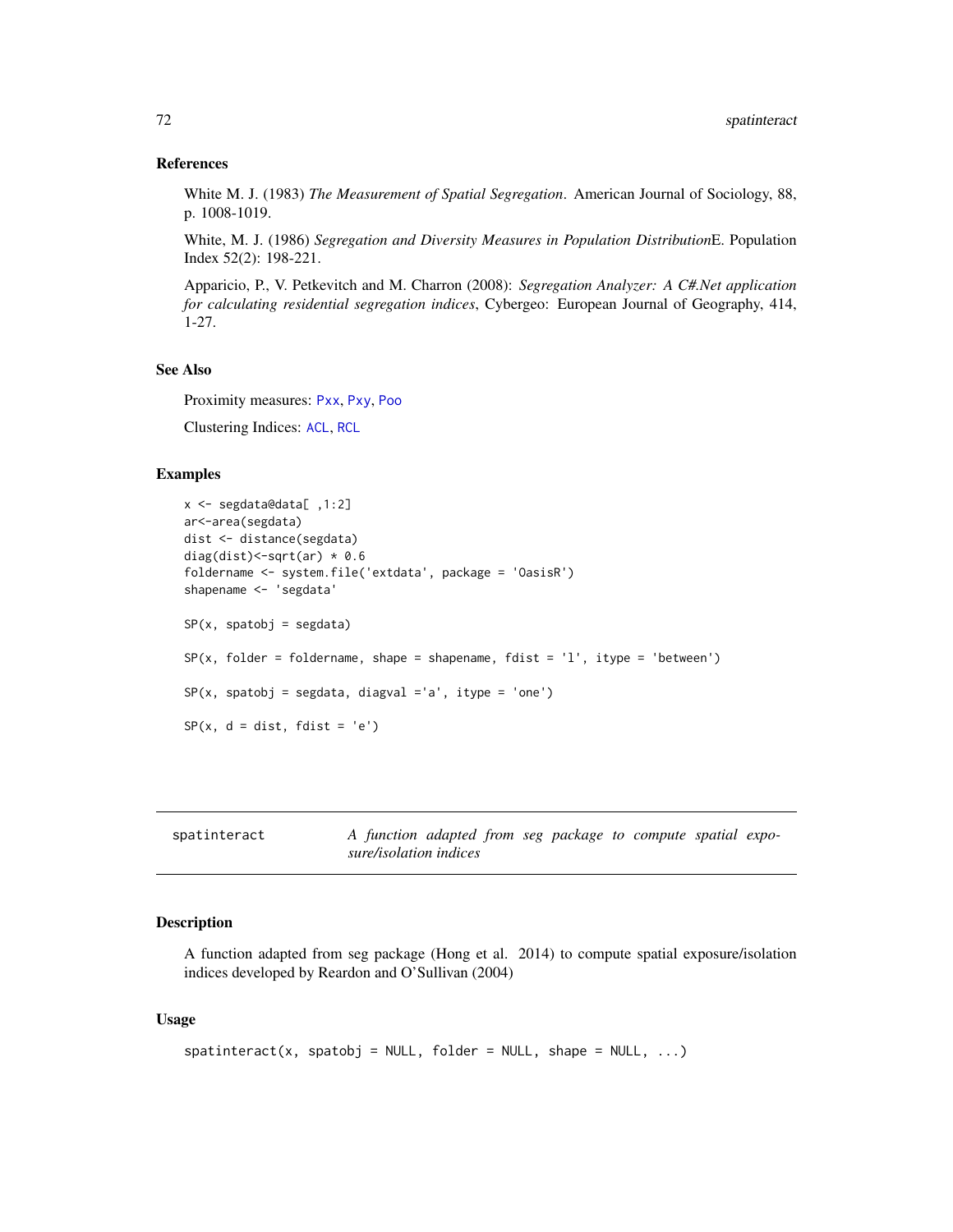### References

White M. J. (1983) *The Measurement of Spatial Segregation*. American Journal of Sociology, 88, p. 1008-1019.

White, M. J. (1986) *Segregation and Diversity Measures in Population Distribution*E. Population Index 52(2): 198-221.

Apparicio, P., V. Petkevitch and M. Charron (2008): *Segregation Analyzer: A C#.Net application for calculating residential segregation indices*, Cybergeo: European Journal of Geography, 414, 1-27.

### See Also

Proximity measures: Pxx, Pxy, Poo

Clustering Indices: ACL, RCL

### Examples

```
x <- segdata@data[ ,1:2]
ar<-area(segdata)
dist <- distance(segdata)
diag(dist)<-sqrt(ar) * 0.6
foldername <- system.file('extdata', package = 'OasisR')
shapename <- 'segdata'

SP(x, spatobj = segdata)

SP(x, folder = foldername, shape = shapename, fdist = 'l', itype = 'between')

SP(x, spatobj = segdata, diagval ='a', itype = 'one')

SP(x, d = dist, fdist = 'e')
```

---

## spatinteract — *A function adapted from seg package to compute spatial exposure/isolation indices*

### Description

A function adapted from seg package (Hong et al. 2014) to compute spatial exposure/isolation indices developed by Reardon and O'Sullivan (2004)

### Usage

```
spatinteract(x, spatobj = NULL, folder = NULL, shape = NULL, ...)
```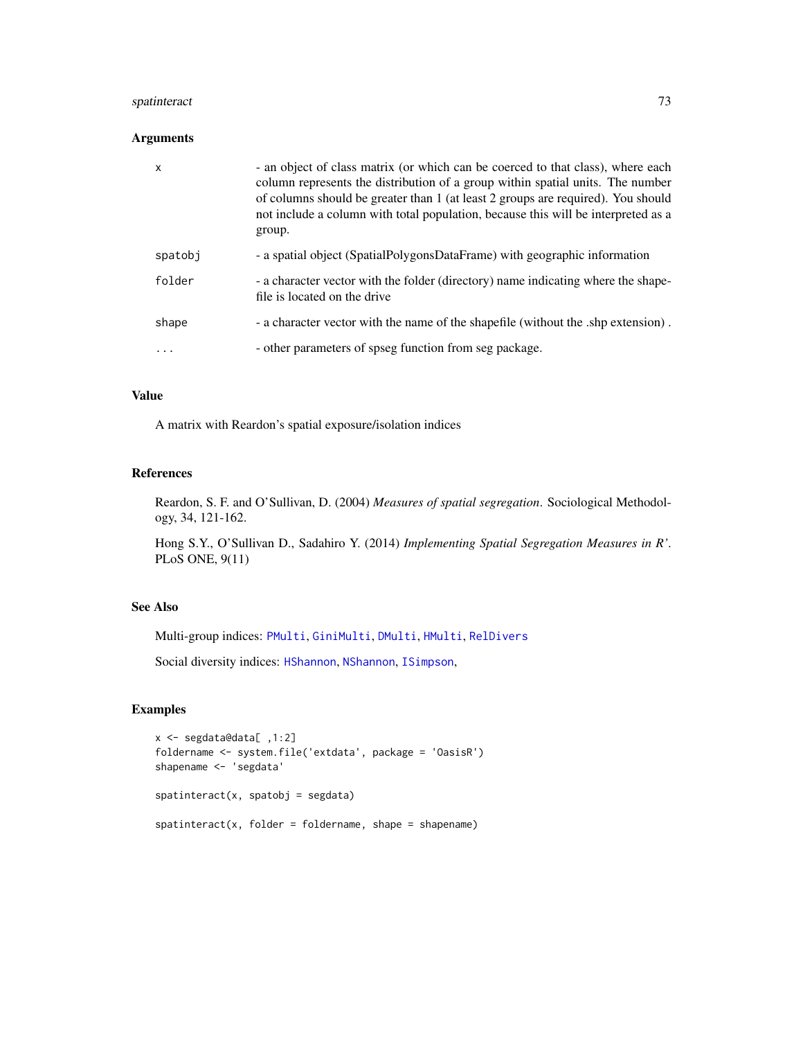### Arguments

| | |
|---|---|
| `x` | - an object of class matrix (or which can be coerced to that class), where each column represents the distribution of a group within spatial units. The number of columns should be greater than 1 (at least 2 groups are required). You should not include a column with total population, because this will be interpreted as a group. |
| `spatobj` | - a spatial object (SpatialPolygonsDataFrame) with geographic information |
| `folder` | - a character vector with the folder (directory) name indicating where the shapefile is located on the drive |
| `shape` | - a character vector with the name of the shapefile (without the .shp extension) . |
| `...` | - other parameters of spseg function from seg package. |

### Value

A matrix with Reardon's spatial exposure/isolation indices

### References

Reardon, S. F. and O'Sullivan, D. (2004) *Measures of spatial segregation*. Sociological Methodology, 34, 121-162.

Hong S.Y., O'Sullivan D., Sadahiro Y. (2014) *Implementing Spatial Segregation Measures in R'*. PLoS ONE, 9(11)

### See Also

Multi-group indices: `PMulti`, `GiniMulti`, `DMulti`, `HMulti`, `RelDivers`

Social diversity indices: `HShannon`, `NShannon`, `ISimpson`,

### Examples

```
x <- segdata@data[ ,1:2]
foldername <- system.file('extdata', package = 'OasisR')
shapename <- 'segdata'

spatinteract(x, spatobj = segdata)

spatinteract(x, folder = foldername, shape = shapename)
```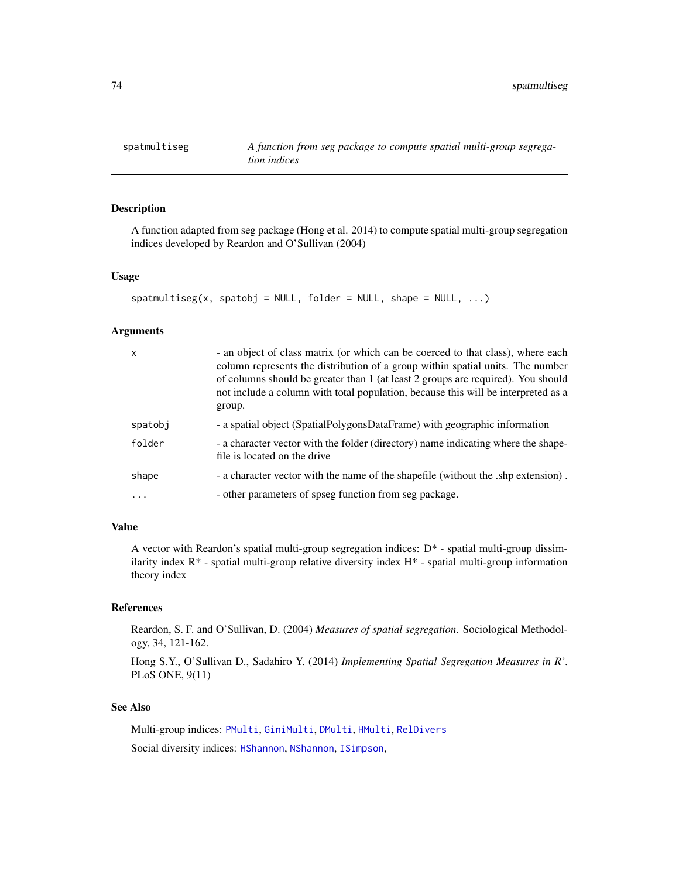# spatmultiseg — *A function from seg package to compute spatial multi-group segregation indices*

## Description

A function adapted from seg package (Hong et al. 2014) to compute spatial multi-group segregation indices developed by Reardon and O'Sullivan (2004)

## Usage

```
spatmultiseg(x, spatobj = NULL, folder = NULL, shape = NULL, ...)
```

## Arguments

| | |
|---|---|
| `x` | - an object of class matrix (or which can be coerced to that class), where each column represents the distribution of a group within spatial units. The number of columns should be greater than 1 (at least 2 groups are required). You should not include a column with total population, because this will be interpreted as a group. |
| `spatobj` | - a spatial object (SpatialPolygonsDataFrame) with geographic information |
| `folder` | - a character vector with the folder (directory) name indicating where the shapefile is located on the drive |
| `shape` | - a character vector with the name of the shapefile (without the .shp extension) . |
| `...` | - other parameters of spseg function from seg package. |

## Value

A vector with Reardon's spatial multi-group segregation indices: D* - spatial multi-group dissimilarity index R* - spatial multi-group relative diversity index H* - spatial multi-group information theory index

## References

Reardon, S. F. and O'Sullivan, D. (2004) *Measures of spatial segregation*. Sociological Methodology, 34, 121-162.

Hong S.Y., O'Sullivan D., Sadahiro Y. (2014) *Implementing Spatial Segregation Measures in R'*. PLoS ONE, 9(11)

## See Also

Multi-group indices: `PMulti`, `GiniMulti`, `DMulti`, `HMulti`, `RelDivers`

Social diversity indices: `HShannon`, `NShannon`, `ISimpson`,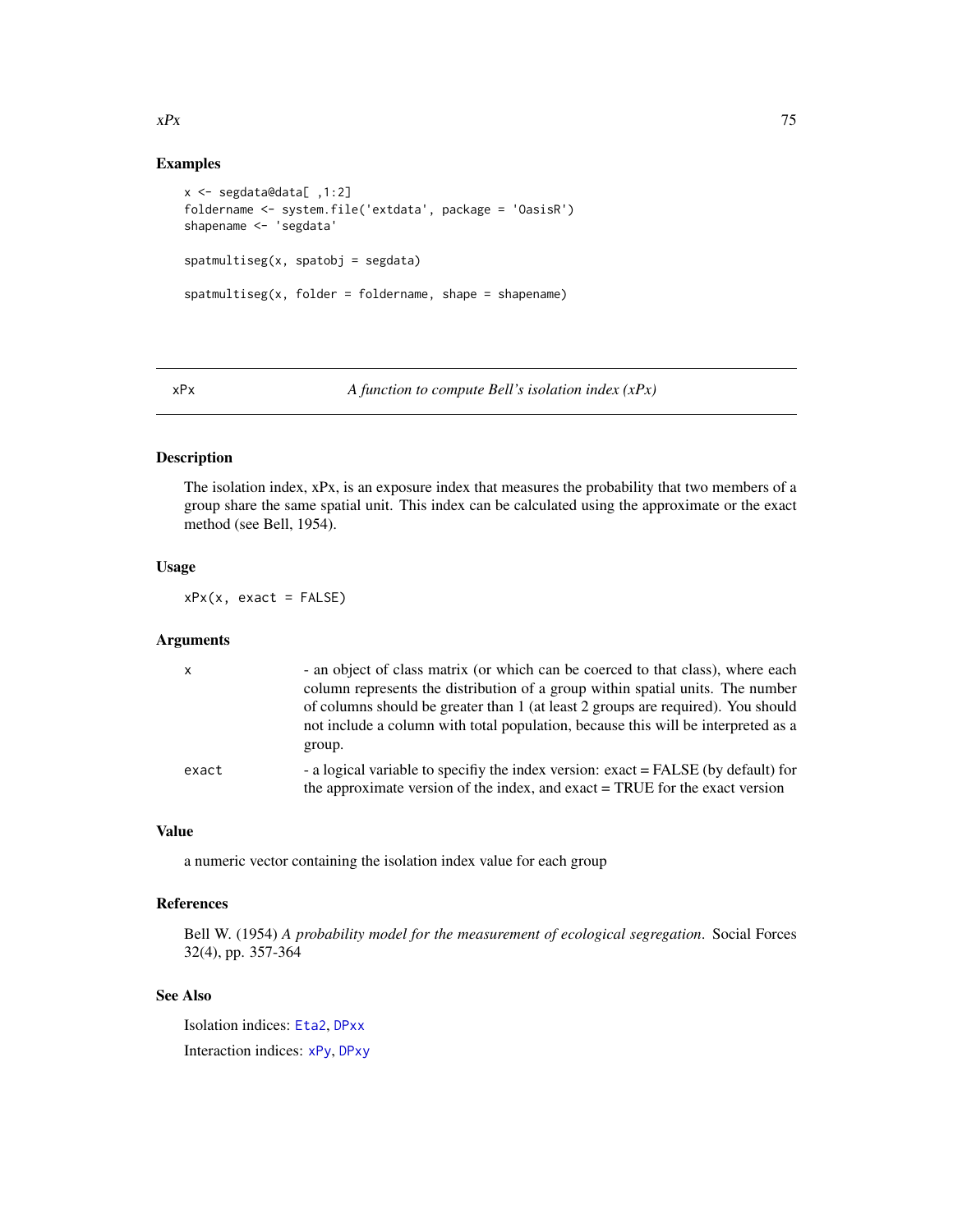## Examples

```
x <- segdata@data[ ,1:2]
foldername <- system.file('extdata', package = 'OasisR')
shapename <- 'segdata'

spatmultiseg(x, spatobj = segdata)

spatmultiseg(x, folder = foldername, shape = shapename)
```

---

# xPx — *A function to compute Bell's isolation index (xPx)*

## Description

The isolation index, xPx, is an exposure index that measures the probability that two members of a group share the same spatial unit. This index can be calculated using the approximate or the exact method (see Bell, 1954).

## Usage

```
xPx(x, exact = FALSE)
```

## Arguments

| | |
|---|---|
| x | - an object of class matrix (or which can be coerced to that class), where each column represents the distribution of a group within spatial units. The number of columns should be greater than 1 (at least 2 groups are required). You should not include a column with total population, because this will be interpreted as a group. |
| exact | - a logical variable to specifiy the index version: exact = FALSE (by default) for the approximate version of the index, and exact = TRUE for the exact version |

## Value

a numeric vector containing the isolation index value for each group

## References

Bell W. (1954) *A probability model for the measurement of ecological segregation*. Social Forces 32(4), pp. 357-364

## See Also

Isolation indices: Eta2, DPxx

Interaction indices: xPy, DPxy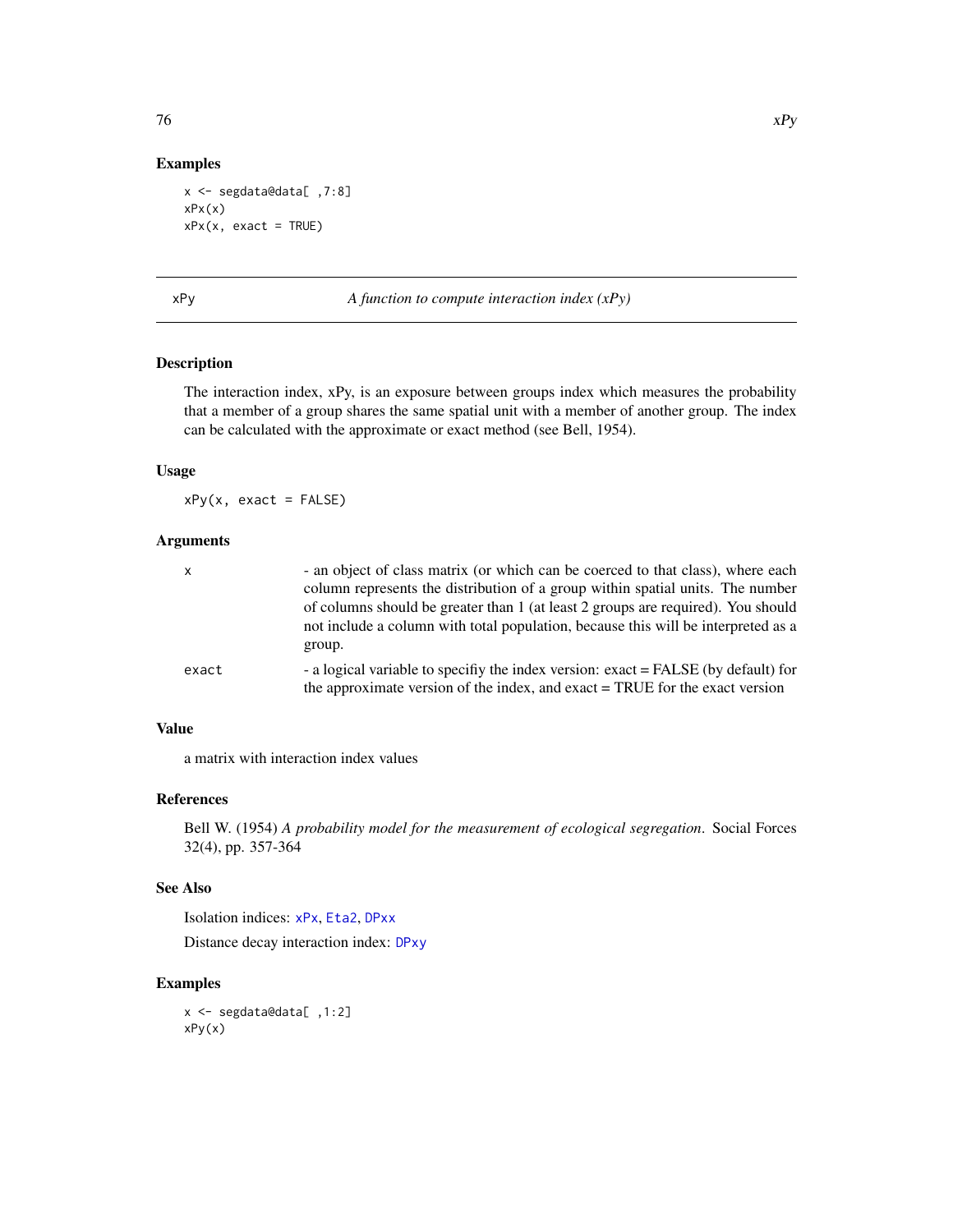## Examples

```
x <- segdata@data[ ,7:8]
xPx(x)
xPx(x, exact = TRUE)
```

---

# xPy — *A function to compute interaction index (xPy)*

---

## Description

The interaction index, xPy, is an exposure between groups index which measures the probability that a member of a group shares the same spatial unit with a member of another group. The index can be calculated with the approximate or exact method (see Bell, 1954).

## Usage

```
xPy(x, exact = FALSE)
```

## Arguments

| | |
|---|---|
| `x` | - an object of class matrix (or which can be coerced to that class), where each column represents the distribution of a group within spatial units. The number of columns should be greater than 1 (at least 2 groups are required). You should not include a column with total population, because this will be interpreted as a group. |
| `exact` | - a logical variable to specifiy the index version: exact = FALSE (by default) for the approximate version of the index, and exact = TRUE for the exact version |

## Value

a matrix with interaction index values

## References

Bell W. (1954) *A probability model for the measurement of ecological segregation*. Social Forces 32(4), pp. 357-364

## See Also

Isolation indices: `xPx`, `Eta2`, `DPxx`

Distance decay interaction index: `DPxy`

## Examples

```
x <- segdata@data[ ,1:2]
xPy(x)
```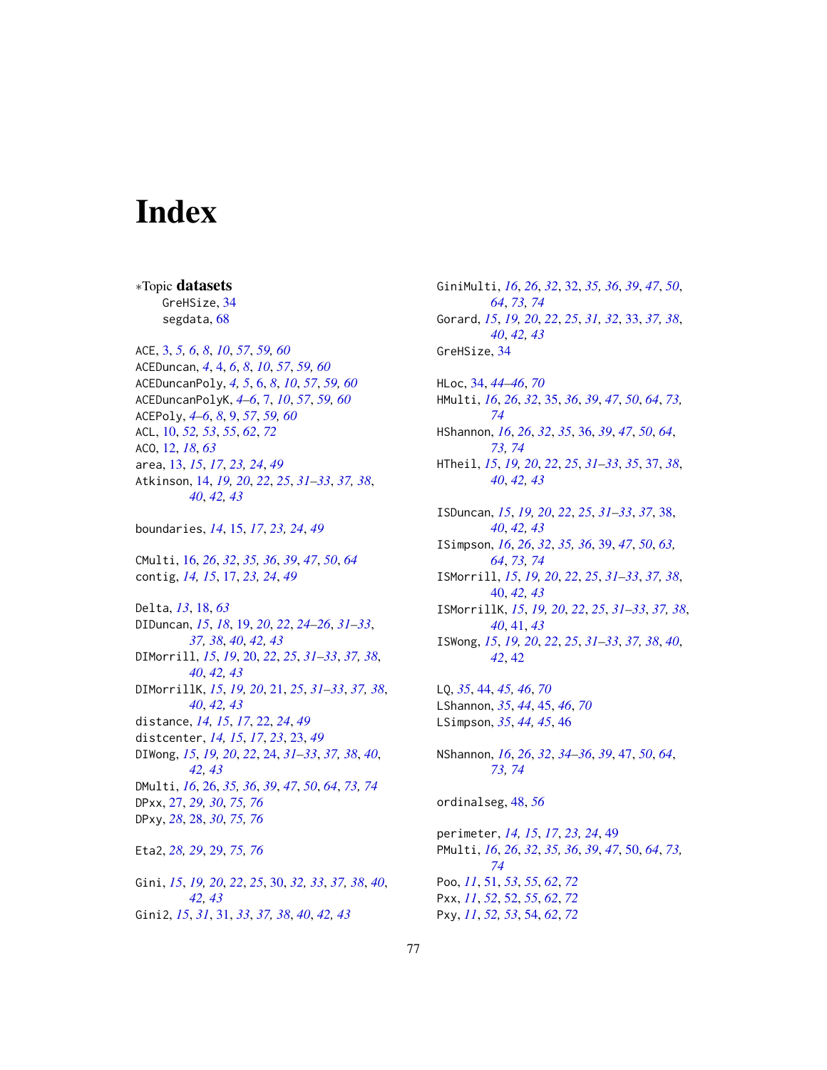# Index

∗Topic **datasets**
  GreHSize, 34
  segdata, 68

ACE, 3, *5, 6*, *8*, *10*, *57*, *59, 60*
ACEDuncan, *4*, 4, *6*, *8*, *10*, *57*, *59, 60*
ACEDuncanPoly, *4, 5*, 6, *8*, *10*, *57*, *59, 60*
ACEDuncanPolyK, *4–6*, 7, *10*, *57*, *59, 60*
ACEPoly, *4–6*, *8*, 9, *57*, *59, 60*
ACL, 10, *52, 53*, *55*, *62*, *72*
ACO, 12, *18*, *63*
area, 13, *15*, *17*, *23, 24*, *49*
Atkinson, 14, *19, 20*, *22*, *25*, *31–33*, *37, 38*, *40*, *42, 43*

boundaries, *14*, 15, *17*, *23, 24*, *49*

CMulti, 16, *26*, *32*, *35, 36*, *39*, *47*, *50*, *64*
contig, *14, 15*, 17, *23, 24*, *49*

Delta, *13*, 18, *63*
DIDuncan, *15*, *18*, 19, *20*, *22*, *24–26*, *31–33*, *37, 38*, *40*, *42, 43*
DIMorrill, *15*, *19*, 20, *22*, *25*, *31–33*, *37, 38*, *40*, *42, 43*
DIMorrillK, *15*, *19, 20*, 21, *25*, *31–33*, *37, 38*, *40*, *42, 43*
distance, *14, 15*, *17*, 22, *24*, *49*
distcenter, *14, 15*, *17*, *23*, 23, *49*
DIWong, *15*, *19, 20*, *22*, 24, *31–33*, *37, 38*, *40*, *42, 43*
DMulti, *16*, 26, *35, 36*, *39*, *47*, *50*, *64*, *73, 74*
DPxx, 27, *29, 30*, *75, 76*
DPxy, *28*, 28, *30*, *75, 76*

Eta2, *28, 29*, 29, *75, 76*

Gini, *15*, *19, 20*, *22*, *25*, 30, *32, 33*, *37, 38*, *40*, *42, 43*
Gini2, *15*, *31*, 31, *33*, *37, 38*, *40*, *42, 43*
GiniMulti, *16*, *26*, *32*, 32, *35, 36*, *39*, *47*, *50*, *64*, *73, 74*
Gorard, *15*, *19, 20*, *22*, *25*, *31, 32*, 33, *37, 38*, *40*, *42, 43*
GreHSize, 34

HLoc, 34, *44–46*, *70*
HMulti, *16*, *26*, *32*, 35, *36*, *39*, *47*, *50*, *64*, *73, 74*
HShannon, *16*, *26*, *32*, *35*, 36, *39*, *47*, *50*, *64*, *73, 74*
HTheil, *15*, *19, 20*, *22*, *25*, *31–33*, *35*, 37, *38*, *40*, *42, 43*

ISDuncan, *15*, *19, 20*, *22*, *25*, *31–33*, *37*, 38, *40*, *42, 43*
ISimpson, *16*, *26*, *32*, *35, 36*, 39, *47*, *50*, *63, 64*, *73, 74*
ISMorrill, *15*, *19, 20*, *22*, *25*, *31–33*, *37, 38*, 40, *42, 43*
ISMorrillK, *15*, *19, 20*, *22*, *25*, *31–33*, *37, 38*, *40*, 41, *43*
ISWong, *15*, *19, 20*, *22*, *25*, *31–33*, *37, 38*, *40*, *42*, 42

LQ, *35*, 44, *45, 46*, *70*
LShannon, *35*, *44*, 45, *46*, *70*
LSimpson, *35*, *44, 45*, 46

NShannon, *16*, *26*, *32*, *34–36*, *39*, 47, *50*, *64*, *73, 74*

ordinalseg, 48, *56*

perimeter, *14, 15*, *17*, *23, 24*, 49
PMulti, *16*, *26*, *32*, *35, 36*, *39*, *47*, 50, *64*, *73, 74*
Poo, *11*, 51, *53*, *55*, *62*, *72*
Pxx, *11*, *52*, 52, *55*, *62*, *72*
Pxy, *11*, *52, 53*, 54, *62*, *72*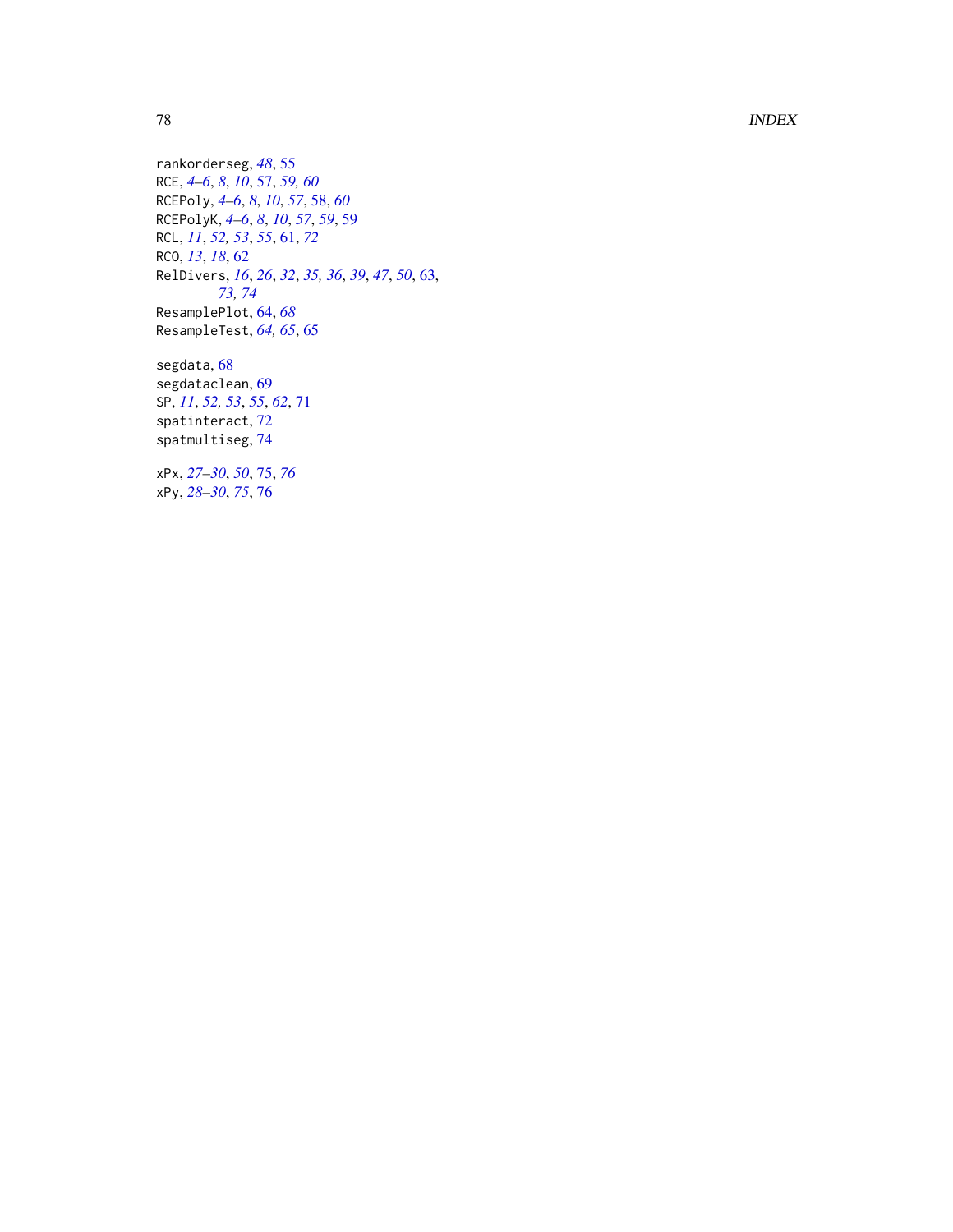rankorderseg, *48*, 55
RCE, *4–6*, *8*, *10*, 57, *59, 60*
RCEPoly, *4–6*, *8*, *10*, *57*, 58, *60*
RCEPolyK, *4–6*, *8*, *10*, *57*, *59*, 59
RCL, *11*, *52, 53*, *55*, 61, *72*
RCO, *13*, *18*, 62
RelDivers, *16*, *26*, *32*, *35, 36*, *39*, *47*, *50*, 63, *73, 74*
ResamplePlot, 64, *68*
ResampleTest, *64, 65*, 65

segdata, 68
segdataclean, 69
SP, *11*, *52, 53*, *55*, *62*, 71
spatinteract, 72
spatmultiseg, 74

xPx, *27–30*, *50*, 75, *76*
xPy, *28–30*, *75*, 76